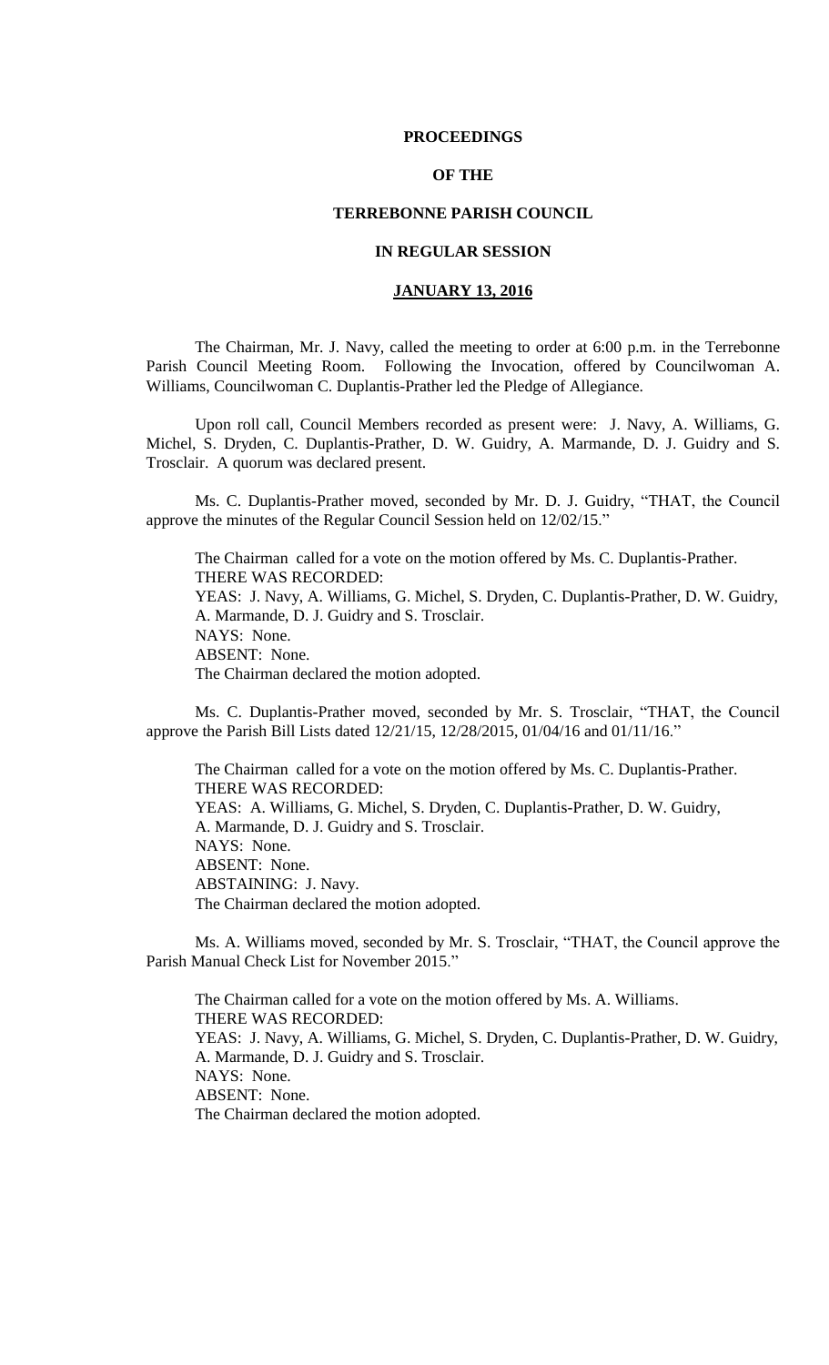**PROCEEDINGS**

**OF THE**

**TERREBONNE PARISH COUNCIL**

**IN REGULAR SESSION**

**JANUARY 13, 2016**

The Chairman, Mr. J. Navy, called the meeting to order at 6:00 p.m. in the Terrebonne Parish Council Meeting Room. Following the Invocation, offered by Councilwoman A. Williams, Councilwoman C. Duplantis-Prather led the Pledge of Allegiance.

Upon roll call, Council Members recorded as present were: J. Navy, A. Williams, G. Michel, S. Dryden, C. Duplantis-Prather, D. W. Guidry, A. Marmande, D. J. Guidry and S. Trosclair. A quorum was declared present.

Ms. C. Duplantis-Prather moved, seconded by Mr. D. J. Guidry, "THAT, the Council approve the minutes of the Regular Council Session held on 12/02/15."

The Chairman called for a vote on the motion offered by Ms. C. Duplantis-Prather.
THERE WAS RECORDED:
YEAS: J. Navy, A. Williams, G. Michel, S. Dryden, C. Duplantis-Prather, D. W. Guidry, A. Marmande, D. J. Guidry and S. Trosclair.
NAYS: None.
ABSENT: None.
The Chairman declared the motion adopted.

Ms. C. Duplantis-Prather moved, seconded by Mr. S. Trosclair, "THAT, the Council approve the Parish Bill Lists dated 12/21/15, 12/28/2015, 01/04/16 and 01/11/16."

The Chairman called for a vote on the motion offered by Ms. C. Duplantis-Prather.
THERE WAS RECORDED:
YEAS: A. Williams, G. Michel, S. Dryden, C. Duplantis-Prather, D. W. Guidry, A. Marmande, D. J. Guidry and S. Trosclair.
NAYS: None.
ABSENT: None.
ABSTAINING: J. Navy.
The Chairman declared the motion adopted.

Ms. A. Williams moved, seconded by Mr. S. Trosclair, "THAT, the Council approve the Parish Manual Check List for November 2015."

The Chairman called for a vote on the motion offered by Ms. A. Williams.
THERE WAS RECORDED:
YEAS: J. Navy, A. Williams, G. Michel, S. Dryden, C. Duplantis-Prather, D. W. Guidry, A. Marmande, D. J. Guidry and S. Trosclair.
NAYS: None.
ABSENT: None.
The Chairman declared the motion adopted.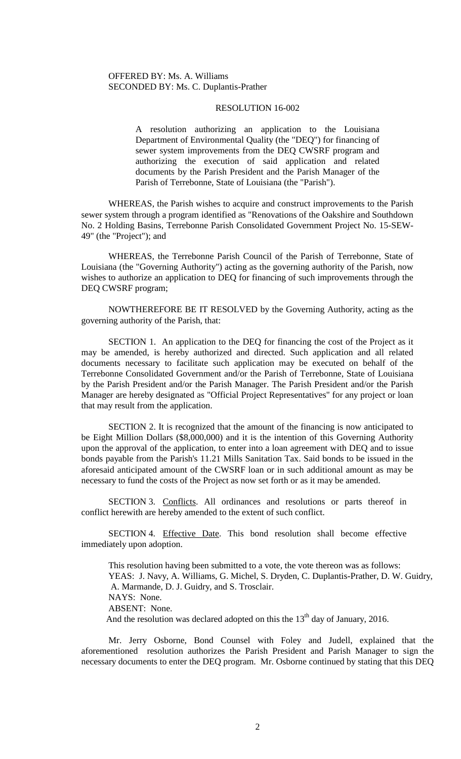OFFERED BY: Ms. A. Williams
SECONDED BY: Ms. C. Duplantis-Prather

RESOLUTION 16-002

A resolution authorizing an application to the Louisiana Department of Environmental Quality (the "DEQ") for financing of sewer system improvements from the DEQ CWSRF program and authorizing the execution of said application and related documents by the Parish President and the Parish Manager of the Parish of Terrebonne, State of Louisiana (the "Parish").

WHEREAS, the Parish wishes to acquire and construct improvements to the Parish sewer system through a program identified as "Renovations of the Oakshire and Southdown No. 2 Holding Basins, Terrebonne Parish Consolidated Government Project No. 15-SEW-49" (the "Project"); and

WHEREAS, the Terrebonne Parish Council of the Parish of Terrebonne, State of Louisiana (the "Governing Authority") acting as the governing authority of the Parish, now wishes to authorize an application to DEQ for financing of such improvements through the DEQ CWSRF program;

NOWTHEREFORE BE IT RESOLVED by the Governing Authority, acting as the governing authority of the Parish, that:

SECTION 1. An application to the DEQ for financing the cost of the Project as it may be amended, is hereby authorized and directed. Such application and all related documents necessary to facilitate such application may be executed on behalf of the Terrebonne Consolidated Government and/or the Parish of Terrebonne, State of Louisiana by the Parish President and/or the Parish Manager. The Parish President and/or the Parish Manager are hereby designated as "Official Project Representatives" for any project or loan that may result from the application.

SECTION 2. It is recognized that the amount of the financing is now anticipated to be Eight Million Dollars ($8,000,000) and it is the intention of this Governing Authority upon the approval of the application, to enter into a loan agreement with DEQ and to issue bonds payable from the Parish's 11.21 Mills Sanitation Tax. Said bonds to be issued in the aforesaid anticipated amount of the CWSRF loan or in such additional amount as may be necessary to fund the costs of the Project as now set forth or as it may be amended.

SECTION 3. Conflicts. All ordinances and resolutions or parts thereof in conflict herewith are hereby amended to the extent of such conflict.

SECTION 4. Effective Date. This bond resolution shall become effective immediately upon adoption.

This resolution having been submitted to a vote, the vote thereon was as follows:
YEAS: J. Navy, A. Williams, G. Michel, S. Dryden, C. Duplantis-Prather, D. W. Guidry, A. Marmande, D. J. Guidry, and S. Trosclair.
NAYS: None.
ABSENT: None.
And the resolution was declared adopted on this the 13th day of January, 2016.

Mr. Jerry Osborne, Bond Counsel with Foley and Judell, explained that the aforementioned resolution authorizes the Parish President and Parish Manager to sign the necessary documents to enter the DEQ program. Mr. Osborne continued by stating that this DEQ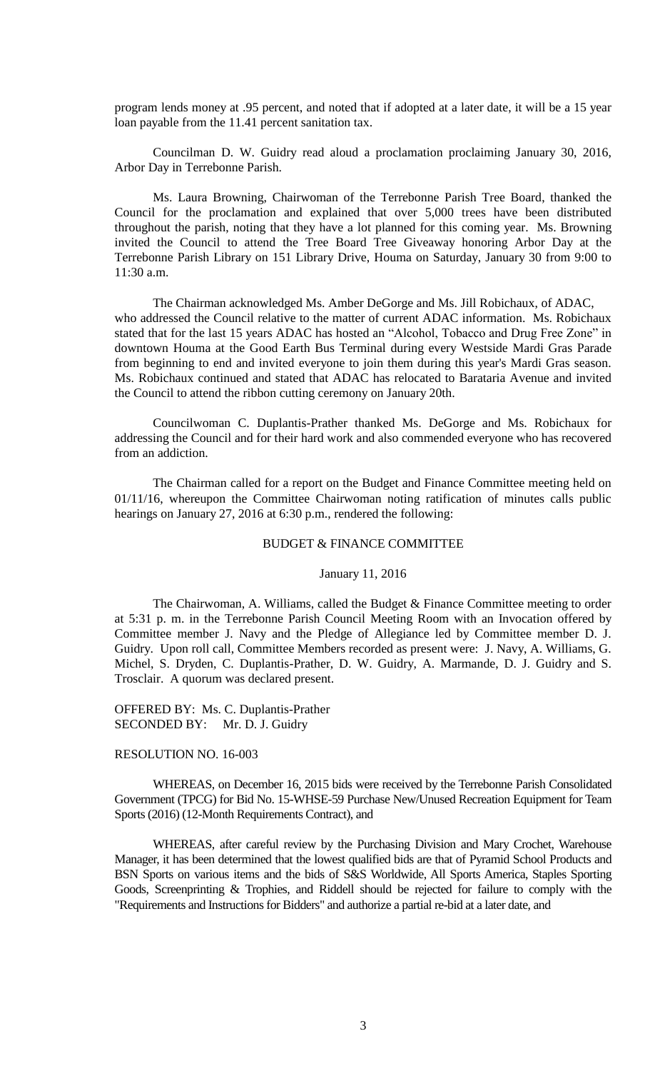program lends money at .95 percent, and noted that if adopted at a later date, it will be a 15 year loan payable from the 11.41 percent sanitation tax.

Councilman D. W. Guidry read aloud a proclamation proclaiming January 30, 2016, Arbor Day in Terrebonne Parish.

Ms. Laura Browning, Chairwoman of the Terrebonne Parish Tree Board, thanked the Council for the proclamation and explained that over 5,000 trees have been distributed throughout the parish, noting that they have a lot planned for this coming year. Ms. Browning invited the Council to attend the Tree Board Tree Giveaway honoring Arbor Day at the Terrebonne Parish Library on 151 Library Drive, Houma on Saturday, January 30 from 9:00 to 11:30 a.m.

The Chairman acknowledged Ms. Amber DeGorge and Ms. Jill Robichaux, of ADAC, who addressed the Council relative to the matter of current ADAC information. Ms. Robichaux stated that for the last 15 years ADAC has hosted an "Alcohol, Tobacco and Drug Free Zone" in downtown Houma at the Good Earth Bus Terminal during every Westside Mardi Gras Parade from beginning to end and invited everyone to join them during this year's Mardi Gras season. Ms. Robichaux continued and stated that ADAC has relocated to Barataria Avenue and invited the Council to attend the ribbon cutting ceremony on January 20th.

Councilwoman C. Duplantis-Prather thanked Ms. DeGorge and Ms. Robichaux for addressing the Council and for their hard work and also commended everyone who has recovered from an addiction.

The Chairman called for a report on the Budget and Finance Committee meeting held on 01/11/16, whereupon the Committee Chairwoman noting ratification of minutes calls public hearings on January 27, 2016 at 6:30 p.m., rendered the following:

BUDGET & FINANCE COMMITTEE

January 11, 2016

The Chairwoman, A. Williams, called the Budget & Finance Committee meeting to order at 5:31 p. m. in the Terrebonne Parish Council Meeting Room with an Invocation offered by Committee member J. Navy and the Pledge of Allegiance led by Committee member D. J. Guidry. Upon roll call, Committee Members recorded as present were: J. Navy, A. Williams, G. Michel, S. Dryden, C. Duplantis-Prather, D. W. Guidry, A. Marmande, D. J. Guidry and S. Trosclair. A quorum was declared present.

OFFERED BY: Ms. C. Duplantis-Prather
SECONDED BY: Mr. D. J. Guidry

RESOLUTION NO. 16-003

WHEREAS, on December 16, 2015 bids were received by the Terrebonne Parish Consolidated Government (TPCG) for Bid No. 15-WHSE-59 Purchase New/Unused Recreation Equipment for Team Sports (2016) (12-Month Requirements Contract), and

WHEREAS, after careful review by the Purchasing Division and Mary Crochet, Warehouse Manager, it has been determined that the lowest qualified bids are that of Pyramid School Products and BSN Sports on various items and the bids of S&S Worldwide, All Sports America, Staples Sporting Goods, Screenprinting & Trophies, and Riddell should be rejected for failure to comply with the "Requirements and Instructions for Bidders" and authorize a partial re-bid at a later date, and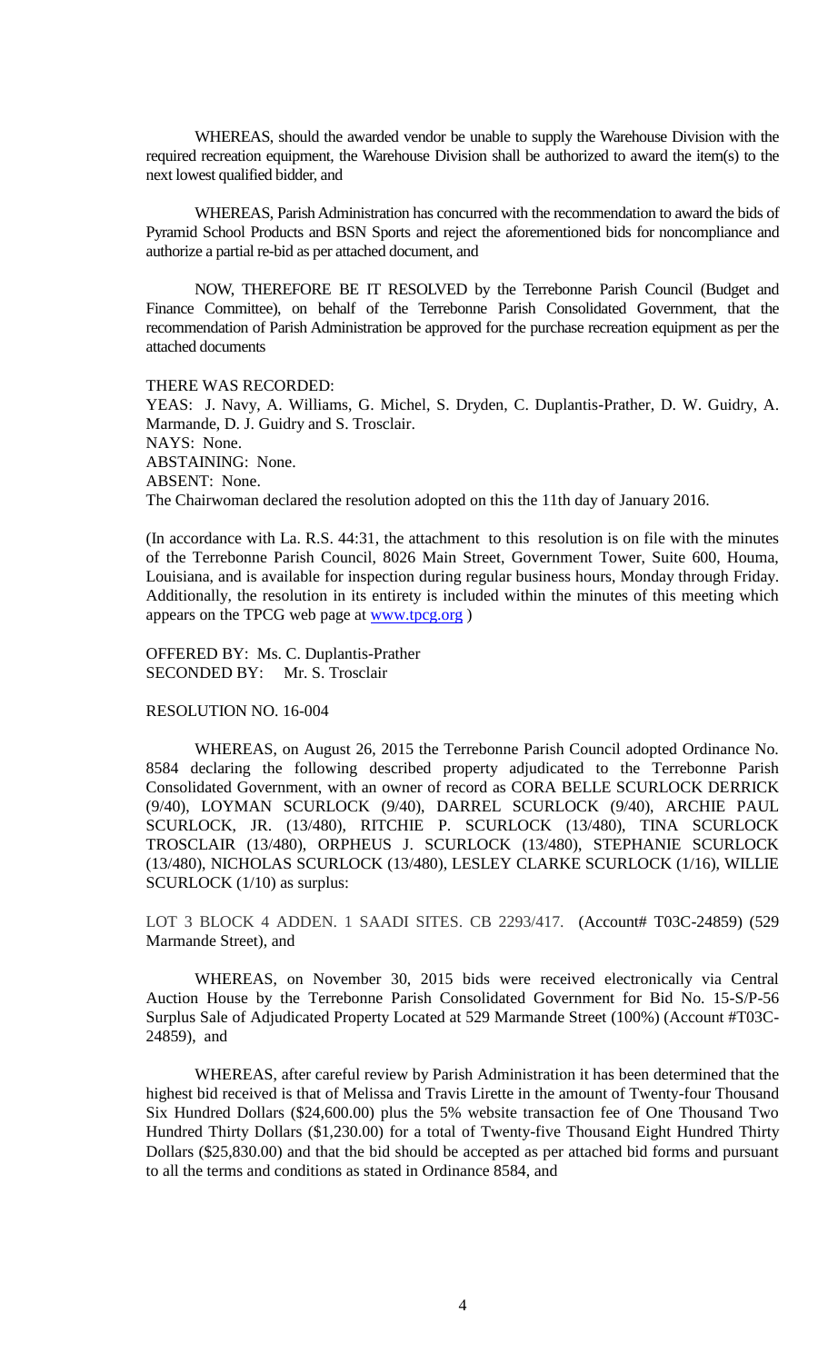WHEREAS, should the awarded vendor be unable to supply the Warehouse Division with the required recreation equipment, the Warehouse Division shall be authorized to award the item(s) to the next lowest qualified bidder, and

WHEREAS, Parish Administration has concurred with the recommendation to award the bids of Pyramid School Products and BSN Sports and reject the aforementioned bids for noncompliance and authorize a partial re-bid as per attached document, and

NOW, THEREFORE BE IT RESOLVED by the Terrebonne Parish Council (Budget and Finance Committee), on behalf of the Terrebonne Parish Consolidated Government, that the recommendation of Parish Administration be approved for the purchase recreation equipment as per the attached documents

THERE WAS RECORDED:
YEAS: J. Navy, A. Williams, G. Michel, S. Dryden, C. Duplantis-Prather, D. W. Guidry, A. Marmande, D. J. Guidry and S. Trosclair.
NAYS: None.
ABSTAINING: None.
ABSENT: None.
The Chairwoman declared the resolution adopted on this the 11th day of January 2016.

(In accordance with La. R.S. 44:31, the attachment to this resolution is on file with the minutes of the Terrebonne Parish Council, 8026 Main Street, Government Tower, Suite 600, Houma, Louisiana, and is available for inspection during regular business hours, Monday through Friday. Additionally, the resolution in its entirety is included within the minutes of this meeting which appears on the TPCG web page at www.tpcg.org )

OFFERED BY: Ms. C. Duplantis-Prather
SECONDED BY: Mr. S. Trosclair

RESOLUTION NO. 16-004

WHEREAS, on August 26, 2015 the Terrebonne Parish Council adopted Ordinance No. 8584 declaring the following described property adjudicated to the Terrebonne Parish Consolidated Government, with an owner of record as CORA BELLE SCURLOCK DERRICK (9/40), LOYMAN SCURLOCK (9/40), DARREL SCURLOCK (9/40), ARCHIE PAUL SCURLOCK, JR. (13/480), RITCHIE P. SCURLOCK (13/480), TINA SCURLOCK TROSCLAIR (13/480), ORPHEUS J. SCURLOCK (13/480), STEPHANIE SCURLOCK (13/480), NICHOLAS SCURLOCK (13/480), LESLEY CLARKE SCURLOCK (1/16), WILLIE SCURLOCK (1/10) as surplus:

LOT 3 BLOCK 4 ADDEN. 1 SAADI SITES. CB 2293/417. (Account# T03C-24859) (529 Marmande Street), and

WHEREAS, on November 30, 2015 bids were received electronically via Central Auction House by the Terrebonne Parish Consolidated Government for Bid No. 15-S/P-56 Surplus Sale of Adjudicated Property Located at 529 Marmande Street (100%) (Account #T03C-24859), and

WHEREAS, after careful review by Parish Administration it has been determined that the highest bid received is that of Melissa and Travis Lirette in the amount of Twenty-four Thousand Six Hundred Dollars ($24,600.00) plus the 5% website transaction fee of One Thousand Two Hundred Thirty Dollars ($1,230.00) for a total of Twenty-five Thousand Eight Hundred Thirty Dollars ($25,830.00) and that the bid should be accepted as per attached bid forms and pursuant to all the terms and conditions as stated in Ordinance 8584, and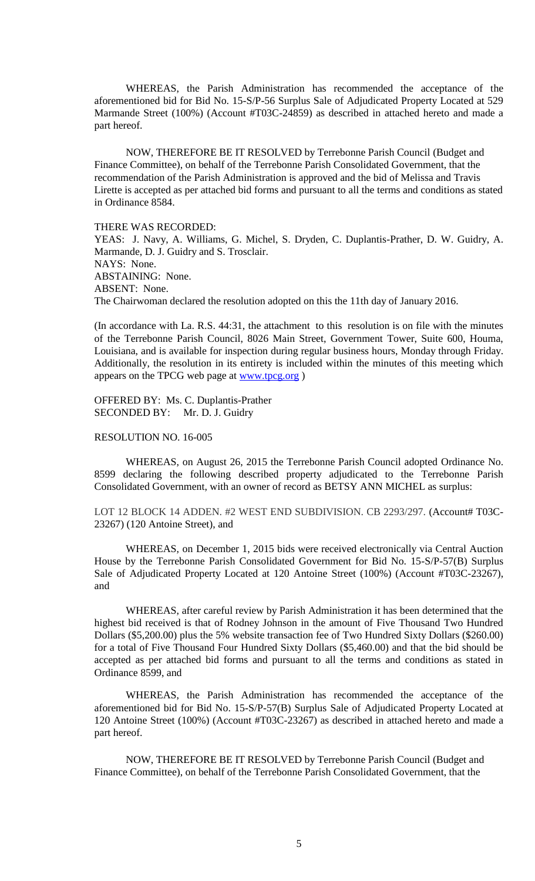WHEREAS, the Parish Administration has recommended the acceptance of the aforementioned bid for Bid No. 15-S/P-56 Surplus Sale of Adjudicated Property Located at 529 Marmande Street (100%) (Account #T03C-24859) as described in attached hereto and made a part hereof.

NOW, THEREFORE BE IT RESOLVED by Terrebonne Parish Council (Budget and Finance Committee), on behalf of the Terrebonne Parish Consolidated Government, that the recommendation of the Parish Administration is approved and the bid of Melissa and Travis Lirette is accepted as per attached bid forms and pursuant to all the terms and conditions as stated in Ordinance 8584.

THERE WAS RECORDED:
YEAS: J. Navy, A. Williams, G. Michel, S. Dryden, C. Duplantis-Prather, D. W. Guidry, A. Marmande, D. J. Guidry and S. Trosclair.
NAYS: None.
ABSTAINING: None.
ABSENT: None.
The Chairwoman declared the resolution adopted on this the 11th day of January 2016.

(In accordance with La. R.S. 44:31, the attachment to this resolution is on file with the minutes of the Terrebonne Parish Council, 8026 Main Street, Government Tower, Suite 600, Houma, Louisiana, and is available for inspection during regular business hours, Monday through Friday. Additionally, the resolution in its entirety is included within the minutes of this meeting which appears on the TPCG web page at www.tpcg.org )

OFFERED BY: Ms. C. Duplantis-Prather
SECONDED BY: Mr. D. J. Guidry

RESOLUTION NO. 16-005

WHEREAS, on August 26, 2015 the Terrebonne Parish Council adopted Ordinance No. 8599 declaring the following described property adjudicated to the Terrebonne Parish Consolidated Government, with an owner of record as BETSY ANN MICHEL as surplus:

LOT 12 BLOCK 14 ADDEN. #2 WEST END SUBDIVISION. CB 2293/297. (Account# T03C-23267) (120 Antoine Street), and

WHEREAS, on December 1, 2015 bids were received electronically via Central Auction House by the Terrebonne Parish Consolidated Government for Bid No. 15-S/P-57(B) Surplus Sale of Adjudicated Property Located at 120 Antoine Street (100%) (Account #T03C-23267), and

WHEREAS, after careful review by Parish Administration it has been determined that the highest bid received is that of Rodney Johnson in the amount of Five Thousand Two Hundred Dollars ($5,200.00) plus the 5% website transaction fee of Two Hundred Sixty Dollars ($260.00) for a total of Five Thousand Four Hundred Sixty Dollars ($5,460.00) and that the bid should be accepted as per attached bid forms and pursuant to all the terms and conditions as stated in Ordinance 8599, and

WHEREAS, the Parish Administration has recommended the acceptance of the aforementioned bid for Bid No. 15-S/P-57(B) Surplus Sale of Adjudicated Property Located at 120 Antoine Street (100%) (Account #T03C-23267) as described in attached hereto and made a part hereof.

NOW, THEREFORE BE IT RESOLVED by Terrebonne Parish Council (Budget and Finance Committee), on behalf of the Terrebonne Parish Consolidated Government, that the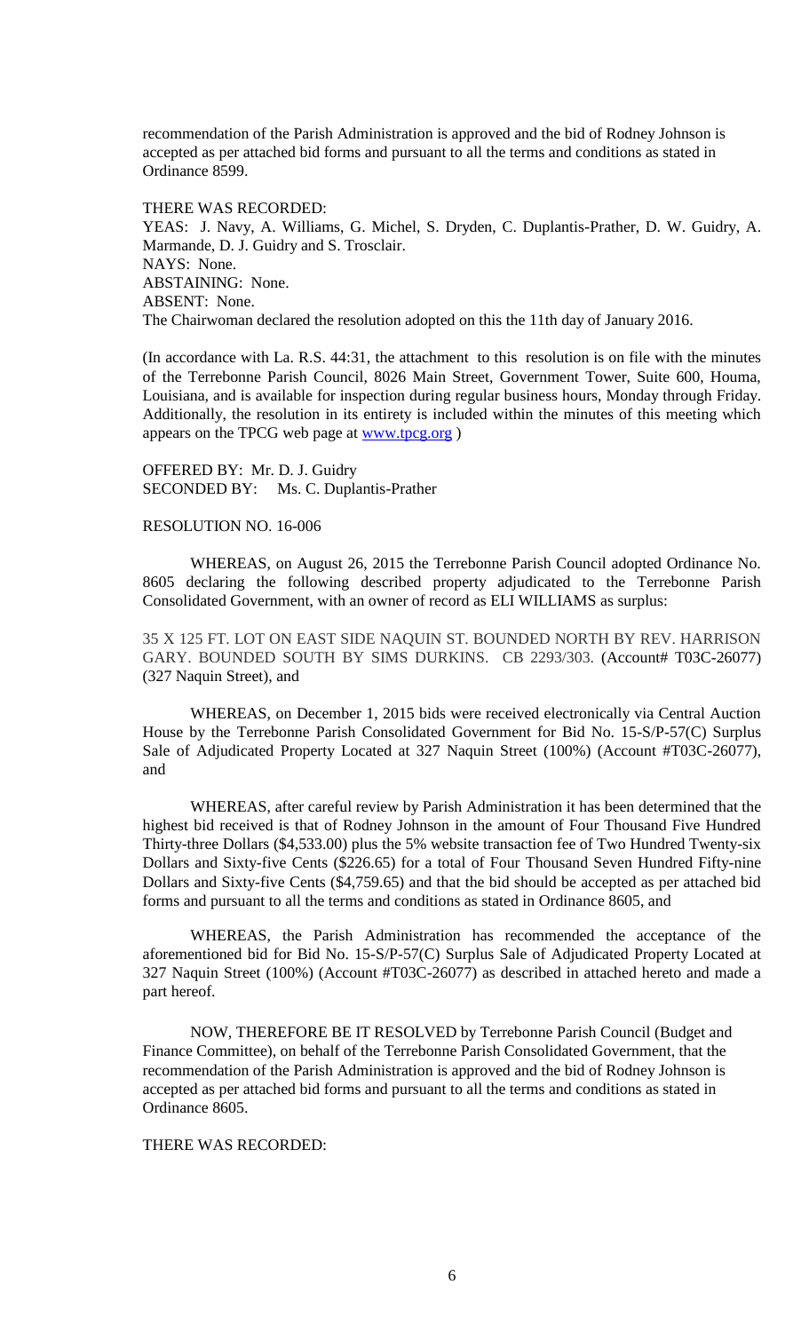recommendation of the Parish Administration is approved and the bid of Rodney Johnson is accepted as per attached bid forms and pursuant to all the terms and conditions as stated in Ordinance 8599.

THERE WAS RECORDED:

YEAS: J. Navy, A. Williams, G. Michel, S. Dryden, C. Duplantis-Prather, D. W. Guidry, A. Marmande, D. J. Guidry and S. Trosclair.

NAYS: None.

ABSTAINING: None.

ABSENT: None.

The Chairwoman declared the resolution adopted on this the 11th day of January 2016.

(In accordance with La. R.S. 44:31, the attachment to this resolution is on file with the minutes of the Terrebonne Parish Council, 8026 Main Street, Government Tower, Suite 600, Houma, Louisiana, and is available for inspection during regular business hours, Monday through Friday. Additionally, the resolution in its entirety is included within the minutes of this meeting which appears on the TPCG web page at www.tpcg.org )

OFFERED BY: Mr. D. J. Guidry

SECONDED BY: Ms. C. Duplantis-Prather

RESOLUTION NO. 16-006

WHEREAS, on August 26, 2015 the Terrebonne Parish Council adopted Ordinance No. 8605 declaring the following described property adjudicated to the Terrebonne Parish Consolidated Government, with an owner of record as ELI WILLIAMS as surplus:

35 X 125 FT. LOT ON EAST SIDE NAQUIN ST. BOUNDED NORTH BY REV. HARRISON GARY. BOUNDED SOUTH BY SIMS DURKINS. CB 2293/303. (Account# T03C-26077) (327 Naquin Street), and

WHEREAS, on December 1, 2015 bids were received electronically via Central Auction House by the Terrebonne Parish Consolidated Government for Bid No. 15-S/P-57(C) Surplus Sale of Adjudicated Property Located at 327 Naquin Street (100%) (Account #T03C-26077), and

WHEREAS, after careful review by Parish Administration it has been determined that the highest bid received is that of Rodney Johnson in the amount of Four Thousand Five Hundred Thirty-three Dollars ($4,533.00) plus the 5% website transaction fee of Two Hundred Twenty-six Dollars and Sixty-five Cents ($226.65) for a total of Four Thousand Seven Hundred Fifty-nine Dollars and Sixty-five Cents ($4,759.65) and that the bid should be accepted as per attached bid forms and pursuant to all the terms and conditions as stated in Ordinance 8605, and

WHEREAS, the Parish Administration has recommended the acceptance of the aforementioned bid for Bid No. 15-S/P-57(C) Surplus Sale of Adjudicated Property Located at 327 Naquin Street (100%) (Account #T03C-26077) as described in attached hereto and made a part hereof.

NOW, THEREFORE BE IT RESOLVED by Terrebonne Parish Council (Budget and Finance Committee), on behalf of the Terrebonne Parish Consolidated Government, that the recommendation of the Parish Administration is approved and the bid of Rodney Johnson is accepted as per attached bid forms and pursuant to all the terms and conditions as stated in Ordinance 8605.

THERE WAS RECORDED: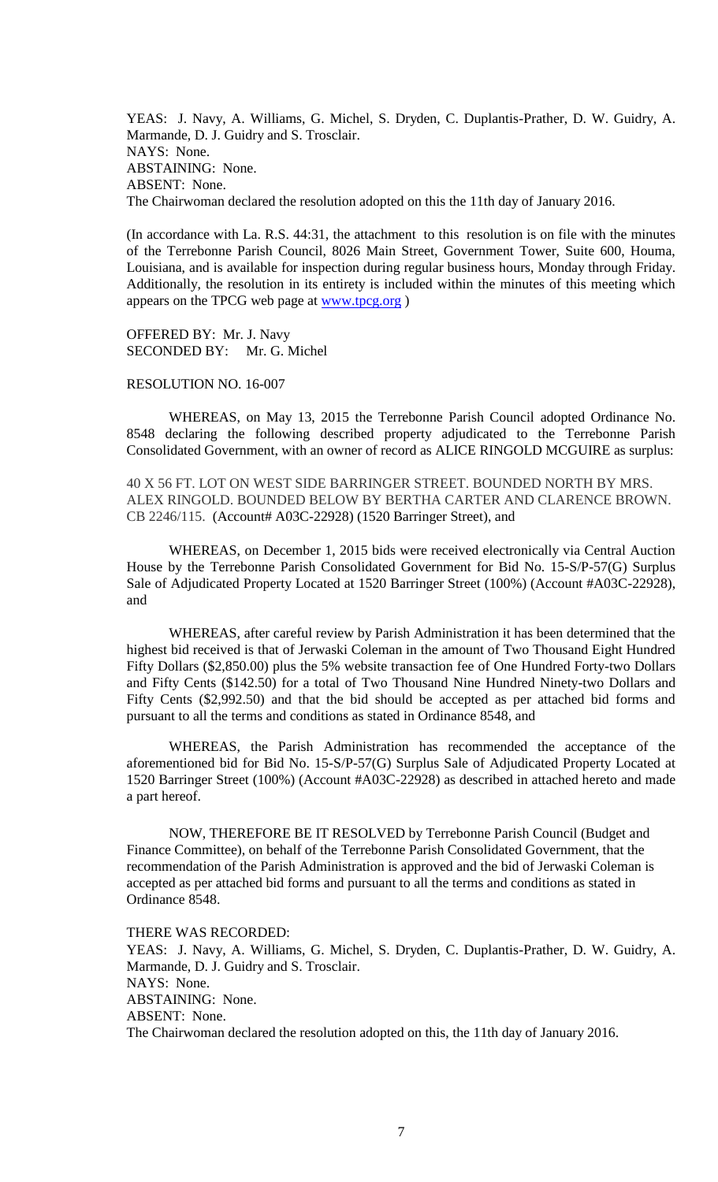YEAS: J. Navy, A. Williams, G. Michel, S. Dryden, C. Duplantis-Prather, D. W. Guidry, A. Marmande, D. J. Guidry and S. Trosclair.
NAYS: None.
ABSTAINING: None.
ABSENT: None.
The Chairwoman declared the resolution adopted on this the 11th day of January 2016.

(In accordance with La. R.S. 44:31, the attachment to this resolution is on file with the minutes of the Terrebonne Parish Council, 8026 Main Street, Government Tower, Suite 600, Houma, Louisiana, and is available for inspection during regular business hours, Monday through Friday. Additionally, the resolution in its entirety is included within the minutes of this meeting which appears on the TPCG web page at www.tpcg.org )

OFFERED BY: Mr. J. Navy
SECONDED BY: Mr. G. Michel

RESOLUTION NO. 16-007

WHEREAS, on May 13, 2015 the Terrebonne Parish Council adopted Ordinance No. 8548 declaring the following described property adjudicated to the Terrebonne Parish Consolidated Government, with an owner of record as ALICE RINGOLD MCGUIRE as surplus:

40 X 56 FT. LOT ON WEST SIDE BARRINGER STREET. BOUNDED NORTH BY MRS. ALEX RINGOLD. BOUNDED BELOW BY BERTHA CARTER AND CLARENCE BROWN. CB 2246/115. (Account# A03C-22928) (1520 Barringer Street), and

WHEREAS, on December 1, 2015 bids were received electronically via Central Auction House by the Terrebonne Parish Consolidated Government for Bid No. 15-S/P-57(G) Surplus Sale of Adjudicated Property Located at 1520 Barringer Street (100%) (Account #A03C-22928), and

WHEREAS, after careful review by Parish Administration it has been determined that the highest bid received is that of Jerwaski Coleman in the amount of Two Thousand Eight Hundred Fifty Dollars ($2,850.00) plus the 5% website transaction fee of One Hundred Forty-two Dollars and Fifty Cents ($142.50) for a total of Two Thousand Nine Hundred Ninety-two Dollars and Fifty Cents ($2,992.50) and that the bid should be accepted as per attached bid forms and pursuant to all the terms and conditions as stated in Ordinance 8548, and

WHEREAS, the Parish Administration has recommended the acceptance of the aforementioned bid for Bid No. 15-S/P-57(G) Surplus Sale of Adjudicated Property Located at 1520 Barringer Street (100%) (Account #A03C-22928) as described in attached hereto and made a part hereof.

NOW, THEREFORE BE IT RESOLVED by Terrebonne Parish Council (Budget and Finance Committee), on behalf of the Terrebonne Parish Consolidated Government, that the recommendation of the Parish Administration is approved and the bid of Jerwaski Coleman is accepted as per attached bid forms and pursuant to all the terms and conditions as stated in Ordinance 8548.

THERE WAS RECORDED:
YEAS: J. Navy, A. Williams, G. Michel, S. Dryden, C. Duplantis-Prather, D. W. Guidry, A. Marmande, D. J. Guidry and S. Trosclair.
NAYS: None.
ABSTAINING: None.
ABSENT: None.
The Chairwoman declared the resolution adopted on this, the 11th day of January 2016.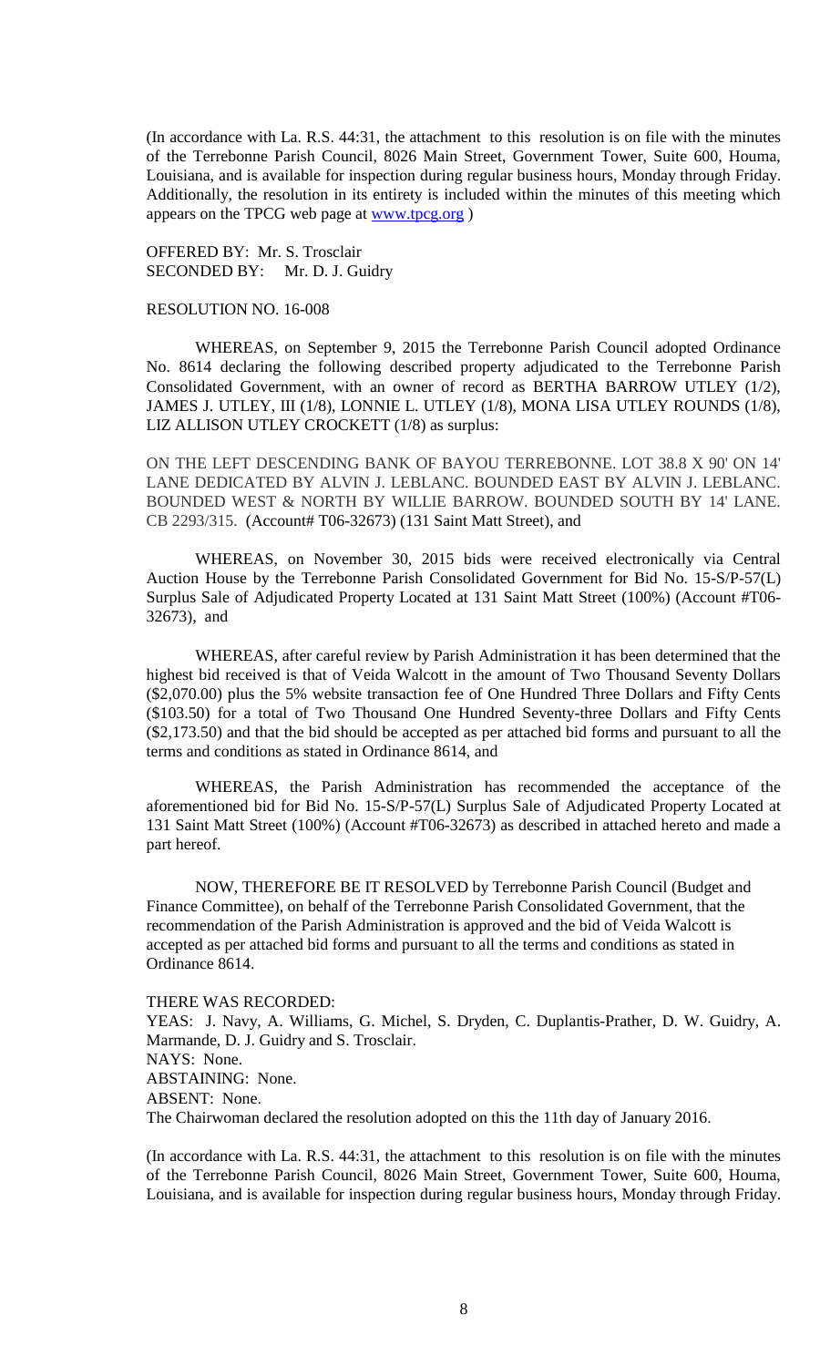(In accordance with La. R.S. 44:31, the attachment to this resolution is on file with the minutes of the Terrebonne Parish Council, 8026 Main Street, Government Tower, Suite 600, Houma, Louisiana, and is available for inspection during regular business hours, Monday through Friday. Additionally, the resolution in its entirety is included within the minutes of this meeting which appears on the TPCG web page at www.tpcg.org )

OFFERED BY: Mr. S. Trosclair
SECONDED BY: Mr. D. J. Guidry

RESOLUTION NO. 16-008

WHEREAS, on September 9, 2015 the Terrebonne Parish Council adopted Ordinance No. 8614 declaring the following described property adjudicated to the Terrebonne Parish Consolidated Government, with an owner of record as BERTHA BARROW UTLEY (1/2), JAMES J. UTLEY, III (1/8), LONNIE L. UTLEY (1/8), MONA LISA UTLEY ROUNDS (1/8), LIZ ALLISON UTLEY CROCKETT (1/8) as surplus:

ON THE LEFT DESCENDING BANK OF BAYOU TERREBONNE. LOT 38.8 X 90' ON 14' LANE DEDICATED BY ALVIN J. LEBLANC. BOUNDED EAST BY ALVIN J. LEBLANC. BOUNDED WEST & NORTH BY WILLIE BARROW. BOUNDED SOUTH BY 14' LANE. CB 2293/315. (Account# T06-32673) (131 Saint Matt Street), and

WHEREAS, on November 30, 2015 bids were received electronically via Central Auction House by the Terrebonne Parish Consolidated Government for Bid No. 15-S/P-57(L) Surplus Sale of Adjudicated Property Located at 131 Saint Matt Street (100%) (Account #T06-32673), and

WHEREAS, after careful review by Parish Administration it has been determined that the highest bid received is that of Veida Walcott in the amount of Two Thousand Seventy Dollars ($2,070.00) plus the 5% website transaction fee of One Hundred Three Dollars and Fifty Cents ($103.50) for a total of Two Thousand One Hundred Seventy-three Dollars and Fifty Cents ($2,173.50) and that the bid should be accepted as per attached bid forms and pursuant to all the terms and conditions as stated in Ordinance 8614, and

WHEREAS, the Parish Administration has recommended the acceptance of the aforementioned bid for Bid No. 15-S/P-57(L) Surplus Sale of Adjudicated Property Located at 131 Saint Matt Street (100%) (Account #T06-32673) as described in attached hereto and made a part hereof.

NOW, THEREFORE BE IT RESOLVED by Terrebonne Parish Council (Budget and Finance Committee), on behalf of the Terrebonne Parish Consolidated Government, that the recommendation of the Parish Administration is approved and the bid of Veida Walcott is accepted as per attached bid forms and pursuant to all the terms and conditions as stated in Ordinance 8614.

THERE WAS RECORDED:
YEAS: J. Navy, A. Williams, G. Michel, S. Dryden, C. Duplantis-Prather, D. W. Guidry, A. Marmande, D. J. Guidry and S. Trosclair.
NAYS: None.
ABSTAINING: None.
ABSENT: None.
The Chairwoman declared the resolution adopted on this the 11th day of January 2016.

(In accordance with La. R.S. 44:31, the attachment to this resolution is on file with the minutes of the Terrebonne Parish Council, 8026 Main Street, Government Tower, Suite 600, Houma, Louisiana, and is available for inspection during regular business hours, Monday through Friday.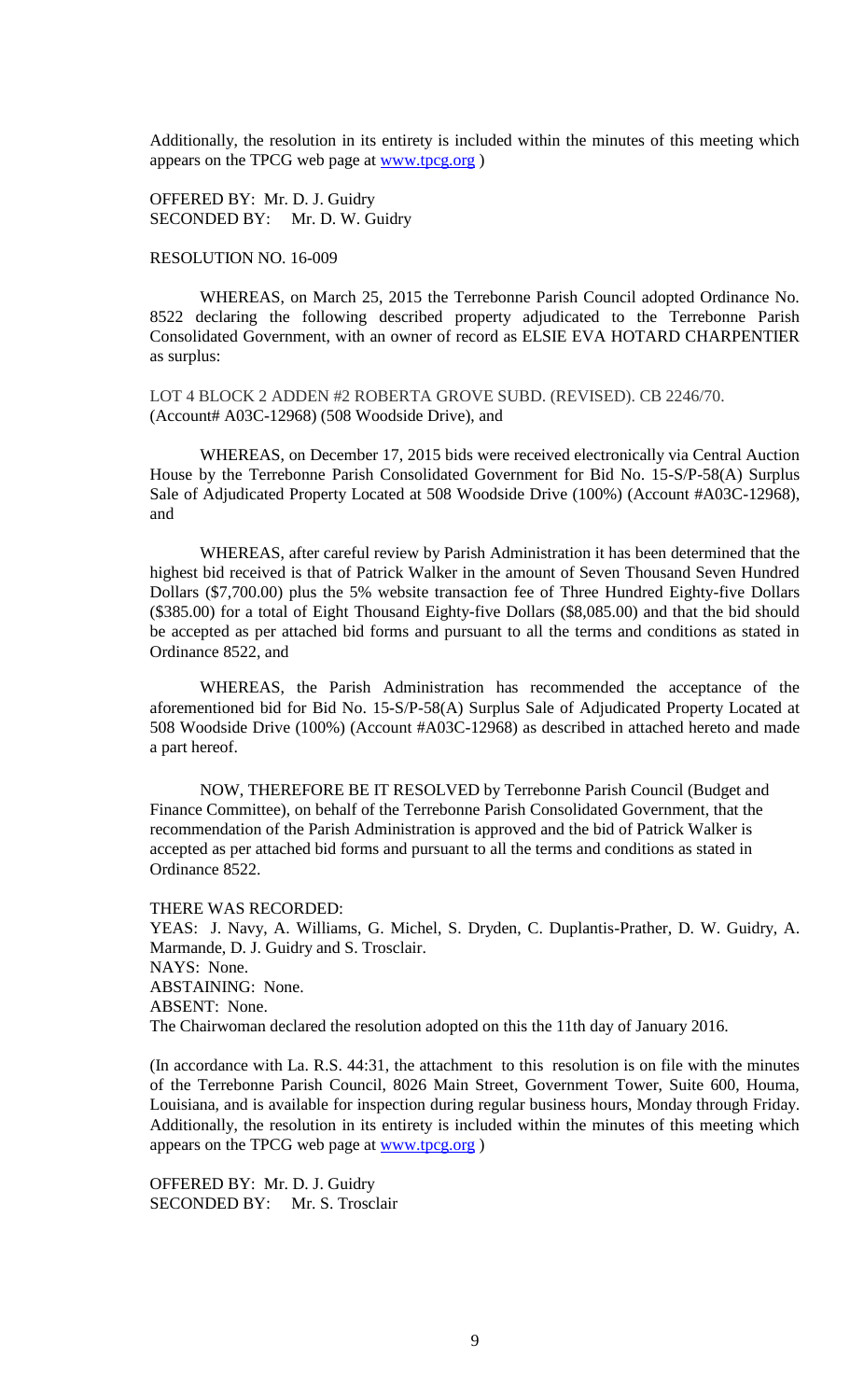Additionally, the resolution in its entirety is included within the minutes of this meeting which appears on the TPCG web page at www.tpcg.org )

OFFERED BY: Mr. D. J. Guidry
SECONDED BY: Mr. D. W. Guidry

RESOLUTION NO. 16-009

WHEREAS, on March 25, 2015 the Terrebonne Parish Council adopted Ordinance No. 8522 declaring the following described property adjudicated to the Terrebonne Parish Consolidated Government, with an owner of record as ELSIE EVA HOTARD CHARPENTIER as surplus:

LOT 4 BLOCK 2 ADDEN #2 ROBERTA GROVE SUBD. (REVISED). CB 2246/70. (Account# A03C-12968) (508 Woodside Drive), and

WHEREAS, on December 17, 2015 bids were received electronically via Central Auction House by the Terrebonne Parish Consolidated Government for Bid No. 15-S/P-58(A) Surplus Sale of Adjudicated Property Located at 508 Woodside Drive (100%) (Account #A03C-12968), and

WHEREAS, after careful review by Parish Administration it has been determined that the highest bid received is that of Patrick Walker in the amount of Seven Thousand Seven Hundred Dollars ($7,700.00) plus the 5% website transaction fee of Three Hundred Eighty-five Dollars ($385.00) for a total of Eight Thousand Eighty-five Dollars ($8,085.00) and that the bid should be accepted as per attached bid forms and pursuant to all the terms and conditions as stated in Ordinance 8522, and

WHEREAS, the Parish Administration has recommended the acceptance of the aforementioned bid for Bid No. 15-S/P-58(A) Surplus Sale of Adjudicated Property Located at 508 Woodside Drive (100%) (Account #A03C-12968) as described in attached hereto and made a part hereof.

NOW, THEREFORE BE IT RESOLVED by Terrebonne Parish Council (Budget and Finance Committee), on behalf of the Terrebonne Parish Consolidated Government, that the recommendation of the Parish Administration is approved and the bid of Patrick Walker is accepted as per attached bid forms and pursuant to all the terms and conditions as stated in Ordinance 8522.

THERE WAS RECORDED:
YEAS: J. Navy, A. Williams, G. Michel, S. Dryden, C. Duplantis-Prather, D. W. Guidry, A. Marmande, D. J. Guidry and S. Trosclair.
NAYS: None.
ABSTAINING: None.
ABSENT: None.
The Chairwoman declared the resolution adopted on this the 11th day of January 2016.

(In accordance with La. R.S. 44:31, the attachment to this resolution is on file with the minutes of the Terrebonne Parish Council, 8026 Main Street, Government Tower, Suite 600, Houma, Louisiana, and is available for inspection during regular business hours, Monday through Friday. Additionally, the resolution in its entirety is included within the minutes of this meeting which appears on the TPCG web page at www.tpcg.org )

OFFERED BY: Mr. D. J. Guidry
SECONDED BY: Mr. S. Trosclair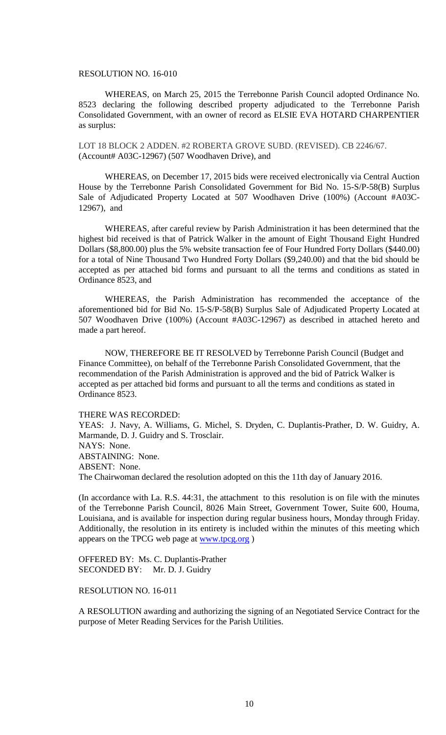RESOLUTION NO. 16-010

WHEREAS, on March 25, 2015 the Terrebonne Parish Council adopted Ordinance No. 8523 declaring the following described property adjudicated to the Terrebonne Parish Consolidated Government, with an owner of record as ELSIE EVA HOTARD CHARPENTIER as surplus:

LOT 18 BLOCK 2 ADDEN. #2 ROBERTA GROVE SUBD. (REVISED). CB 2246/67. (Account# A03C-12967) (507 Woodhaven Drive), and

WHEREAS, on December 17, 2015 bids were received electronically via Central Auction House by the Terrebonne Parish Consolidated Government for Bid No. 15-S/P-58(B) Surplus Sale of Adjudicated Property Located at 507 Woodhaven Drive (100%) (Account #A03C-12967), and

WHEREAS, after careful review by Parish Administration it has been determined that the highest bid received is that of Patrick Walker in the amount of Eight Thousand Eight Hundred Dollars ($8,800.00) plus the 5% website transaction fee of Four Hundred Forty Dollars ($440.00) for a total of Nine Thousand Two Hundred Forty Dollars ($9,240.00) and that the bid should be accepted as per attached bid forms and pursuant to all the terms and conditions as stated in Ordinance 8523, and

WHEREAS, the Parish Administration has recommended the acceptance of the aforementioned bid for Bid No. 15-S/P-58(B) Surplus Sale of Adjudicated Property Located at 507 Woodhaven Drive (100%) (Account #A03C-12967) as described in attached hereto and made a part hereof.

NOW, THEREFORE BE IT RESOLVED by Terrebonne Parish Council (Budget and Finance Committee), on behalf of the Terrebonne Parish Consolidated Government, that the recommendation of the Parish Administration is approved and the bid of Patrick Walker is accepted as per attached bid forms and pursuant to all the terms and conditions as stated in Ordinance 8523.

THERE WAS RECORDED:
YEAS: J. Navy, A. Williams, G. Michel, S. Dryden, C. Duplantis-Prather, D. W. Guidry, A. Marmande, D. J. Guidry and S. Trosclair.
NAYS: None.
ABSTAINING: None.
ABSENT: None.
The Chairwoman declared the resolution adopted on this the 11th day of January 2016.

(In accordance with La. R.S. 44:31, the attachment to this resolution is on file with the minutes of the Terrebonne Parish Council, 8026 Main Street, Government Tower, Suite 600, Houma, Louisiana, and is available for inspection during regular business hours, Monday through Friday. Additionally, the resolution in its entirety is included within the minutes of this meeting which appears on the TPCG web page at www.tpcg.org )

OFFERED BY: Ms. C. Duplantis-Prather
SECONDED BY: Mr. D. J. Guidry

RESOLUTION NO. 16-011

A RESOLUTION awarding and authorizing the signing of an Negotiated Service Contract for the purpose of Meter Reading Services for the Parish Utilities.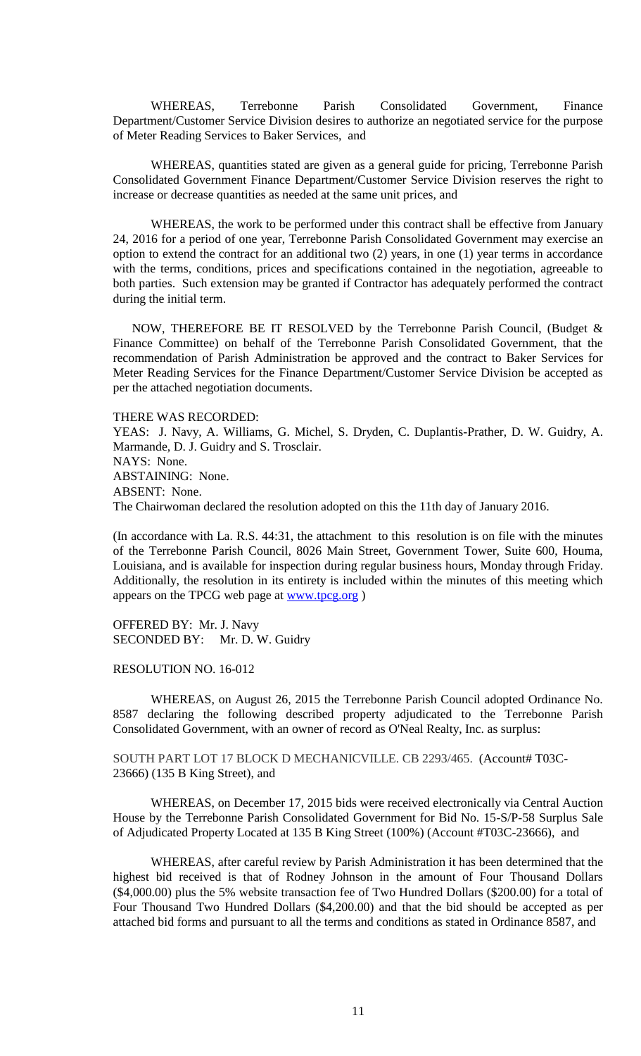WHEREAS, Terrebonne Parish Consolidated Government, Finance Department/Customer Service Division desires to authorize an negotiated service for the purpose of Meter Reading Services to Baker Services, and

WHEREAS, quantities stated are given as a general guide for pricing, Terrebonne Parish Consolidated Government Finance Department/Customer Service Division reserves the right to increase or decrease quantities as needed at the same unit prices, and

WHEREAS, the work to be performed under this contract shall be effective from January 24, 2016 for a period of one year, Terrebonne Parish Consolidated Government may exercise an option to extend the contract for an additional two (2) years, in one (1) year terms in accordance with the terms, conditions, prices and specifications contained in the negotiation, agreeable to both parties. Such extension may be granted if Contractor has adequately performed the contract during the initial term.

NOW, THEREFORE BE IT RESOLVED by the Terrebonne Parish Council, (Budget & Finance Committee) on behalf of the Terrebonne Parish Consolidated Government, that the recommendation of Parish Administration be approved and the contract to Baker Services for Meter Reading Services for the Finance Department/Customer Service Division be accepted as per the attached negotiation documents.

THERE WAS RECORDED:
YEAS: J. Navy, A. Williams, G. Michel, S. Dryden, C. Duplantis-Prather, D. W. Guidry, A. Marmande, D. J. Guidry and S. Trosclair.
NAYS: None.
ABSTAINING: None.
ABSENT: None.
The Chairwoman declared the resolution adopted on this the 11th day of January 2016.

(In accordance with La. R.S. 44:31, the attachment to this resolution is on file with the minutes of the Terrebonne Parish Council, 8026 Main Street, Government Tower, Suite 600, Houma, Louisiana, and is available for inspection during regular business hours, Monday through Friday. Additionally, the resolution in its entirety is included within the minutes of this meeting which appears on the TPCG web page at www.tpcg.org )

OFFERED BY: Mr. J. Navy
SECONDED BY: Mr. D. W. Guidry

RESOLUTION NO. 16-012

WHEREAS, on August 26, 2015 the Terrebonne Parish Council adopted Ordinance No. 8587 declaring the following described property adjudicated to the Terrebonne Parish Consolidated Government, with an owner of record as O'Neal Realty, Inc. as surplus:

SOUTH PART LOT 17 BLOCK D MECHANICVILLE. CB 2293/465. (Account# T03C-23666) (135 B King Street), and

WHEREAS, on December 17, 2015 bids were received electronically via Central Auction House by the Terrebonne Parish Consolidated Government for Bid No. 15-S/P-58 Surplus Sale of Adjudicated Property Located at 135 B King Street (100%) (Account #T03C-23666), and

WHEREAS, after careful review by Parish Administration it has been determined that the highest bid received is that of Rodney Johnson in the amount of Four Thousand Dollars ($4,000.00) plus the 5% website transaction fee of Two Hundred Dollars ($200.00) for a total of Four Thousand Two Hundred Dollars ($4,200.00) and that the bid should be accepted as per attached bid forms and pursuant to all the terms and conditions as stated in Ordinance 8587, and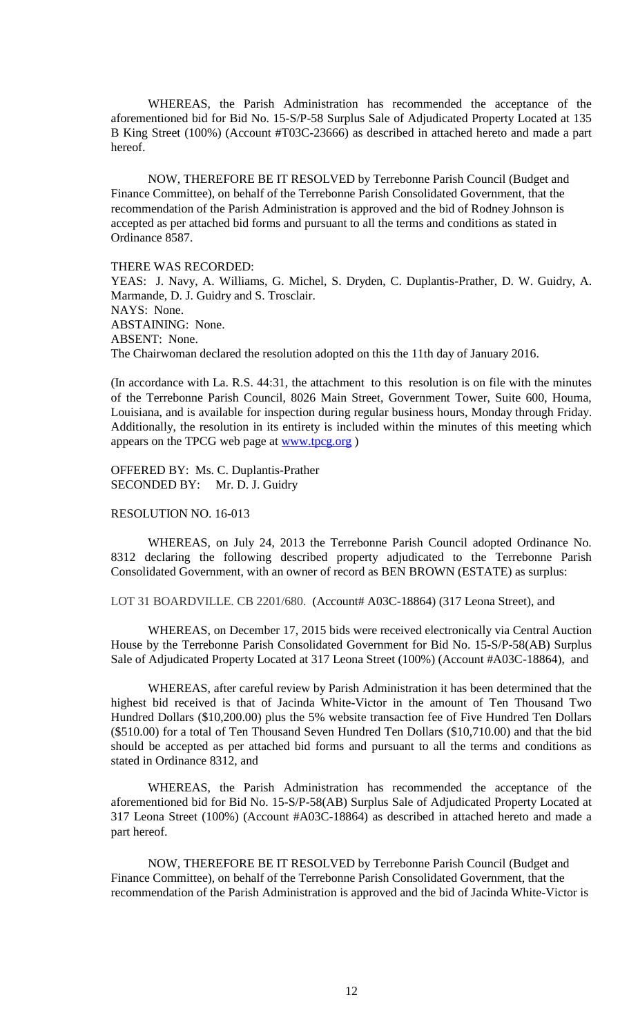WHEREAS, the Parish Administration has recommended the acceptance of the aforementioned bid for Bid No. 15-S/P-58 Surplus Sale of Adjudicated Property Located at 135 B King Street (100%) (Account #T03C-23666) as described in attached hereto and made a part hereof.

NOW, THEREFORE BE IT RESOLVED by Terrebonne Parish Council (Budget and Finance Committee), on behalf of the Terrebonne Parish Consolidated Government, that the recommendation of the Parish Administration is approved and the bid of Rodney Johnson is accepted as per attached bid forms and pursuant to all the terms and conditions as stated in Ordinance 8587.

THERE WAS RECORDED:
YEAS: J. Navy, A. Williams, G. Michel, S. Dryden, C. Duplantis-Prather, D. W. Guidry, A. Marmande, D. J. Guidry and S. Trosclair.
NAYS: None.
ABSTAINING: None.
ABSENT: None.
The Chairwoman declared the resolution adopted on this the 11th day of January 2016.

(In accordance with La. R.S. 44:31, the attachment to this resolution is on file with the minutes of the Terrebonne Parish Council, 8026 Main Street, Government Tower, Suite 600, Houma, Louisiana, and is available for inspection during regular business hours, Monday through Friday. Additionally, the resolution in its entirety is included within the minutes of this meeting which appears on the TPCG web page at www.tpcg.org )

OFFERED BY: Ms. C. Duplantis-Prather
SECONDED BY: Mr. D. J. Guidry

RESOLUTION NO. 16-013

WHEREAS, on July 24, 2013 the Terrebonne Parish Council adopted Ordinance No. 8312 declaring the following described property adjudicated to the Terrebonne Parish Consolidated Government, with an owner of record as BEN BROWN (ESTATE) as surplus:

LOT 31 BOARDVILLE. CB 2201/680. (Account# A03C-18864) (317 Leona Street), and

WHEREAS, on December 17, 2015 bids were received electronically via Central Auction House by the Terrebonne Parish Consolidated Government for Bid No. 15-S/P-58(AB) Surplus Sale of Adjudicated Property Located at 317 Leona Street (100%) (Account #A03C-18864), and

WHEREAS, after careful review by Parish Administration it has been determined that the highest bid received is that of Jacinda White-Victor in the amount of Ten Thousand Two Hundred Dollars ($10,200.00) plus the 5% website transaction fee of Five Hundred Ten Dollars ($510.00) for a total of Ten Thousand Seven Hundred Ten Dollars ($10,710.00) and that the bid should be accepted as per attached bid forms and pursuant to all the terms and conditions as stated in Ordinance 8312, and

WHEREAS, the Parish Administration has recommended the acceptance of the aforementioned bid for Bid No. 15-S/P-58(AB) Surplus Sale of Adjudicated Property Located at 317 Leona Street (100%) (Account #A03C-18864) as described in attached hereto and made a part hereof.

NOW, THEREFORE BE IT RESOLVED by Terrebonne Parish Council (Budget and Finance Committee), on behalf of the Terrebonne Parish Consolidated Government, that the recommendation of the Parish Administration is approved and the bid of Jacinda White-Victor is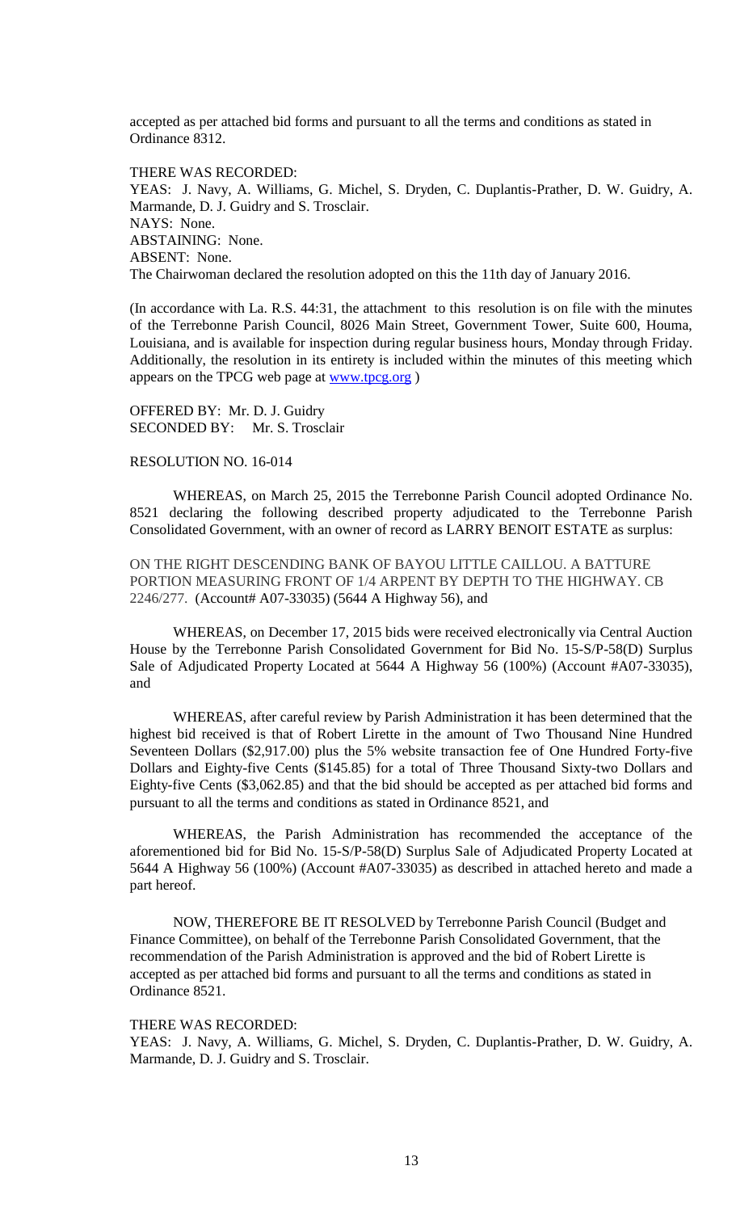accepted as per attached bid forms and pursuant to all the terms and conditions as stated in Ordinance 8312.

THERE WAS RECORDED:
YEAS: J. Navy, A. Williams, G. Michel, S. Dryden, C. Duplantis-Prather, D. W. Guidry, A. Marmande, D. J. Guidry and S. Trosclair.
NAYS: None.
ABSTAINING: None.
ABSENT: None.
The Chairwoman declared the resolution adopted on this the 11th day of January 2016.

(In accordance with La. R.S. 44:31, the attachment to this resolution is on file with the minutes of the Terrebonne Parish Council, 8026 Main Street, Government Tower, Suite 600, Houma, Louisiana, and is available for inspection during regular business hours, Monday through Friday. Additionally, the resolution in its entirety is included within the minutes of this meeting which appears on the TPCG web page at www.tpcg.org )

OFFERED BY: Mr. D. J. Guidry
SECONDED BY: Mr. S. Trosclair

RESOLUTION NO. 16-014

WHEREAS, on March 25, 2015 the Terrebonne Parish Council adopted Ordinance No. 8521 declaring the following described property adjudicated to the Terrebonne Parish Consolidated Government, with an owner of record as LARRY BENOIT ESTATE as surplus:

ON THE RIGHT DESCENDING BANK OF BAYOU LITTLE CAILLOU. A BATTURE PORTION MEASURING FRONT OF 1/4 ARPENT BY DEPTH TO THE HIGHWAY. CB 2246/277. (Account# A07-33035) (5644 A Highway 56), and

WHEREAS, on December 17, 2015 bids were received electronically via Central Auction House by the Terrebonne Parish Consolidated Government for Bid No. 15-S/P-58(D) Surplus Sale of Adjudicated Property Located at 5644 A Highway 56 (100%) (Account #A07-33035), and

WHEREAS, after careful review by Parish Administration it has been determined that the highest bid received is that of Robert Lirette in the amount of Two Thousand Nine Hundred Seventeen Dollars ($2,917.00) plus the 5% website transaction fee of One Hundred Forty-five Dollars and Eighty-five Cents ($145.85) for a total of Three Thousand Sixty-two Dollars and Eighty-five Cents ($3,062.85) and that the bid should be accepted as per attached bid forms and pursuant to all the terms and conditions as stated in Ordinance 8521, and

WHEREAS, the Parish Administration has recommended the acceptance of the aforementioned bid for Bid No. 15-S/P-58(D) Surplus Sale of Adjudicated Property Located at 5644 A Highway 56 (100%) (Account #A07-33035) as described in attached hereto and made a part hereof.

NOW, THEREFORE BE IT RESOLVED by Terrebonne Parish Council (Budget and Finance Committee), on behalf of the Terrebonne Parish Consolidated Government, that the recommendation of the Parish Administration is approved and the bid of Robert Lirette is accepted as per attached bid forms and pursuant to all the terms and conditions as stated in Ordinance 8521.

THERE WAS RECORDED:
YEAS: J. Navy, A. Williams, G. Michel, S. Dryden, C. Duplantis-Prather, D. W. Guidry, A. Marmande, D. J. Guidry and S. Trosclair.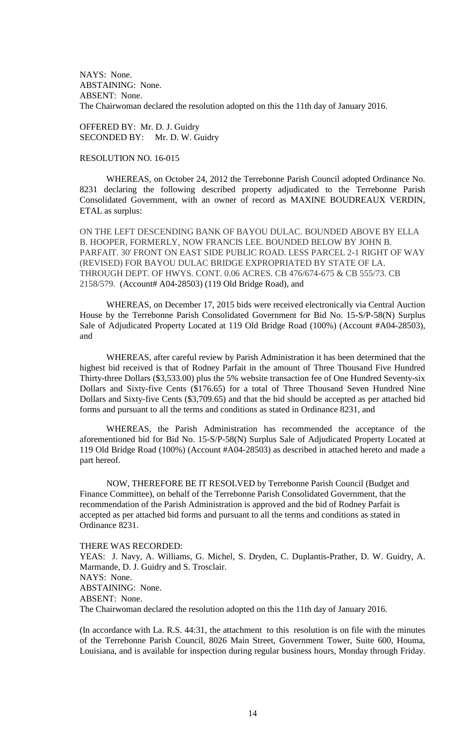NAYS: None.
ABSTAINING: None.
ABSENT: None.
The Chairwoman declared the resolution adopted on this the 11th day of January 2016.

OFFERED BY: Mr. D. J. Guidry
SECONDED BY: Mr. D. W. Guidry

RESOLUTION NO. 16-015

WHEREAS, on October 24, 2012 the Terrebonne Parish Council adopted Ordinance No. 8231 declaring the following described property adjudicated to the Terrebonne Parish Consolidated Government, with an owner of record as MAXINE BOUDREAUX VERDIN, ETAL as surplus:

ON THE LEFT DESCENDING BANK OF BAYOU DULAC. BOUNDED ABOVE BY ELLA B. HOOPER, FORMERLY, NOW FRANCIS LEE. BOUNDED BELOW BY JOHN B. PARFAIT. 30' FRONT ON EAST SIDE PUBLIC ROAD. LESS PARCEL 2-1 RIGHT OF WAY (REVISED) FOR BAYOU DULAC BRIDGE EXPROPRIATED BY STATE OF LA. THROUGH DEPT. OF HWYS. CONT. 0.06 ACRES. CB 476/674-675 & CB 555/73. CB 2158/579. (Account# A04-28503) (119 Old Bridge Road), and

WHEREAS, on December 17, 2015 bids were received electronically via Central Auction House by the Terrebonne Parish Consolidated Government for Bid No. 15-S/P-58(N) Surplus Sale of Adjudicated Property Located at 119 Old Bridge Road (100%) (Account #A04-28503), and

WHEREAS, after careful review by Parish Administration it has been determined that the highest bid received is that of Rodney Parfait in the amount of Three Thousand Five Hundred Thirty-three Dollars ($3,533.00) plus the 5% website transaction fee of One Hundred Seventy-six Dollars and Sixty-five Cents ($176.65) for a total of Three Thousand Seven Hundred Nine Dollars and Sixty-five Cents ($3,709.65) and that the bid should be accepted as per attached bid forms and pursuant to all the terms and conditions as stated in Ordinance 8231, and

WHEREAS, the Parish Administration has recommended the acceptance of the aforementioned bid for Bid No. 15-S/P-58(N) Surplus Sale of Adjudicated Property Located at 119 Old Bridge Road (100%) (Account #A04-28503) as described in attached hereto and made a part hereof.

NOW, THEREFORE BE IT RESOLVED by Terrebonne Parish Council (Budget and Finance Committee), on behalf of the Terrebonne Parish Consolidated Government, that the recommendation of the Parish Administration is approved and the bid of Rodney Parfait is accepted as per attached bid forms and pursuant to all the terms and conditions as stated in Ordinance 8231.

THERE WAS RECORDED:
YEAS: J. Navy, A. Williams, G. Michel, S. Dryden, C. Duplantis-Prather, D. W. Guidry, A. Marmande, D. J. Guidry and S. Trosclair.
NAYS: None.
ABSTAINING: None.
ABSENT: None.
The Chairwoman declared the resolution adopted on this the 11th day of January 2016.

(In accordance with La. R.S. 44:31, the attachment to this resolution is on file with the minutes of the Terrebonne Parish Council, 8026 Main Street, Government Tower, Suite 600, Houma, Louisiana, and is available for inspection during regular business hours, Monday through Friday.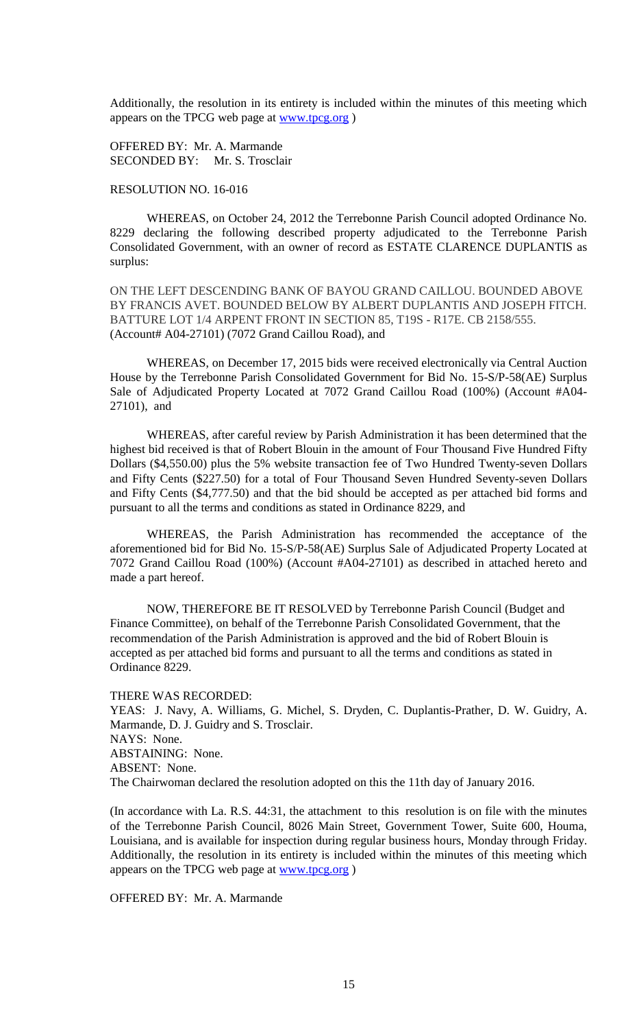Additionally, the resolution in its entirety is included within the minutes of this meeting which appears on the TPCG web page at www.tpcg.org )

OFFERED BY: Mr. A. Marmande
SECONDED BY: Mr. S. Trosclair

RESOLUTION NO. 16-016

WHEREAS, on October 24, 2012 the Terrebonne Parish Council adopted Ordinance No. 8229 declaring the following described property adjudicated to the Terrebonne Parish Consolidated Government, with an owner of record as ESTATE CLARENCE DUPLANTIS as surplus:

ON THE LEFT DESCENDING BANK OF BAYOU GRAND CAILLOU. BOUNDED ABOVE BY FRANCIS AVET. BOUNDED BELOW BY ALBERT DUPLANTIS AND JOSEPH FITCH. BATTURE LOT 1/4 ARPENT FRONT IN SECTION 85, T19S - R17E. CB 2158/555. (Account# A04-27101) (7072 Grand Caillou Road), and

WHEREAS, on December 17, 2015 bids were received electronically via Central Auction House by the Terrebonne Parish Consolidated Government for Bid No. 15-S/P-58(AE) Surplus Sale of Adjudicated Property Located at 7072 Grand Caillou Road (100%) (Account #A04-27101), and

WHEREAS, after careful review by Parish Administration it has been determined that the highest bid received is that of Robert Blouin in the amount of Four Thousand Five Hundred Fifty Dollars ($4,550.00) plus the 5% website transaction fee of Two Hundred Twenty-seven Dollars and Fifty Cents ($227.50) for a total of Four Thousand Seven Hundred Seventy-seven Dollars and Fifty Cents ($4,777.50) and that the bid should be accepted as per attached bid forms and pursuant to all the terms and conditions as stated in Ordinance 8229, and

WHEREAS, the Parish Administration has recommended the acceptance of the aforementioned bid for Bid No. 15-S/P-58(AE) Surplus Sale of Adjudicated Property Located at 7072 Grand Caillou Road (100%) (Account #A04-27101) as described in attached hereto and made a part hereof.

NOW, THEREFORE BE IT RESOLVED by Terrebonne Parish Council (Budget and Finance Committee), on behalf of the Terrebonne Parish Consolidated Government, that the recommendation of the Parish Administration is approved and the bid of Robert Blouin is accepted as per attached bid forms and pursuant to all the terms and conditions as stated in Ordinance 8229.

THERE WAS RECORDED:
YEAS: J. Navy, A. Williams, G. Michel, S. Dryden, C. Duplantis-Prather, D. W. Guidry, A. Marmande, D. J. Guidry and S. Trosclair.
NAYS: None.
ABSTAINING: None.
ABSENT: None.
The Chairwoman declared the resolution adopted on this the 11th day of January 2016.

(In accordance with La. R.S. 44:31, the attachment to this resolution is on file with the minutes of the Terrebonne Parish Council, 8026 Main Street, Government Tower, Suite 600, Houma, Louisiana, and is available for inspection during regular business hours, Monday through Friday. Additionally, the resolution in its entirety is included within the minutes of this meeting which appears on the TPCG web page at www.tpcg.org )

OFFERED BY: Mr. A. Marmande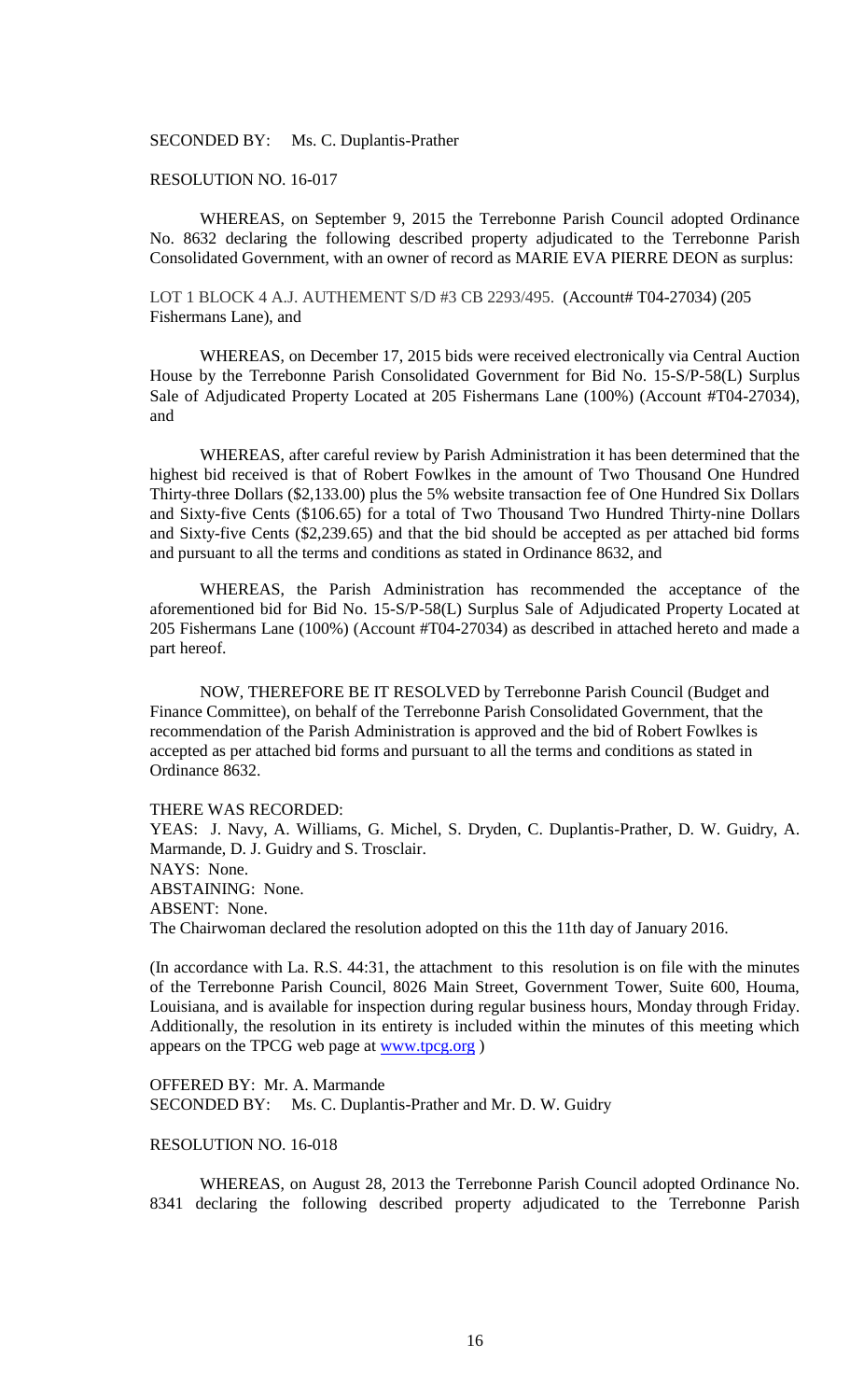SECONDED BY: Ms. C. Duplantis-Prather

RESOLUTION NO. 16-017

WHEREAS, on September 9, 2015 the Terrebonne Parish Council adopted Ordinance No. 8632 declaring the following described property adjudicated to the Terrebonne Parish Consolidated Government, with an owner of record as MARIE EVA PIERRE DEON as surplus:

LOT 1 BLOCK 4 A.J. AUTHEMENT S/D #3 CB 2293/495. (Account# T04-27034) (205 Fishermans Lane), and

WHEREAS, on December 17, 2015 bids were received electronically via Central Auction House by the Terrebonne Parish Consolidated Government for Bid No. 15-S/P-58(L) Surplus Sale of Adjudicated Property Located at 205 Fishermans Lane (100%) (Account #T04-27034), and

WHEREAS, after careful review by Parish Administration it has been determined that the highest bid received is that of Robert Fowlkes in the amount of Two Thousand One Hundred Thirty-three Dollars ($2,133.00) plus the 5% website transaction fee of One Hundred Six Dollars and Sixty-five Cents ($106.65) for a total of Two Thousand Two Hundred Thirty-nine Dollars and Sixty-five Cents ($2,239.65) and that the bid should be accepted as per attached bid forms and pursuant to all the terms and conditions as stated in Ordinance 8632, and

WHEREAS, the Parish Administration has recommended the acceptance of the aforementioned bid for Bid No. 15-S/P-58(L) Surplus Sale of Adjudicated Property Located at 205 Fishermans Lane (100%) (Account #T04-27034) as described in attached hereto and made a part hereof.

NOW, THEREFORE BE IT RESOLVED by Terrebonne Parish Council (Budget and Finance Committee), on behalf of the Terrebonne Parish Consolidated Government, that the recommendation of the Parish Administration is approved and the bid of Robert Fowlkes is accepted as per attached bid forms and pursuant to all the terms and conditions as stated in Ordinance 8632.

THERE WAS RECORDED:
YEAS: J. Navy, A. Williams, G. Michel, S. Dryden, C. Duplantis-Prather, D. W. Guidry, A. Marmande, D. J. Guidry and S. Trosclair.
NAYS: None.
ABSTAINING: None.
ABSENT: None.
The Chairwoman declared the resolution adopted on this the 11th day of January 2016.

(In accordance with La. R.S. 44:31, the attachment to this resolution is on file with the minutes of the Terrebonne Parish Council, 8026 Main Street, Government Tower, Suite 600, Houma, Louisiana, and is available for inspection during regular business hours, Monday through Friday. Additionally, the resolution in its entirety is included within the minutes of this meeting which appears on the TPCG web page at www.tpcg.org )

OFFERED BY: Mr. A. Marmande
SECONDED BY: Ms. C. Duplantis-Prather and Mr. D. W. Guidry

RESOLUTION NO. 16-018

WHEREAS, on August 28, 2013 the Terrebonne Parish Council adopted Ordinance No. 8341 declaring the following described property adjudicated to the Terrebonne Parish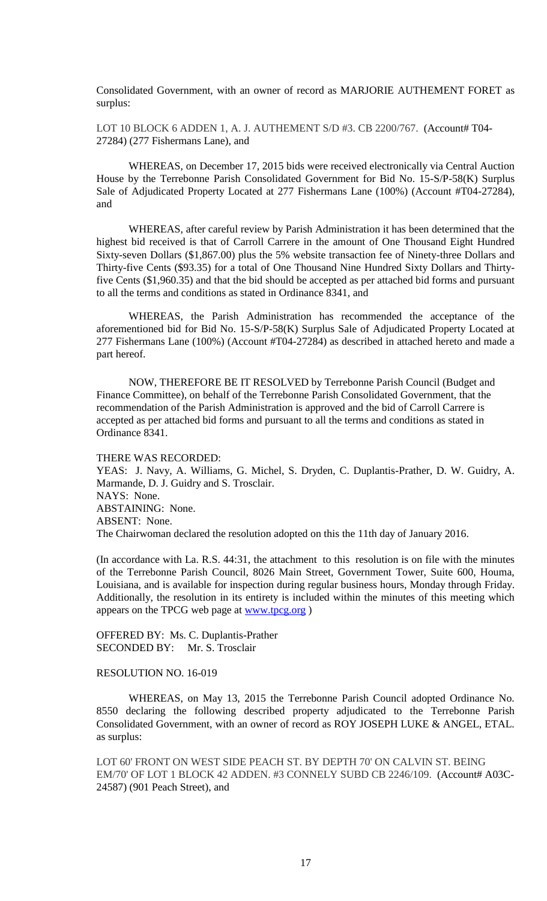Consolidated Government, with an owner of record as MARJORIE AUTHEMENT FORET as surplus:

LOT 10 BLOCK 6 ADDEN 1, A. J. AUTHEMENT S/D #3. CB 2200/767. (Account# T04-27284) (277 Fishermans Lane), and

WHEREAS, on December 17, 2015 bids were received electronically via Central Auction House by the Terrebonne Parish Consolidated Government for Bid No. 15-S/P-58(K) Surplus Sale of Adjudicated Property Located at 277 Fishermans Lane (100%) (Account #T04-27284), and

WHEREAS, after careful review by Parish Administration it has been determined that the highest bid received is that of Carroll Carrere in the amount of One Thousand Eight Hundred Sixty-seven Dollars ($1,867.00) plus the 5% website transaction fee of Ninety-three Dollars and Thirty-five Cents ($93.35) for a total of One Thousand Nine Hundred Sixty Dollars and Thirty-five Cents ($1,960.35) and that the bid should be accepted as per attached bid forms and pursuant to all the terms and conditions as stated in Ordinance 8341, and

WHEREAS, the Parish Administration has recommended the acceptance of the aforementioned bid for Bid No. 15-S/P-58(K) Surplus Sale of Adjudicated Property Located at 277 Fishermans Lane (100%) (Account #T04-27284) as described in attached hereto and made a part hereof.

NOW, THEREFORE BE IT RESOLVED by Terrebonne Parish Council (Budget and Finance Committee), on behalf of the Terrebonne Parish Consolidated Government, that the recommendation of the Parish Administration is approved and the bid of Carroll Carrere is accepted as per attached bid forms and pursuant to all the terms and conditions as stated in Ordinance 8341.

THERE WAS RECORDED:
YEAS: J. Navy, A. Williams, G. Michel, S. Dryden, C. Duplantis-Prather, D. W. Guidry, A. Marmande, D. J. Guidry and S. Trosclair.
NAYS: None.
ABSTAINING: None.
ABSENT: None.
The Chairwoman declared the resolution adopted on this the 11th day of January 2016.

(In accordance with La. R.S. 44:31, the attachment to this resolution is on file with the minutes of the Terrebonne Parish Council, 8026 Main Street, Government Tower, Suite 600, Houma, Louisiana, and is available for inspection during regular business hours, Monday through Friday. Additionally, the resolution in its entirety is included within the minutes of this meeting which appears on the TPCG web page at www.tpcg.org )

OFFERED BY: Ms. C. Duplantis-Prather
SECONDED BY: Mr. S. Trosclair

RESOLUTION NO. 16-019

WHEREAS, on May 13, 2015 the Terrebonne Parish Council adopted Ordinance No. 8550 declaring the following described property adjudicated to the Terrebonne Parish Consolidated Government, with an owner of record as ROY JOSEPH LUKE & ANGEL, ETAL. as surplus:

LOT 60' FRONT ON WEST SIDE PEACH ST. BY DEPTH 70' ON CALVIN ST. BEING EM/70' OF LOT 1 BLOCK 42 ADDEN. #3 CONNELY SUBD CB 2246/109. (Account# A03C-24587) (901 Peach Street), and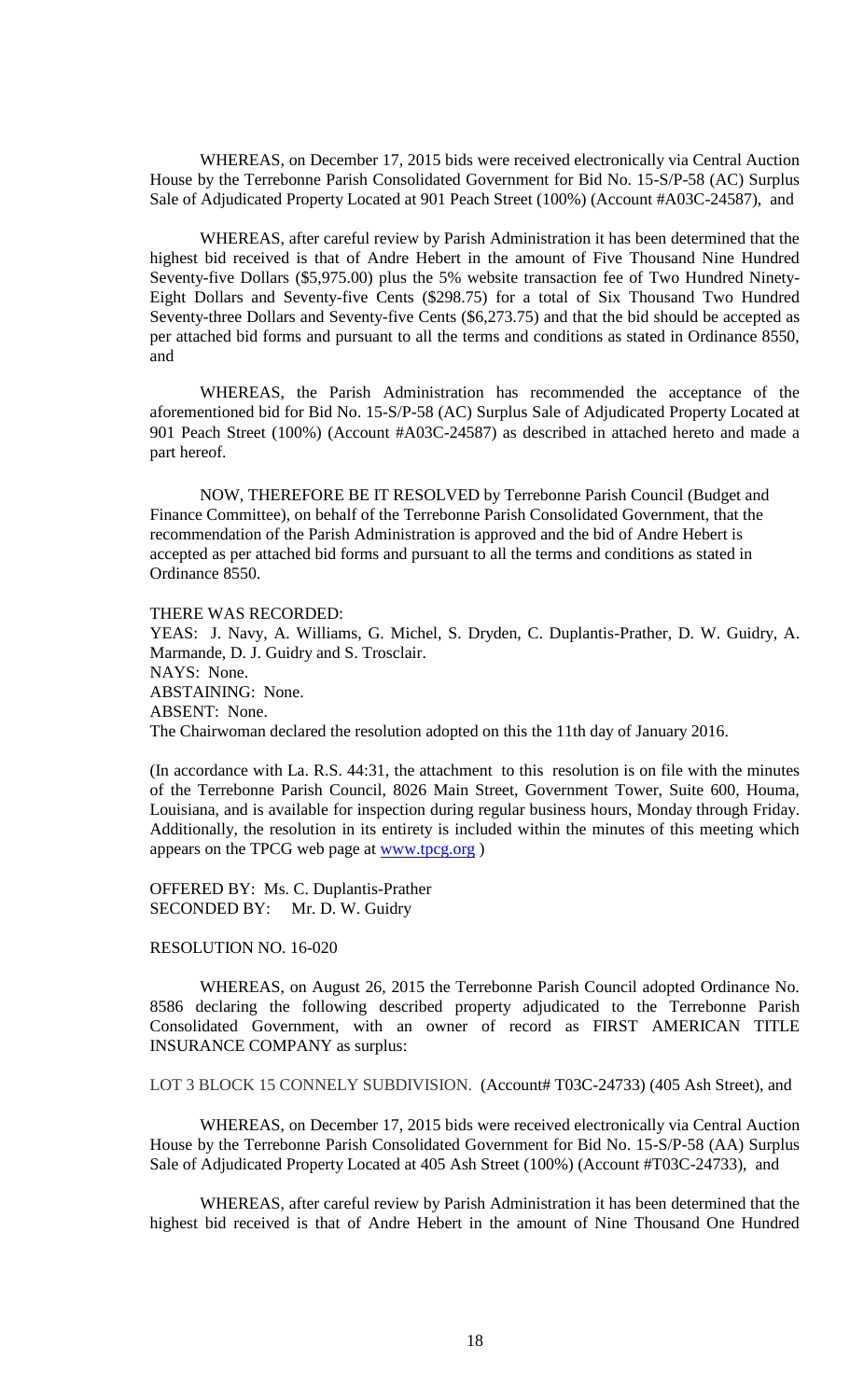WHEREAS, on December 17, 2015 bids were received electronically via Central Auction House by the Terrebonne Parish Consolidated Government for Bid No. 15-S/P-58 (AC) Surplus Sale of Adjudicated Property Located at 901 Peach Street (100%) (Account #A03C-24587), and

WHEREAS, after careful review by Parish Administration it has been determined that the highest bid received is that of Andre Hebert in the amount of Five Thousand Nine Hundred Seventy-five Dollars ($5,975.00) plus the 5% website transaction fee of Two Hundred Ninety-Eight Dollars and Seventy-five Cents ($298.75) for a total of Six Thousand Two Hundred Seventy-three Dollars and Seventy-five Cents ($6,273.75) and that the bid should be accepted as per attached bid forms and pursuant to all the terms and conditions as stated in Ordinance 8550, and

WHEREAS, the Parish Administration has recommended the acceptance of the aforementioned bid for Bid No. 15-S/P-58 (AC) Surplus Sale of Adjudicated Property Located at 901 Peach Street (100%) (Account #A03C-24587) as described in attached hereto and made a part hereof.

NOW, THEREFORE BE IT RESOLVED by Terrebonne Parish Council (Budget and Finance Committee), on behalf of the Terrebonne Parish Consolidated Government, that the recommendation of the Parish Administration is approved and the bid of Andre Hebert is accepted as per attached bid forms and pursuant to all the terms and conditions as stated in Ordinance 8550.

THERE WAS RECORDED:
YEAS: J. Navy, A. Williams, G. Michel, S. Dryden, C. Duplantis-Prather, D. W. Guidry, A. Marmande, D. J. Guidry and S. Trosclair.
NAYS: None.
ABSTAINING: None.
ABSENT: None.
The Chairwoman declared the resolution adopted on this the 11th day of January 2016.

(In accordance with La. R.S. 44:31, the attachment to this resolution is on file with the minutes of the Terrebonne Parish Council, 8026 Main Street, Government Tower, Suite 600, Houma, Louisiana, and is available for inspection during regular business hours, Monday through Friday. Additionally, the resolution in its entirety is included within the minutes of this meeting which appears on the TPCG web page at www.tpcg.org )

OFFERED BY: Ms. C. Duplantis-Prather
SECONDED BY: Mr. D. W. Guidry

RESOLUTION NO. 16-020

WHEREAS, on August 26, 2015 the Terrebonne Parish Council adopted Ordinance No. 8586 declaring the following described property adjudicated to the Terrebonne Parish Consolidated Government, with an owner of record as FIRST AMERICAN TITLE INSURANCE COMPANY as surplus:

LOT 3 BLOCK 15 CONNELY SUBDIVISION. (Account# T03C-24733) (405 Ash Street), and

WHEREAS, on December 17, 2015 bids were received electronically via Central Auction House by the Terrebonne Parish Consolidated Government for Bid No. 15-S/P-58 (AA) Surplus Sale of Adjudicated Property Located at 405 Ash Street (100%) (Account #T03C-24733), and

WHEREAS, after careful review by Parish Administration it has been determined that the highest bid received is that of Andre Hebert in the amount of Nine Thousand One Hundred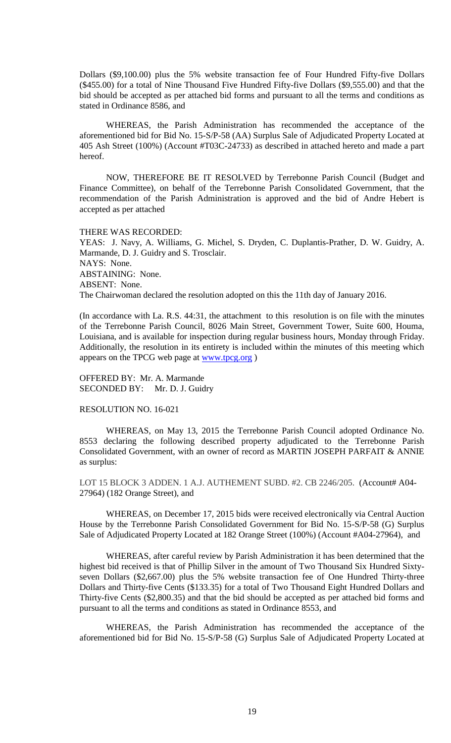Dollars ($9,100.00) plus the 5% website transaction fee of Four Hundred Fifty-five Dollars ($455.00) for a total of Nine Thousand Five Hundred Fifty-five Dollars ($9,555.00) and that the bid should be accepted as per attached bid forms and pursuant to all the terms and conditions as stated in Ordinance 8586, and

WHEREAS, the Parish Administration has recommended the acceptance of the aforementioned bid for Bid No. 15-S/P-58 (AA) Surplus Sale of Adjudicated Property Located at 405 Ash Street (100%) (Account #T03C-24733) as described in attached hereto and made a part hereof.

NOW, THEREFORE BE IT RESOLVED by Terrebonne Parish Council (Budget and Finance Committee), on behalf of the Terrebonne Parish Consolidated Government, that the recommendation of the Parish Administration is approved and the bid of Andre Hebert is accepted as per attached

THERE WAS RECORDED:
YEAS: J. Navy, A. Williams, G. Michel, S. Dryden, C. Duplantis-Prather, D. W. Guidry, A. Marmande, D. J. Guidry and S. Trosclair.
NAYS: None.
ABSTAINING: None.
ABSENT: None.
The Chairwoman declared the resolution adopted on this the 11th day of January 2016.

(In accordance with La. R.S. 44:31, the attachment to this resolution is on file with the minutes of the Terrebonne Parish Council, 8026 Main Street, Government Tower, Suite 600, Houma, Louisiana, and is available for inspection during regular business hours, Monday through Friday. Additionally, the resolution in its entirety is included within the minutes of this meeting which appears on the TPCG web page at www.tpcg.org )

OFFERED BY: Mr. A. Marmande
SECONDED BY: Mr. D. J. Guidry

RESOLUTION NO. 16-021

WHEREAS, on May 13, 2015 the Terrebonne Parish Council adopted Ordinance No. 8553 declaring the following described property adjudicated to the Terrebonne Parish Consolidated Government, with an owner of record as MARTIN JOSEPH PARFAIT & ANNIE as surplus:

LOT 15 BLOCK 3 ADDEN. 1 A.J. AUTHEMENT SUBD. #2. CB 2246/205. (Account# A04-27964) (182 Orange Street), and

WHEREAS, on December 17, 2015 bids were received electronically via Central Auction House by the Terrebonne Parish Consolidated Government for Bid No. 15-S/P-58 (G) Surplus Sale of Adjudicated Property Located at 182 Orange Street (100%) (Account #A04-27964), and

WHEREAS, after careful review by Parish Administration it has been determined that the highest bid received is that of Phillip Silver in the amount of Two Thousand Six Hundred Sixty-seven Dollars ($2,667.00) plus the 5% website transaction fee of One Hundred Thirty-three Dollars and Thirty-five Cents ($133.35) for a total of Two Thousand Eight Hundred Dollars and Thirty-five Cents ($2,800.35) and that the bid should be accepted as per attached bid forms and pursuant to all the terms and conditions as stated in Ordinance 8553, and

WHEREAS, the Parish Administration has recommended the acceptance of the aforementioned bid for Bid No. 15-S/P-58 (G) Surplus Sale of Adjudicated Property Located at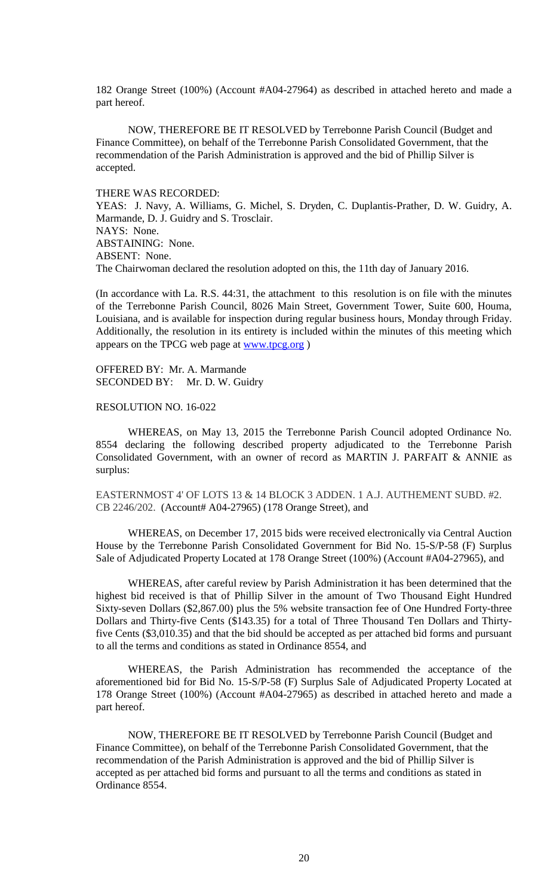182 Orange Street (100%) (Account #A04-27964) as described in attached hereto and made a part hereof.

NOW, THEREFORE BE IT RESOLVED by Terrebonne Parish Council (Budget and Finance Committee), on behalf of the Terrebonne Parish Consolidated Government, that the recommendation of the Parish Administration is approved and the bid of Phillip Silver is accepted.

THERE WAS RECORDED:
YEAS: J. Navy, A. Williams, G. Michel, S. Dryden, C. Duplantis-Prather, D. W. Guidry, A. Marmande, D. J. Guidry and S. Trosclair.
NAYS: None.
ABSTAINING: None.
ABSENT: None.
The Chairwoman declared the resolution adopted on this, the 11th day of January 2016.

(In accordance with La. R.S. 44:31, the attachment to this resolution is on file with the minutes of the Terrebonne Parish Council, 8026 Main Street, Government Tower, Suite 600, Houma, Louisiana, and is available for inspection during regular business hours, Monday through Friday. Additionally, the resolution in its entirety is included within the minutes of this meeting which appears on the TPCG web page at www.tpcg.org )

OFFERED BY: Mr. A. Marmande
SECONDED BY: Mr. D. W. Guidry

RESOLUTION NO. 16-022

WHEREAS, on May 13, 2015 the Terrebonne Parish Council adopted Ordinance No. 8554 declaring the following described property adjudicated to the Terrebonne Parish Consolidated Government, with an owner of record as MARTIN J. PARFAIT & ANNIE as surplus:

EASTERNMOST 4' OF LOTS 13 & 14 BLOCK 3 ADDEN. 1 A.J. AUTHEMENT SUBD. #2. CB 2246/202. (Account# A04-27965) (178 Orange Street), and

WHEREAS, on December 17, 2015 bids were received electronically via Central Auction House by the Terrebonne Parish Consolidated Government for Bid No. 15-S/P-58 (F) Surplus Sale of Adjudicated Property Located at 178 Orange Street (100%) (Account #A04-27965), and

WHEREAS, after careful review by Parish Administration it has been determined that the highest bid received is that of Phillip Silver in the amount of Two Thousand Eight Hundred Sixty-seven Dollars ($2,867.00) plus the 5% website transaction fee of One Hundred Forty-three Dollars and Thirty-five Cents ($143.35) for a total of Three Thousand Ten Dollars and Thirty-five Cents ($3,010.35) and that the bid should be accepted as per attached bid forms and pursuant to all the terms and conditions as stated in Ordinance 8554, and

WHEREAS, the Parish Administration has recommended the acceptance of the aforementioned bid for Bid No. 15-S/P-58 (F) Surplus Sale of Adjudicated Property Located at 178 Orange Street (100%) (Account #A04-27965) as described in attached hereto and made a part hereof.

NOW, THEREFORE BE IT RESOLVED by Terrebonne Parish Council (Budget and Finance Committee), on behalf of the Terrebonne Parish Consolidated Government, that the recommendation of the Parish Administration is approved and the bid of Phillip Silver is accepted as per attached bid forms and pursuant to all the terms and conditions as stated in Ordinance 8554.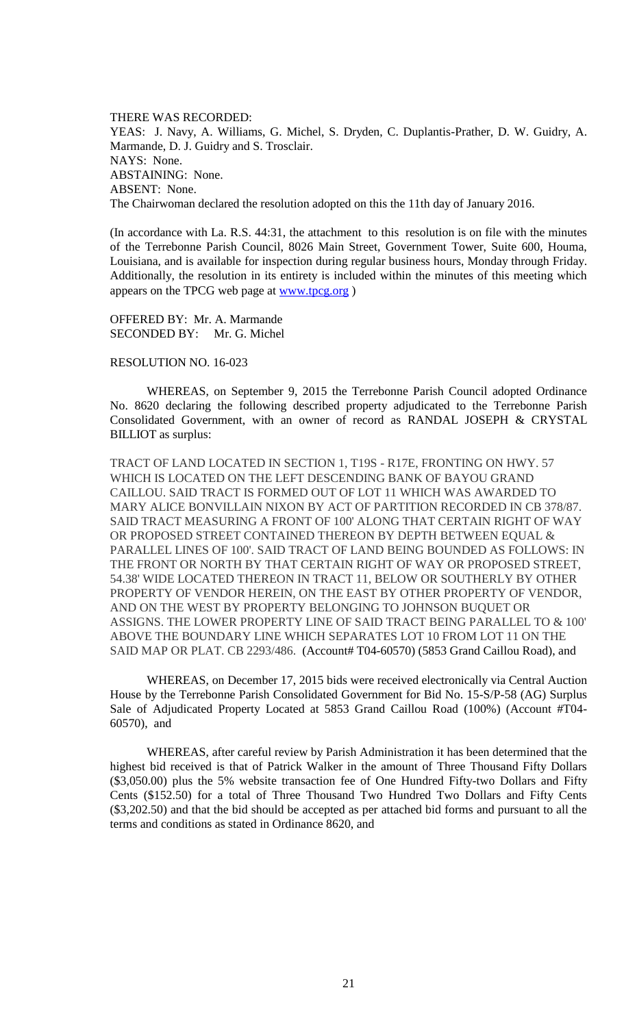THERE WAS RECORDED:
YEAS: J. Navy, A. Williams, G. Michel, S. Dryden, C. Duplantis-Prather, D. W. Guidry, A. Marmande, D. J. Guidry and S. Trosclair.
NAYS: None.
ABSTAINING: None.
ABSENT: None.
The Chairwoman declared the resolution adopted on this the 11th day of January 2016.

(In accordance with La. R.S. 44:31, the attachment to this resolution is on file with the minutes of the Terrebonne Parish Council, 8026 Main Street, Government Tower, Suite 600, Houma, Louisiana, and is available for inspection during regular business hours, Monday through Friday. Additionally, the resolution in its entirety is included within the minutes of this meeting which appears on the TPCG web page at www.tpcg.org )

OFFERED BY: Mr. A. Marmande
SECONDED BY: Mr. G. Michel

RESOLUTION NO. 16-023

WHEREAS, on September 9, 2015 the Terrebonne Parish Council adopted Ordinance No. 8620 declaring the following described property adjudicated to the Terrebonne Parish Consolidated Government, with an owner of record as RANDAL JOSEPH & CRYSTAL BILLIOT as surplus:

TRACT OF LAND LOCATED IN SECTION 1, T19S - R17E, FRONTING ON HWY. 57 WHICH IS LOCATED ON THE LEFT DESCENDING BANK OF BAYOU GRAND CAILLOU. SAID TRACT IS FORMED OUT OF LOT 11 WHICH WAS AWARDED TO MARY ALICE BONVILLAIN NIXON BY ACT OF PARTITION RECORDED IN CB 378/87. SAID TRACT MEASURING A FRONT OF 100' ALONG THAT CERTAIN RIGHT OF WAY OR PROPOSED STREET CONTAINED THEREON BY DEPTH BETWEEN EQUAL & PARALLEL LINES OF 100'. SAID TRACT OF LAND BEING BOUNDED AS FOLLOWS: IN THE FRONT OR NORTH BY THAT CERTAIN RIGHT OF WAY OR PROPOSED STREET, 54.38' WIDE LOCATED THEREON IN TRACT 11, BELOW OR SOUTHERLY BY OTHER PROPERTY OF VENDOR HEREIN, ON THE EAST BY OTHER PROPERTY OF VENDOR, AND ON THE WEST BY PROPERTY BELONGING TO JOHNSON BUQUET OR ASSIGNS. THE LOWER PROPERTY LINE OF SAID TRACT BEING PARALLEL TO & 100' ABOVE THE BOUNDARY LINE WHICH SEPARATES LOT 10 FROM LOT 11 ON THE SAID MAP OR PLAT. CB 2293/486. (Account# T04-60570) (5853 Grand Caillou Road), and

WHEREAS, on December 17, 2015 bids were received electronically via Central Auction House by the Terrebonne Parish Consolidated Government for Bid No. 15-S/P-58 (AG) Surplus Sale of Adjudicated Property Located at 5853 Grand Caillou Road (100%) (Account #T04-60570), and

WHEREAS, after careful review by Parish Administration it has been determined that the highest bid received is that of Patrick Walker in the amount of Three Thousand Fifty Dollars ($3,050.00) plus the 5% website transaction fee of One Hundred Fifty-two Dollars and Fifty Cents ($152.50) for a total of Three Thousand Two Hundred Two Dollars and Fifty Cents ($3,202.50) and that the bid should be accepted as per attached bid forms and pursuant to all the terms and conditions as stated in Ordinance 8620, and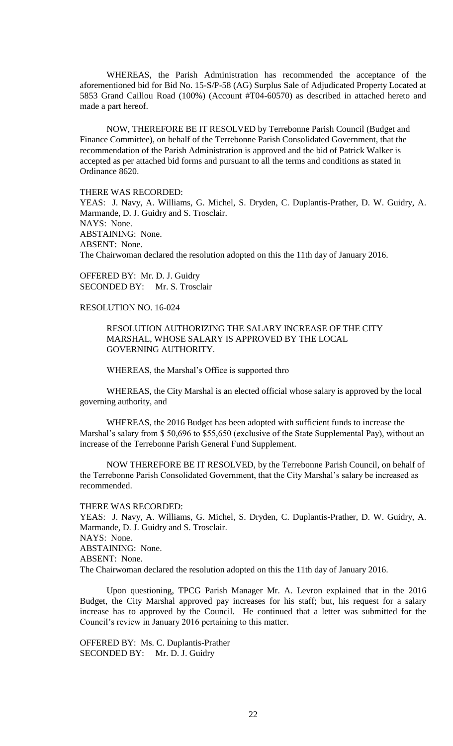WHEREAS, the Parish Administration has recommended the acceptance of the aforementioned bid for Bid No. 15-S/P-58 (AG) Surplus Sale of Adjudicated Property Located at 5853 Grand Caillou Road (100%) (Account #T04-60570) as described in attached hereto and made a part hereof.

NOW, THEREFORE BE IT RESOLVED by Terrebonne Parish Council (Budget and Finance Committee), on behalf of the Terrebonne Parish Consolidated Government, that the recommendation of the Parish Administration is approved and the bid of Patrick Walker is accepted as per attached bid forms and pursuant to all the terms and conditions as stated in Ordinance 8620.

THERE WAS RECORDED:
YEAS: J. Navy, A. Williams, G. Michel, S. Dryden, C. Duplantis-Prather, D. W. Guidry, A. Marmande, D. J. Guidry and S. Trosclair.
NAYS: None.
ABSTAINING: None.
ABSENT: None.
The Chairwoman declared the resolution adopted on this the 11th day of January 2016.

OFFERED BY: Mr. D. J. Guidry
SECONDED BY: Mr. S. Trosclair

RESOLUTION NO. 16-024

RESOLUTION AUTHORIZING THE SALARY INCREASE OF THE CITY MARSHAL, WHOSE SALARY IS APPROVED BY THE LOCAL GOVERNING AUTHORITY.

WHEREAS, the Marshal's Office is supported thro

WHEREAS, the City Marshal is an elected official whose salary is approved by the local governing authority, and

WHEREAS, the 2016 Budget has been adopted with sufficient funds to increase the Marshal's salary from $ 50,696 to $55,650 (exclusive of the State Supplemental Pay), without an increase of the Terrebonne Parish General Fund Supplement.

NOW THEREFORE BE IT RESOLVED, by the Terrebonne Parish Council, on behalf of the Terrebonne Parish Consolidated Government, that the City Marshal's salary be increased as recommended.

THERE WAS RECORDED:
YEAS: J. Navy, A. Williams, G. Michel, S. Dryden, C. Duplantis-Prather, D. W. Guidry, A. Marmande, D. J. Guidry and S. Trosclair.
NAYS: None.
ABSTAINING: None.
ABSENT: None.
The Chairwoman declared the resolution adopted on this the 11th day of January 2016.

Upon questioning, TPCG Parish Manager Mr. A. Levron explained that in the 2016 Budget, the City Marshal approved pay increases for his staff; but, his request for a salary increase has to approved by the Council. He continued that a letter was submitted for the Council's review in January 2016 pertaining to this matter.

OFFERED BY: Ms. C. Duplantis-Prather
SECONDED BY: Mr. D. J. Guidry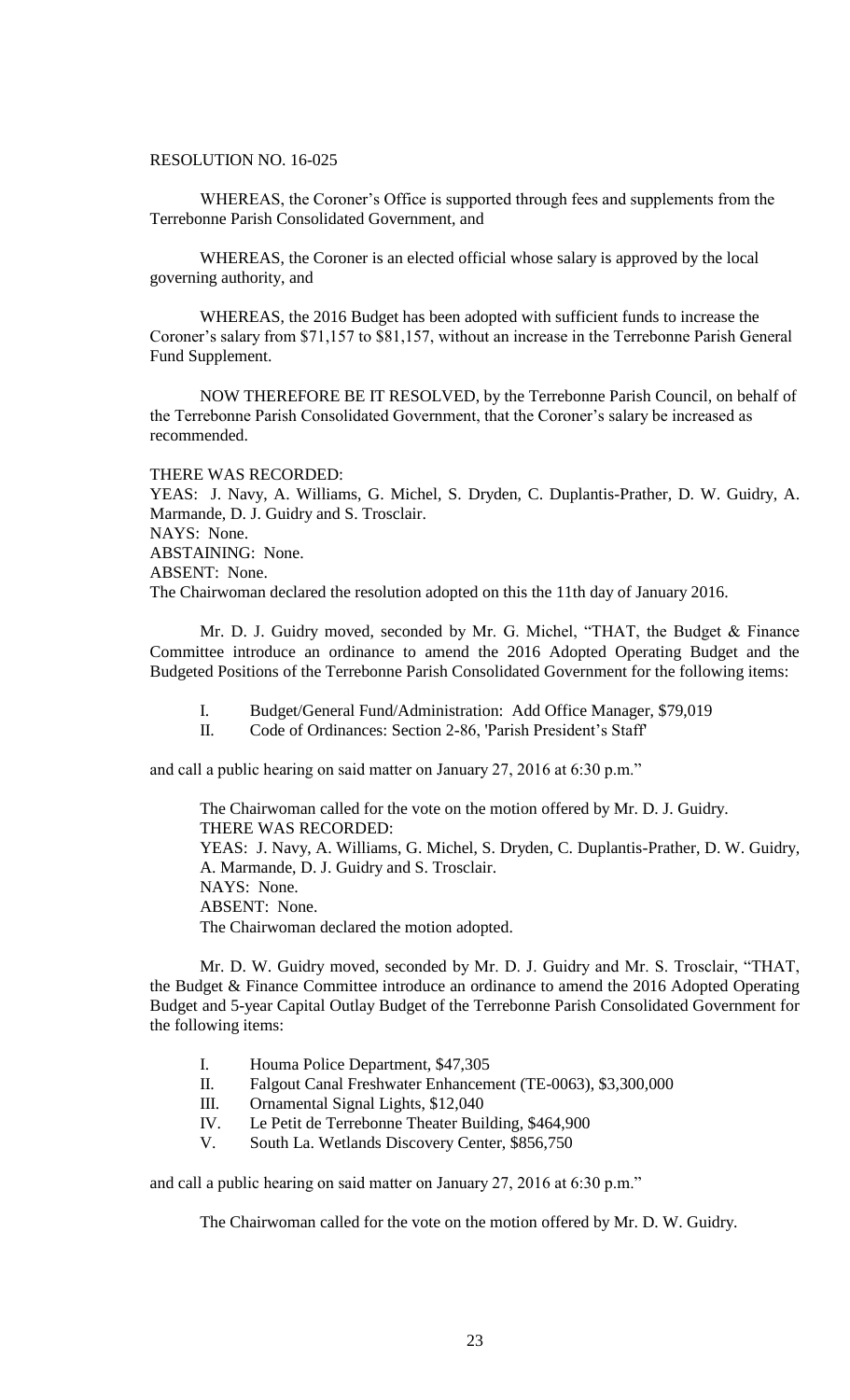RESOLUTION NO. 16-025

WHEREAS, the Coroner's Office is supported through fees and supplements from the Terrebonne Parish Consolidated Government, and

WHEREAS, the Coroner is an elected official whose salary is approved by the local governing authority, and

WHEREAS, the 2016 Budget has been adopted with sufficient funds to increase the Coroner's salary from $71,157 to $81,157, without an increase in the Terrebonne Parish General Fund Supplement.

NOW THEREFORE BE IT RESOLVED, by the Terrebonne Parish Council, on behalf of the Terrebonne Parish Consolidated Government, that the Coroner's salary be increased as recommended.

THERE WAS RECORDED:
YEAS: J. Navy, A. Williams, G. Michel, S. Dryden, C. Duplantis-Prather, D. W. Guidry, A. Marmande, D. J. Guidry and S. Trosclair.
NAYS: None.
ABSTAINING: None.
ABSENT: None.
The Chairwoman declared the resolution adopted on this the 11th day of January 2016.

Mr. D. J. Guidry moved, seconded by Mr. G. Michel, "THAT, the Budget & Finance Committee introduce an ordinance to amend the 2016 Adopted Operating Budget and the Budgeted Positions of the Terrebonne Parish Consolidated Government for the following items:

I. Budget/General Fund/Administration: Add Office Manager, $79,019
II. Code of Ordinances: Section 2-86, 'Parish President's Staff'

and call a public hearing on said matter on January 27, 2016 at 6:30 p.m."

The Chairwoman called for the vote on the motion offered by Mr. D. J. Guidry.
THERE WAS RECORDED:
YEAS: J. Navy, A. Williams, G. Michel, S. Dryden, C. Duplantis-Prather, D. W. Guidry, A. Marmande, D. J. Guidry and S. Trosclair.
NAYS: None.
ABSENT: None.
The Chairwoman declared the motion adopted.

Mr. D. W. Guidry moved, seconded by Mr. D. J. Guidry and Mr. S. Trosclair, "THAT, the Budget & Finance Committee introduce an ordinance to amend the 2016 Adopted Operating Budget and 5-year Capital Outlay Budget of the Terrebonne Parish Consolidated Government for the following items:

I. Houma Police Department, $47,305
II. Falgout Canal Freshwater Enhancement (TE-0063), $3,300,000
III. Ornamental Signal Lights, $12,040
IV. Le Petit de Terrebonne Theater Building, $464,900
V. South La. Wetlands Discovery Center, $856,750

and call a public hearing on said matter on January 27, 2016 at 6:30 p.m."

The Chairwoman called for the vote on the motion offered by Mr. D. W. Guidry.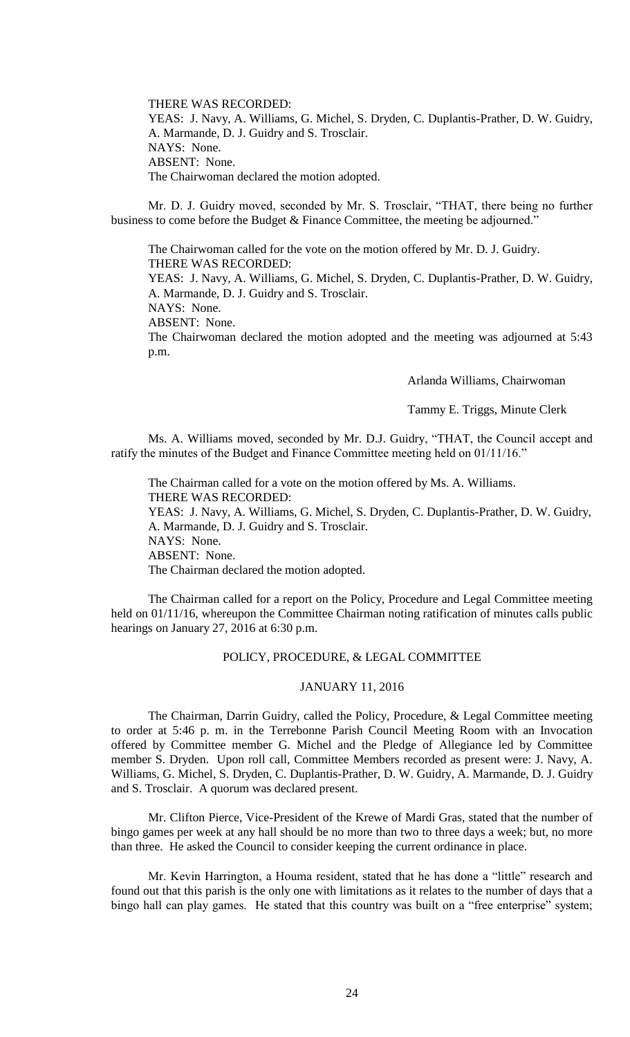THERE WAS RECORDED:
YEAS: J. Navy, A. Williams, G. Michel, S. Dryden, C. Duplantis-Prather, D. W. Guidry, A. Marmande, D. J. Guidry and S. Trosclair.
NAYS: None.
ABSENT: None.
The Chairwoman declared the motion adopted.

Mr. D. J. Guidry moved, seconded by Mr. S. Trosclair, "THAT, there being no further business to come before the Budget & Finance Committee, the meeting be adjourned."

The Chairwoman called for the vote on the motion offered by Mr. D. J. Guidry.
THERE WAS RECORDED:
YEAS: J. Navy, A. Williams, G. Michel, S. Dryden, C. Duplantis-Prather, D. W. Guidry, A. Marmande, D. J. Guidry and S. Trosclair.
NAYS: None.
ABSENT: None.
The Chairwoman declared the motion adopted and the meeting was adjourned at 5:43 p.m.

Arlanda Williams, Chairwoman

Tammy E. Triggs, Minute Clerk

Ms. A. Williams moved, seconded by Mr. D.J. Guidry, "THAT, the Council accept and ratify the minutes of the Budget and Finance Committee meeting held on 01/11/16."

The Chairman called for a vote on the motion offered by Ms. A. Williams.
THERE WAS RECORDED:
YEAS: J. Navy, A. Williams, G. Michel, S. Dryden, C. Duplantis-Prather, D. W. Guidry, A. Marmande, D. J. Guidry and S. Trosclair.
NAYS: None.
ABSENT: None.
The Chairman declared the motion adopted.

The Chairman called for a report on the Policy, Procedure and Legal Committee meeting held on 01/11/16, whereupon the Committee Chairman noting ratification of minutes calls public hearings on January 27, 2016 at 6:30 p.m.

## POLICY, PROCEDURE, & LEGAL COMMITTEE

### JANUARY 11, 2016

The Chairman, Darrin Guidry, called the Policy, Procedure, & Legal Committee meeting to order at 5:46 p. m. in the Terrebonne Parish Council Meeting Room with an Invocation offered by Committee member G. Michel and the Pledge of Allegiance led by Committee member S. Dryden. Upon roll call, Committee Members recorded as present were: J. Navy, A. Williams, G. Michel, S. Dryden, C. Duplantis-Prather, D. W. Guidry, A. Marmande, D. J. Guidry and S. Trosclair. A quorum was declared present.

Mr. Clifton Pierce, Vice-President of the Krewe of Mardi Gras, stated that the number of bingo games per week at any hall should be no more than two to three days a week; but, no more than three. He asked the Council to consider keeping the current ordinance in place.

Mr. Kevin Harrington, a Houma resident, stated that he has done a "little" research and found out that this parish is the only one with limitations as it relates to the number of days that a bingo hall can play games. He stated that this country was built on a "free enterprise" system;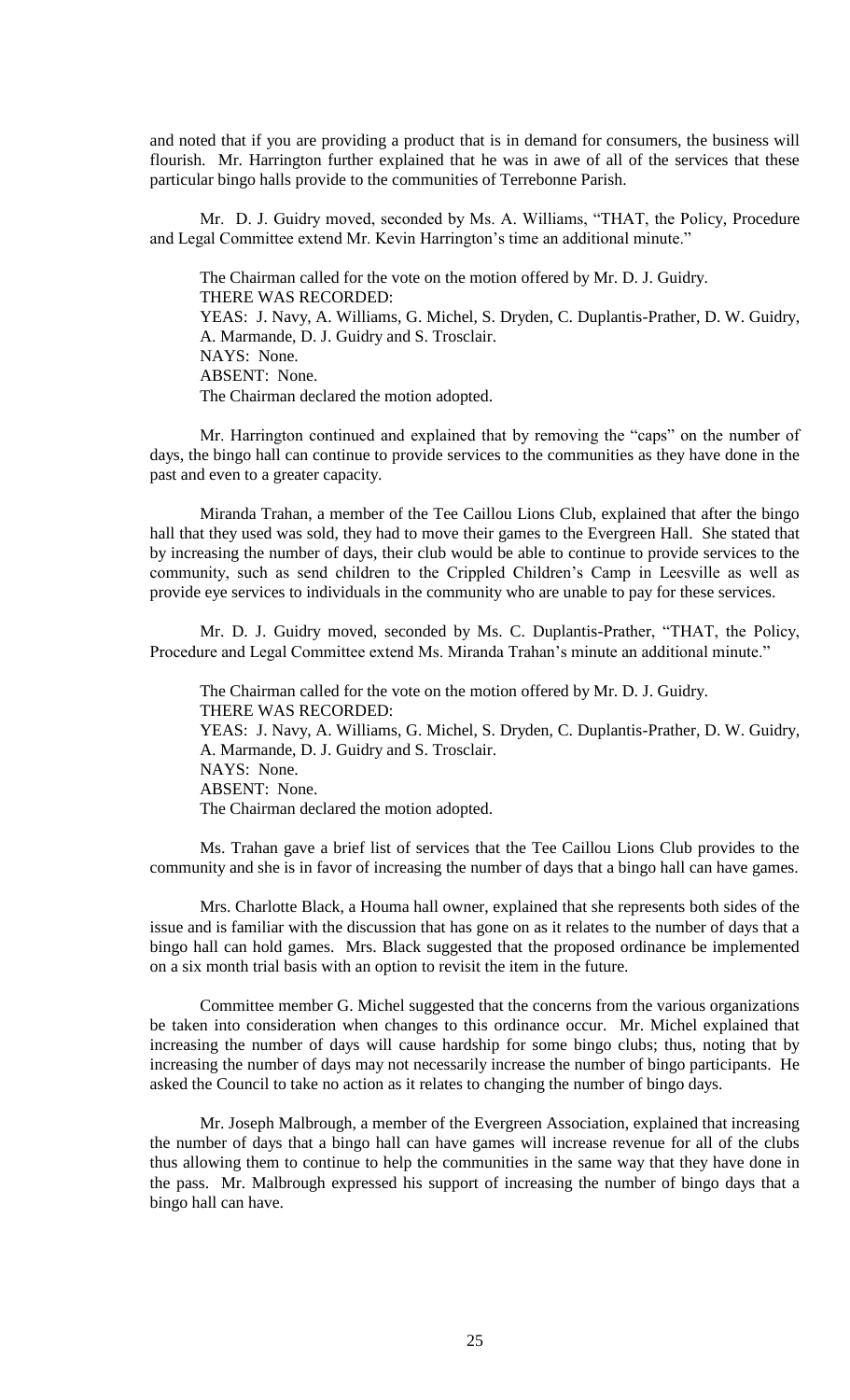and noted that if you are providing a product that is in demand for consumers, the business will flourish. Mr. Harrington further explained that he was in awe of all of the services that these particular bingo halls provide to the communities of Terrebonne Parish.

Mr. D. J. Guidry moved, seconded by Ms. A. Williams, "THAT, the Policy, Procedure and Legal Committee extend Mr. Kevin Harrington's time an additional minute."

The Chairman called for the vote on the motion offered by Mr. D. J. Guidry.
THERE WAS RECORDED:
YEAS: J. Navy, A. Williams, G. Michel, S. Dryden, C. Duplantis-Prather, D. W. Guidry, A. Marmande, D. J. Guidry and S. Trosclair.
NAYS: None.
ABSENT: None.
The Chairman declared the motion adopted.

Mr. Harrington continued and explained that by removing the "caps" on the number of days, the bingo hall can continue to provide services to the communities as they have done in the past and even to a greater capacity.

Miranda Trahan, a member of the Tee Caillou Lions Club, explained that after the bingo hall that they used was sold, they had to move their games to the Evergreen Hall. She stated that by increasing the number of days, their club would be able to continue to provide services to the community, such as send children to the Crippled Children's Camp in Leesville as well as provide eye services to individuals in the community who are unable to pay for these services.

Mr. D. J. Guidry moved, seconded by Ms. C. Duplantis-Prather, "THAT, the Policy, Procedure and Legal Committee extend Ms. Miranda Trahan's minute an additional minute."

The Chairman called for the vote on the motion offered by Mr. D. J. Guidry.
THERE WAS RECORDED:
YEAS: J. Navy, A. Williams, G. Michel, S. Dryden, C. Duplantis-Prather, D. W. Guidry, A. Marmande, D. J. Guidry and S. Trosclair.
NAYS: None.
ABSENT: None.
The Chairman declared the motion adopted.

Ms. Trahan gave a brief list of services that the Tee Caillou Lions Club provides to the community and she is in favor of increasing the number of days that a bingo hall can have games.

Mrs. Charlotte Black, a Houma hall owner, explained that she represents both sides of the issue and is familiar with the discussion that has gone on as it relates to the number of days that a bingo hall can hold games. Mrs. Black suggested that the proposed ordinance be implemented on a six month trial basis with an option to revisit the item in the future.

Committee member G. Michel suggested that the concerns from the various organizations be taken into consideration when changes to this ordinance occur. Mr. Michel explained that increasing the number of days will cause hardship for some bingo clubs; thus, noting that by increasing the number of days may not necessarily increase the number of bingo participants. He asked the Council to take no action as it relates to changing the number of bingo days.

Mr. Joseph Malbrough, a member of the Evergreen Association, explained that increasing the number of days that a bingo hall can have games will increase revenue for all of the clubs thus allowing them to continue to help the communities in the same way that they have done in the pass. Mr. Malbrough expressed his support of increasing the number of bingo days that a bingo hall can have.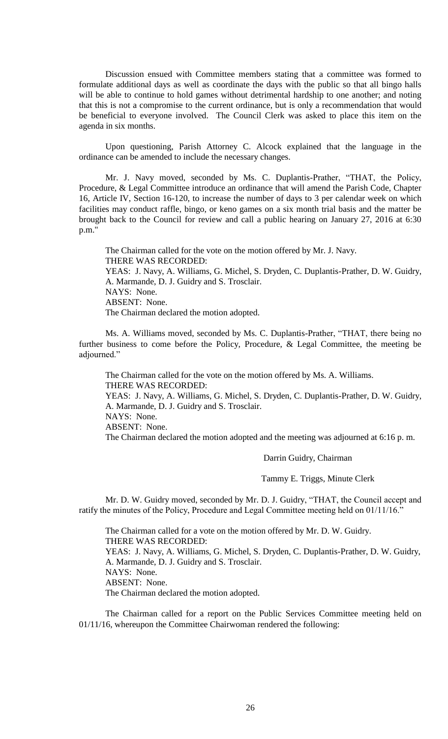Discussion ensued with Committee members stating that a committee was formed to formulate additional days as well as coordinate the days with the public so that all bingo halls will be able to continue to hold games without detrimental hardship to one another; and noting that this is not a compromise to the current ordinance, but is only a recommendation that would be beneficial to everyone involved. The Council Clerk was asked to place this item on the agenda in six months.

Upon questioning, Parish Attorney C. Alcock explained that the language in the ordinance can be amended to include the necessary changes.

Mr. J. Navy moved, seconded by Ms. C. Duplantis-Prather, "THAT, the Policy, Procedure, & Legal Committee introduce an ordinance that will amend the Parish Code, Chapter 16, Article IV, Section 16-120, to increase the number of days to 3 per calendar week on which facilities may conduct raffle, bingo, or keno games on a six month trial basis and the matter be brought back to the Council for review and call a public hearing on January 27, 2016 at 6:30 p.m."

The Chairman called for the vote on the motion offered by Mr. J. Navy.
THERE WAS RECORDED:
YEAS: J. Navy, A. Williams, G. Michel, S. Dryden, C. Duplantis-Prather, D. W. Guidry, A. Marmande, D. J. Guidry and S. Trosclair.
NAYS: None.
ABSENT: None.
The Chairman declared the motion adopted.

Ms. A. Williams moved, seconded by Ms. C. Duplantis-Prather, "THAT, there being no further business to come before the Policy, Procedure, & Legal Committee, the meeting be adjourned."

The Chairman called for the vote on the motion offered by Ms. A. Williams.
THERE WAS RECORDED:
YEAS: J. Navy, A. Williams, G. Michel, S. Dryden, C. Duplantis-Prather, D. W. Guidry, A. Marmande, D. J. Guidry and S. Trosclair.
NAYS: None.
ABSENT: None.
The Chairman declared the motion adopted and the meeting was adjourned at 6:16 p. m.

Darrin Guidry, Chairman

Tammy E. Triggs, Minute Clerk

Mr. D. W. Guidry moved, seconded by Mr. D. J. Guidry, "THAT, the Council accept and ratify the minutes of the Policy, Procedure and Legal Committee meeting held on 01/11/16."

The Chairman called for a vote on the motion offered by Mr. D. W. Guidry.
THERE WAS RECORDED:
YEAS: J. Navy, A. Williams, G. Michel, S. Dryden, C. Duplantis-Prather, D. W. Guidry, A. Marmande, D. J. Guidry and S. Trosclair.
NAYS: None.
ABSENT: None.
The Chairman declared the motion adopted.

The Chairman called for a report on the Public Services Committee meeting held on 01/11/16, whereupon the Committee Chairwoman rendered the following: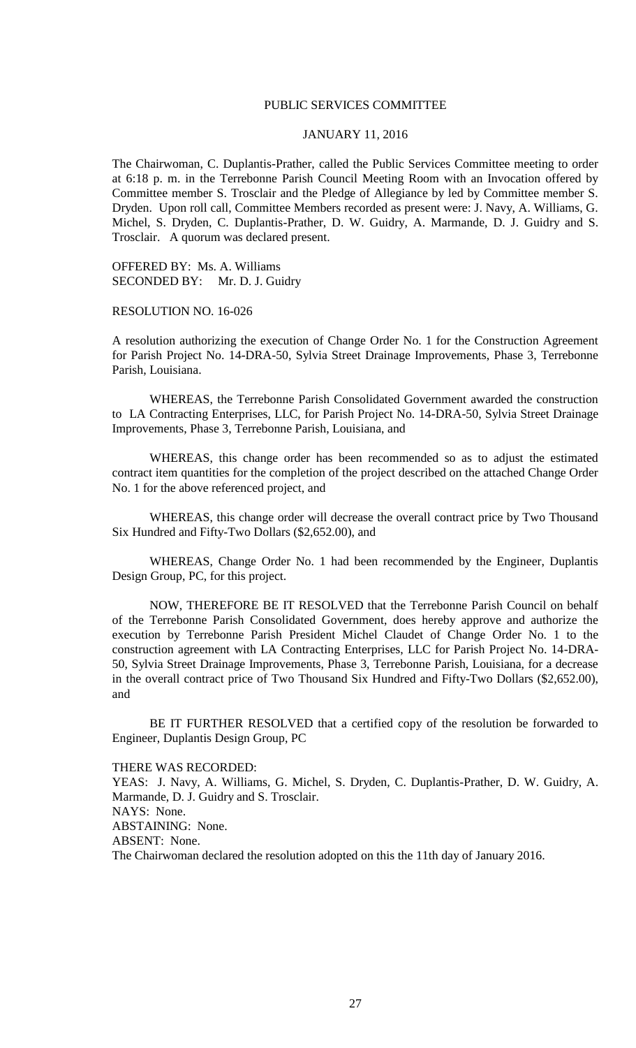PUBLIC SERVICES COMMITTEE

JANUARY 11, 2016

The Chairwoman, C. Duplantis-Prather, called the Public Services Committee meeting to order at 6:18 p. m. in the Terrebonne Parish Council Meeting Room with an Invocation offered by Committee member S. Trosclair and the Pledge of Allegiance by led by Committee member S. Dryden. Upon roll call, Committee Members recorded as present were: J. Navy, A. Williams, G. Michel, S. Dryden, C. Duplantis-Prather, D. W. Guidry, A. Marmande, D. J. Guidry and S. Trosclair. A quorum was declared present.

OFFERED BY: Ms. A. Williams
SECONDED BY: Mr. D. J. Guidry

RESOLUTION NO. 16-026

A resolution authorizing the execution of Change Order No. 1 for the Construction Agreement for Parish Project No. 14-DRA-50, Sylvia Street Drainage Improvements, Phase 3, Terrebonne Parish, Louisiana.

WHEREAS, the Terrebonne Parish Consolidated Government awarded the construction to LA Contracting Enterprises, LLC, for Parish Project No. 14-DRA-50, Sylvia Street Drainage Improvements, Phase 3, Terrebonne Parish, Louisiana, and

WHEREAS, this change order has been recommended so as to adjust the estimated contract item quantities for the completion of the project described on the attached Change Order No. 1 for the above referenced project, and

WHEREAS, this change order will decrease the overall contract price by Two Thousand Six Hundred and Fifty-Two Dollars ($2,652.00), and

WHEREAS, Change Order No. 1 had been recommended by the Engineer, Duplantis Design Group, PC, for this project.

NOW, THEREFORE BE IT RESOLVED that the Terrebonne Parish Council on behalf of the Terrebonne Parish Consolidated Government, does hereby approve and authorize the execution by Terrebonne Parish President Michel Claudet of Change Order No. 1 to the construction agreement with LA Contracting Enterprises, LLC for Parish Project No. 14-DRA-50, Sylvia Street Drainage Improvements, Phase 3, Terrebonne Parish, Louisiana, for a decrease in the overall contract price of Two Thousand Six Hundred and Fifty-Two Dollars ($2,652.00), and

BE IT FURTHER RESOLVED that a certified copy of the resolution be forwarded to Engineer, Duplantis Design Group, PC

THERE WAS RECORDED:
YEAS: J. Navy, A. Williams, G. Michel, S. Dryden, C. Duplantis-Prather, D. W. Guidry, A. Marmande, D. J. Guidry and S. Trosclair.
NAYS: None.
ABSTAINING: None.
ABSENT: None.
The Chairwoman declared the resolution adopted on this the 11th day of January 2016.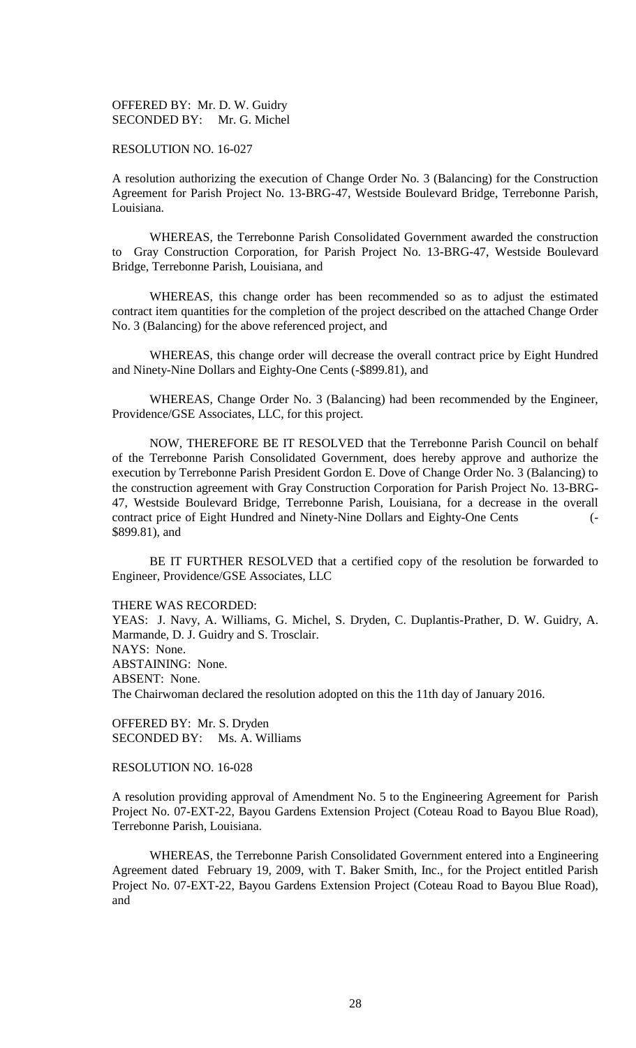OFFERED BY: Mr. D. W. Guidry
SECONDED BY: Mr. G. Michel

RESOLUTION NO. 16-027

A resolution authorizing the execution of Change Order No. 3 (Balancing) for the Construction Agreement for Parish Project No. 13-BRG-47, Westside Boulevard Bridge, Terrebonne Parish, Louisiana.

WHEREAS, the Terrebonne Parish Consolidated Government awarded the construction to Gray Construction Corporation, for Parish Project No. 13-BRG-47, Westside Boulevard Bridge, Terrebonne Parish, Louisiana, and

WHEREAS, this change order has been recommended so as to adjust the estimated contract item quantities for the completion of the project described on the attached Change Order No. 3 (Balancing) for the above referenced project, and

WHEREAS, this change order will decrease the overall contract price by Eight Hundred and Ninety-Nine Dollars and Eighty-One Cents (-$899.81), and

WHEREAS, Change Order No. 3 (Balancing) had been recommended by the Engineer, Providence/GSE Associates, LLC, for this project.

NOW, THEREFORE BE IT RESOLVED that the Terrebonne Parish Council on behalf of the Terrebonne Parish Consolidated Government, does hereby approve and authorize the execution by Terrebonne Parish President Gordon E. Dove of Change Order No. 3 (Balancing) to the construction agreement with Gray Construction Corporation for Parish Project No. 13-BRG-47, Westside Boulevard Bridge, Terrebonne Parish, Louisiana, for a decrease in the overall contract price of Eight Hundred and Ninety-Nine Dollars and Eighty-One Cents (-$899.81), and

BE IT FURTHER RESOLVED that a certified copy of the resolution be forwarded to Engineer, Providence/GSE Associates, LLC

THERE WAS RECORDED:
YEAS: J. Navy, A. Williams, G. Michel, S. Dryden, C. Duplantis-Prather, D. W. Guidry, A. Marmande, D. J. Guidry and S. Trosclair.
NAYS: None.
ABSTAINING: None.
ABSENT: None.
The Chairwoman declared the resolution adopted on this the 11th day of January 2016.

OFFERED BY: Mr. S. Dryden
SECONDED BY: Ms. A. Williams

RESOLUTION NO. 16-028

A resolution providing approval of Amendment No. 5 to the Engineering Agreement for Parish Project No. 07-EXT-22, Bayou Gardens Extension Project (Coteau Road to Bayou Blue Road), Terrebonne Parish, Louisiana.

WHEREAS, the Terrebonne Parish Consolidated Government entered into a Engineering Agreement dated February 19, 2009, with T. Baker Smith, Inc., for the Project entitled Parish Project No. 07-EXT-22, Bayou Gardens Extension Project (Coteau Road to Bayou Blue Road), and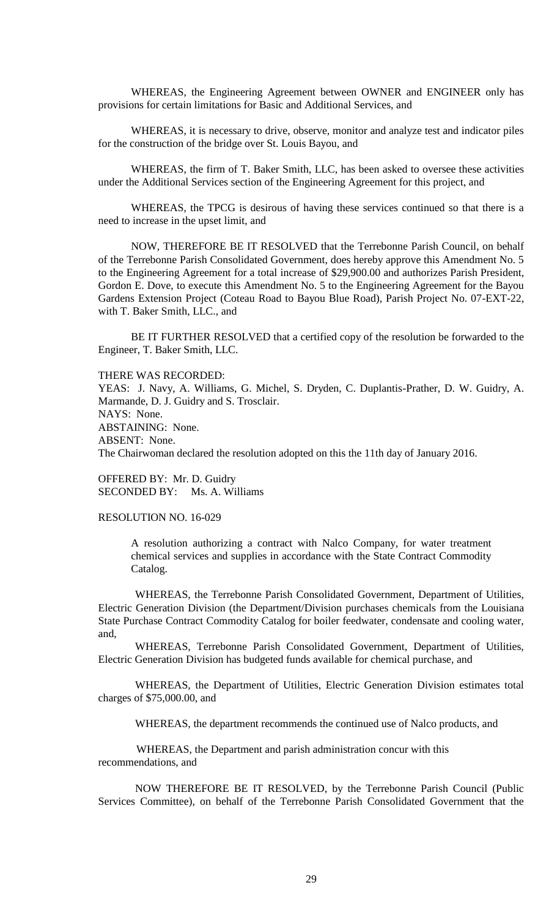WHEREAS, the Engineering Agreement between OWNER and ENGINEER only has provisions for certain limitations for Basic and Additional Services, and

WHEREAS, it is necessary to drive, observe, monitor and analyze test and indicator piles for the construction of the bridge over St. Louis Bayou, and

WHEREAS, the firm of T. Baker Smith, LLC, has been asked to oversee these activities under the Additional Services section of the Engineering Agreement for this project, and

WHEREAS, the TPCG is desirous of having these services continued so that there is a need to increase in the upset limit, and

NOW, THEREFORE BE IT RESOLVED that the Terrebonne Parish Council, on behalf of the Terrebonne Parish Consolidated Government, does hereby approve this Amendment No. 5 to the Engineering Agreement for a total increase of $29,900.00 and authorizes Parish President, Gordon E. Dove, to execute this Amendment No. 5 to the Engineering Agreement for the Bayou Gardens Extension Project (Coteau Road to Bayou Blue Road), Parish Project No. 07-EXT-22, with T. Baker Smith, LLC., and

BE IT FURTHER RESOLVED that a certified copy of the resolution be forwarded to the Engineer, T. Baker Smith, LLC.

THERE WAS RECORDED:
YEAS: J. Navy, A. Williams, G. Michel, S. Dryden, C. Duplantis-Prather, D. W. Guidry, A. Marmande, D. J. Guidry and S. Trosclair.
NAYS: None.
ABSTAINING: None.
ABSENT: None.
The Chairwoman declared the resolution adopted on this the 11th day of January 2016.

OFFERED BY: Mr. D. Guidry
SECONDED BY: Ms. A. Williams

RESOLUTION NO. 16-029

A resolution authorizing a contract with Nalco Company, for water treatment chemical services and supplies in accordance with the State Contract Commodity Catalog.

WHEREAS, the Terrebonne Parish Consolidated Government, Department of Utilities, Electric Generation Division (the Department/Division purchases chemicals from the Louisiana State Purchase Contract Commodity Catalog for boiler feedwater, condensate and cooling water, and,

WHEREAS, Terrebonne Parish Consolidated Government, Department of Utilities, Electric Generation Division has budgeted funds available for chemical purchase, and

WHEREAS, the Department of Utilities, Electric Generation Division estimates total charges of $75,000.00, and

WHEREAS, the department recommends the continued use of Nalco products, and

WHEREAS, the Department and parish administration concur with this recommendations, and

NOW THEREFORE BE IT RESOLVED, by the Terrebonne Parish Council (Public Services Committee), on behalf of the Terrebonne Parish Consolidated Government that the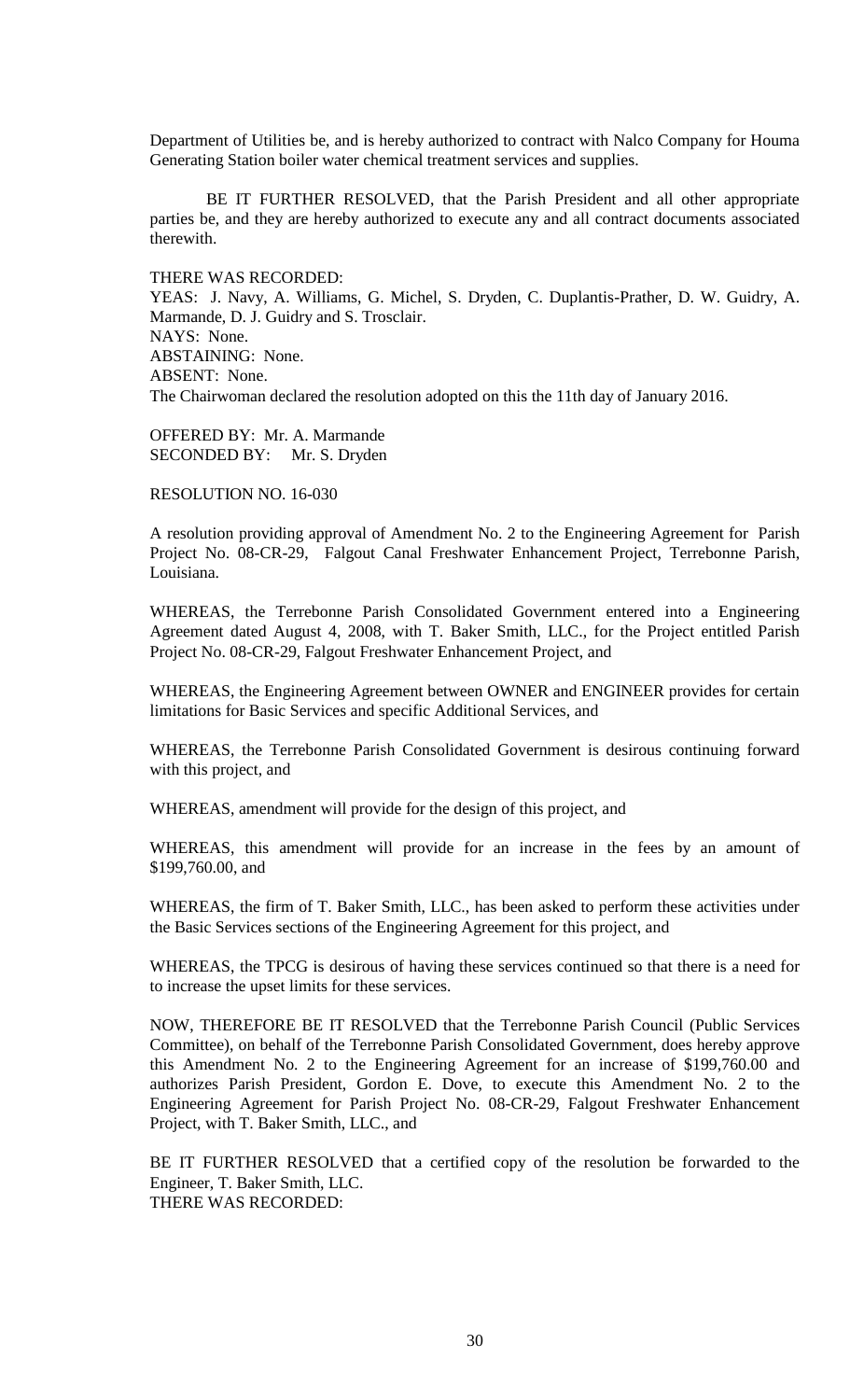Department of Utilities be, and is hereby authorized to contract with Nalco Company for Houma Generating Station boiler water chemical treatment services and supplies.

BE IT FURTHER RESOLVED, that the Parish President and all other appropriate parties be, and they are hereby authorized to execute any and all contract documents associated therewith.

THERE WAS RECORDED:
YEAS: J. Navy, A. Williams, G. Michel, S. Dryden, C. Duplantis-Prather, D. W. Guidry, A. Marmande, D. J. Guidry and S. Trosclair.
NAYS: None.
ABSTAINING: None.
ABSENT: None.
The Chairwoman declared the resolution adopted on this the 11th day of January 2016.

OFFERED BY: Mr. A. Marmande
SECONDED BY: Mr. S. Dryden

RESOLUTION NO. 16-030

A resolution providing approval of Amendment No. 2 to the Engineering Agreement for Parish Project No. 08-CR-29, Falgout Canal Freshwater Enhancement Project, Terrebonne Parish, Louisiana.

WHEREAS, the Terrebonne Parish Consolidated Government entered into a Engineering Agreement dated August 4, 2008, with T. Baker Smith, LLC., for the Project entitled Parish Project No. 08-CR-29, Falgout Freshwater Enhancement Project, and

WHEREAS, the Engineering Agreement between OWNER and ENGINEER provides for certain limitations for Basic Services and specific Additional Services, and

WHEREAS, the Terrebonne Parish Consolidated Government is desirous continuing forward with this project, and

WHEREAS, amendment will provide for the design of this project, and

WHEREAS, this amendment will provide for an increase in the fees by an amount of $199,760.00, and

WHEREAS, the firm of T. Baker Smith, LLC., has been asked to perform these activities under the Basic Services sections of the Engineering Agreement for this project, and

WHEREAS, the TPCG is desirous of having these services continued so that there is a need for to increase the upset limits for these services.

NOW, THEREFORE BE IT RESOLVED that the Terrebonne Parish Council (Public Services Committee), on behalf of the Terrebonne Parish Consolidated Government, does hereby approve this Amendment No. 2 to the Engineering Agreement for an increase of $199,760.00 and authorizes Parish President, Gordon E. Dove, to execute this Amendment No. 2 to the Engineering Agreement for Parish Project No. 08-CR-29, Falgout Freshwater Enhancement Project, with T. Baker Smith, LLC., and

BE IT FURTHER RESOLVED that a certified copy of the resolution be forwarded to the Engineer, T. Baker Smith, LLC.
THERE WAS RECORDED: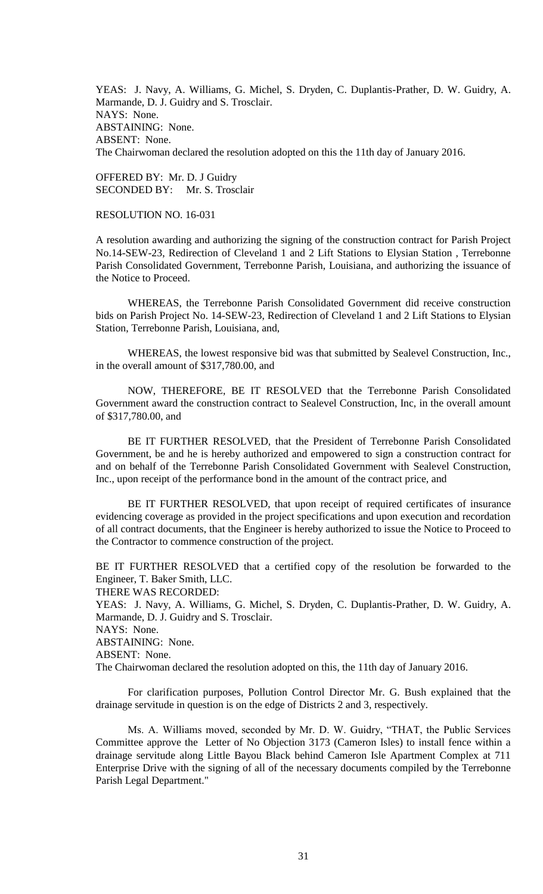YEAS: J. Navy, A. Williams, G. Michel, S. Dryden, C. Duplantis-Prather, D. W. Guidry, A. Marmande, D. J. Guidry and S. Trosclair.
NAYS: None.
ABSTAINING: None.
ABSENT: None.
The Chairwoman declared the resolution adopted on this the 11th day of January 2016.

OFFERED BY: Mr. D. J Guidry
SECONDED BY: Mr. S. Trosclair

RESOLUTION NO. 16-031

A resolution awarding and authorizing the signing of the construction contract for Parish Project No.14-SEW-23, Redirection of Cleveland 1 and 2 Lift Stations to Elysian Station , Terrebonne Parish Consolidated Government, Terrebonne Parish, Louisiana, and authorizing the issuance of the Notice to Proceed.

WHEREAS, the Terrebonne Parish Consolidated Government did receive construction bids on Parish Project No. 14-SEW-23, Redirection of Cleveland 1 and 2 Lift Stations to Elysian Station, Terrebonne Parish, Louisiana, and,

WHEREAS, the lowest responsive bid was that submitted by Sealevel Construction, Inc., in the overall amount of $317,780.00, and

NOW, THEREFORE, BE IT RESOLVED that the Terrebonne Parish Consolidated Government award the construction contract to Sealevel Construction, Inc, in the overall amount of $317,780.00, and

BE IT FURTHER RESOLVED, that the President of Terrebonne Parish Consolidated Government, be and he is hereby authorized and empowered to sign a construction contract for and on behalf of the Terrebonne Parish Consolidated Government with Sealevel Construction, Inc., upon receipt of the performance bond in the amount of the contract price, and

BE IT FURTHER RESOLVED, that upon receipt of required certificates of insurance evidencing coverage as provided in the project specifications and upon execution and recordation of all contract documents, that the Engineer is hereby authorized to issue the Notice to Proceed to the Contractor to commence construction of the project.

BE IT FURTHER RESOLVED that a certified copy of the resolution be forwarded to the Engineer, T. Baker Smith, LLC.
THERE WAS RECORDED:
YEAS: J. Navy, A. Williams, G. Michel, S. Dryden, C. Duplantis-Prather, D. W. Guidry, A. Marmande, D. J. Guidry and S. Trosclair.
NAYS: None.
ABSTAINING: None.
ABSENT: None.
The Chairwoman declared the resolution adopted on this, the 11th day of January 2016.

For clarification purposes, Pollution Control Director Mr. G. Bush explained that the drainage servitude in question is on the edge of Districts 2 and 3, respectively.

Ms. A. Williams moved, seconded by Mr. D. W. Guidry, "THAT, the Public Services Committee approve the Letter of No Objection 3173 (Cameron Isles) to install fence within a drainage servitude along Little Bayou Black behind Cameron Isle Apartment Complex at 711 Enterprise Drive with the signing of all of the necessary documents compiled by the Terrebonne Parish Legal Department."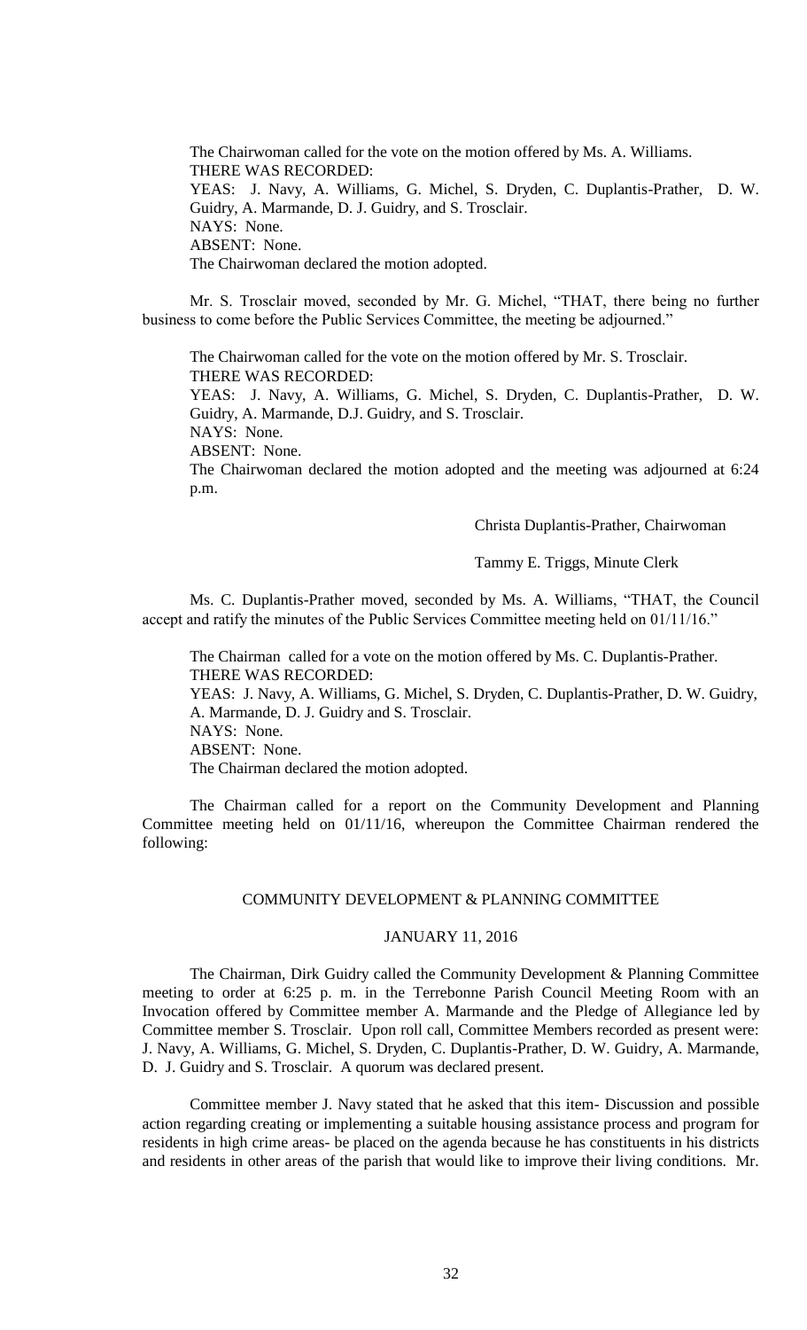The Chairwoman called for the vote on the motion offered by Ms. A. Williams.
THERE WAS RECORDED:
YEAS: J. Navy, A. Williams, G. Michel, S. Dryden, C. Duplantis-Prather, D. W. Guidry, A. Marmande, D. J. Guidry, and S. Trosclair.
NAYS: None.
ABSENT: None.
The Chairwoman declared the motion adopted.

Mr. S. Trosclair moved, seconded by Mr. G. Michel, "THAT, there being no further business to come before the Public Services Committee, the meeting be adjourned."

The Chairwoman called for the vote on the motion offered by Mr. S. Trosclair.
THERE WAS RECORDED:
YEAS: J. Navy, A. Williams, G. Michel, S. Dryden, C. Duplantis-Prather, D. W. Guidry, A. Marmande, D.J. Guidry, and S. Trosclair.
NAYS: None.
ABSENT: None.
The Chairwoman declared the motion adopted and the meeting was adjourned at 6:24 p.m.

Christa Duplantis-Prather, Chairwoman

Tammy E. Triggs, Minute Clerk

Ms. C. Duplantis-Prather moved, seconded by Ms. A. Williams, "THAT, the Council accept and ratify the minutes of the Public Services Committee meeting held on 01/11/16."

The Chairman called for a vote on the motion offered by Ms. C. Duplantis-Prather.
THERE WAS RECORDED:
YEAS: J. Navy, A. Williams, G. Michel, S. Dryden, C. Duplantis-Prather, D. W. Guidry, A. Marmande, D. J. Guidry and S. Trosclair.
NAYS: None.
ABSENT: None.
The Chairman declared the motion adopted.

The Chairman called for a report on the Community Development and Planning Committee meeting held on 01/11/16, whereupon the Committee Chairman rendered the following:

## COMMUNITY DEVELOPMENT & PLANNING COMMITTEE

### JANUARY 11, 2016

The Chairman, Dirk Guidry called the Community Development & Planning Committee meeting to order at 6:25 p. m. in the Terrebonne Parish Council Meeting Room with an Invocation offered by Committee member A. Marmande and the Pledge of Allegiance led by Committee member S. Trosclair. Upon roll call, Committee Members recorded as present were: J. Navy, A. Williams, G. Michel, S. Dryden, C. Duplantis-Prather, D. W. Guidry, A. Marmande, D. J. Guidry and S. Trosclair. A quorum was declared present.

Committee member J. Navy stated that he asked that this item- Discussion and possible action regarding creating or implementing a suitable housing assistance process and program for residents in high crime areas- be placed on the agenda because he has constituents in his districts and residents in other areas of the parish that would like to improve their living conditions. Mr.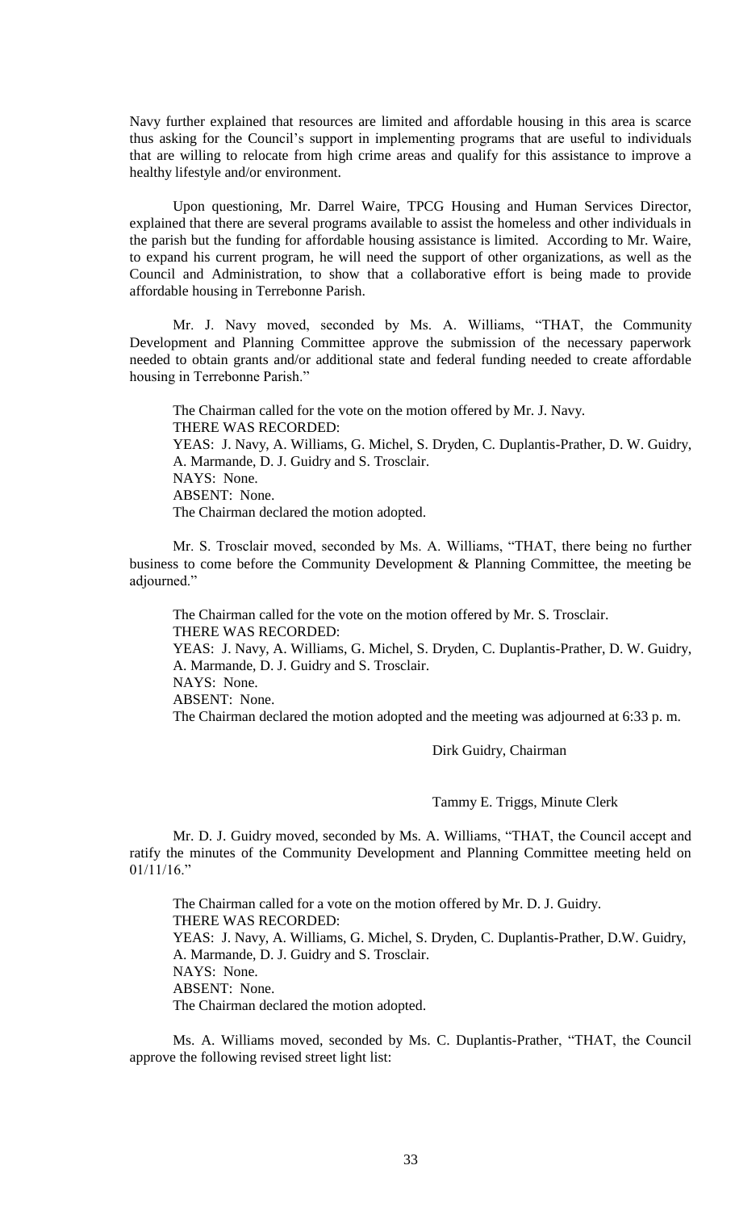Navy further explained that resources are limited and affordable housing in this area is scarce thus asking for the Council's support in implementing programs that are useful to individuals that are willing to relocate from high crime areas and qualify for this assistance to improve a healthy lifestyle and/or environment.

Upon questioning, Mr. Darrel Waire, TPCG Housing and Human Services Director, explained that there are several programs available to assist the homeless and other individuals in the parish but the funding for affordable housing assistance is limited. According to Mr. Waire, to expand his current program, he will need the support of other organizations, as well as the Council and Administration, to show that a collaborative effort is being made to provide affordable housing in Terrebonne Parish.

Mr. J. Navy moved, seconded by Ms. A. Williams, "THAT, the Community Development and Planning Committee approve the submission of the necessary paperwork needed to obtain grants and/or additional state and federal funding needed to create affordable housing in Terrebonne Parish."

The Chairman called for the vote on the motion offered by Mr. J. Navy.
THERE WAS RECORDED:
YEAS: J. Navy, A. Williams, G. Michel, S. Dryden, C. Duplantis-Prather, D. W. Guidry, A. Marmande, D. J. Guidry and S. Trosclair.
NAYS: None.
ABSENT: None.
The Chairman declared the motion adopted.

Mr. S. Trosclair moved, seconded by Ms. A. Williams, "THAT, there being no further business to come before the Community Development & Planning Committee, the meeting be adjourned."

The Chairman called for the vote on the motion offered by Mr. S. Trosclair.
THERE WAS RECORDED:
YEAS: J. Navy, A. Williams, G. Michel, S. Dryden, C. Duplantis-Prather, D. W. Guidry, A. Marmande, D. J. Guidry and S. Trosclair.
NAYS: None.
ABSENT: None.
The Chairman declared the motion adopted and the meeting was adjourned at 6:33 p. m.

Dirk Guidry, Chairman

Tammy E. Triggs, Minute Clerk

Mr. D. J. Guidry moved, seconded by Ms. A. Williams, "THAT, the Council accept and ratify the minutes of the Community Development and Planning Committee meeting held on 01/11/16."

The Chairman called for a vote on the motion offered by Mr. D. J. Guidry.
THERE WAS RECORDED:
YEAS: J. Navy, A. Williams, G. Michel, S. Dryden, C. Duplantis-Prather, D.W. Guidry, A. Marmande, D. J. Guidry and S. Trosclair.
NAYS: None.
ABSENT: None.
The Chairman declared the motion adopted.

Ms. A. Williams moved, seconded by Ms. C. Duplantis-Prather, "THAT, the Council approve the following revised street light list: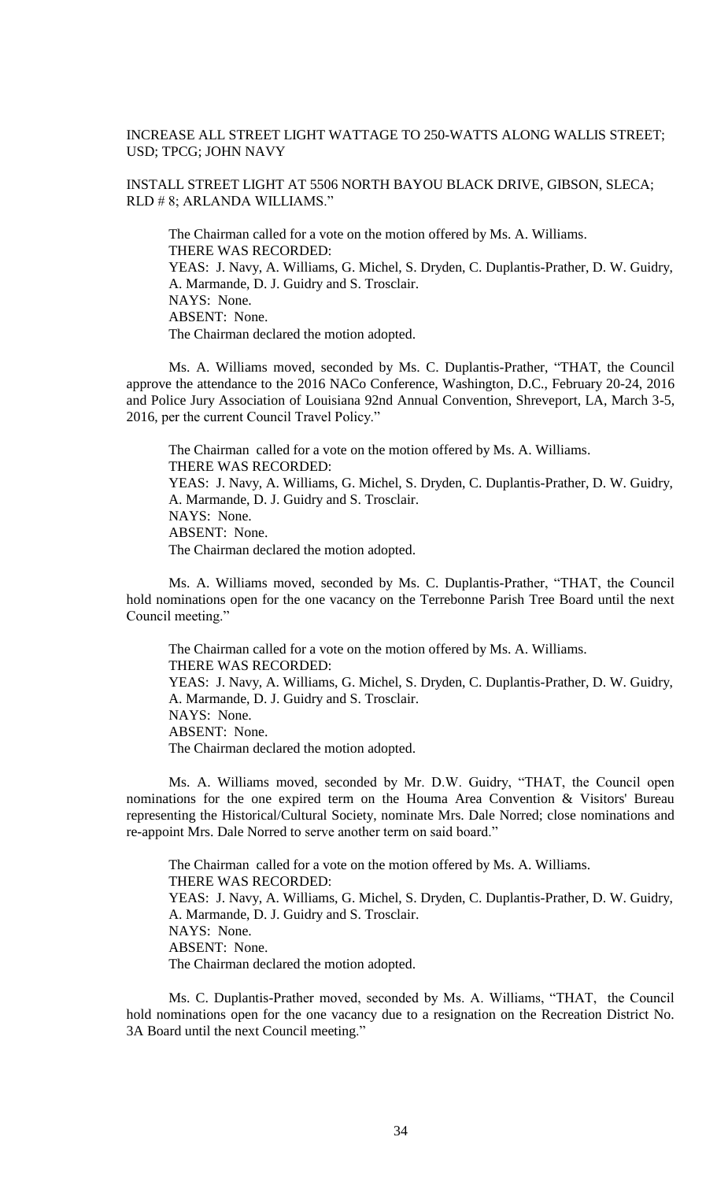INCREASE ALL STREET LIGHT WATTAGE TO 250-WATTS ALONG WALLIS STREET; USD; TPCG; JOHN NAVY

INSTALL STREET LIGHT AT 5506 NORTH BAYOU BLACK DRIVE, GIBSON, SLECA; RLD # 8; ARLANDA WILLIAMS."

The Chairman called for a vote on the motion offered by Ms. A. Williams.
THERE WAS RECORDED:
YEAS: J. Navy, A. Williams, G. Michel, S. Dryden, C. Duplantis-Prather, D. W. Guidry, A. Marmande, D. J. Guidry and S. Trosclair.
NAYS: None.
ABSENT: None.
The Chairman declared the motion adopted.

Ms. A. Williams moved, seconded by Ms. C. Duplantis-Prather, "THAT, the Council approve the attendance to the 2016 NACo Conference, Washington, D.C., February 20-24, 2016 and Police Jury Association of Louisiana 92nd Annual Convention, Shreveport, LA, March 3-5, 2016, per the current Council Travel Policy."

The Chairman called for a vote on the motion offered by Ms. A. Williams.
THERE WAS RECORDED:
YEAS: J. Navy, A. Williams, G. Michel, S. Dryden, C. Duplantis-Prather, D. W. Guidry, A. Marmande, D. J. Guidry and S. Trosclair.
NAYS: None.
ABSENT: None.
The Chairman declared the motion adopted.

Ms. A. Williams moved, seconded by Ms. C. Duplantis-Prather, "THAT, the Council hold nominations open for the one vacancy on the Terrebonne Parish Tree Board until the next Council meeting."

The Chairman called for a vote on the motion offered by Ms. A. Williams.
THERE WAS RECORDED:
YEAS: J. Navy, A. Williams, G. Michel, S. Dryden, C. Duplantis-Prather, D. W. Guidry, A. Marmande, D. J. Guidry and S. Trosclair.
NAYS: None.
ABSENT: None.
The Chairman declared the motion adopted.

Ms. A. Williams moved, seconded by Mr. D.W. Guidry, "THAT, the Council open nominations for the one expired term on the Houma Area Convention & Visitors' Bureau representing the Historical/Cultural Society, nominate Mrs. Dale Norred; close nominations and re-appoint Mrs. Dale Norred to serve another term on said board."

The Chairman called for a vote on the motion offered by Ms. A. Williams.
THERE WAS RECORDED:
YEAS: J. Navy, A. Williams, G. Michel, S. Dryden, C. Duplantis-Prather, D. W. Guidry, A. Marmande, D. J. Guidry and S. Trosclair.
NAYS: None.
ABSENT: None.
The Chairman declared the motion adopted.

Ms. C. Duplantis-Prather moved, seconded by Ms. A. Williams, "THAT, the Council hold nominations open for the one vacancy due to a resignation on the Recreation District No. 3A Board until the next Council meeting."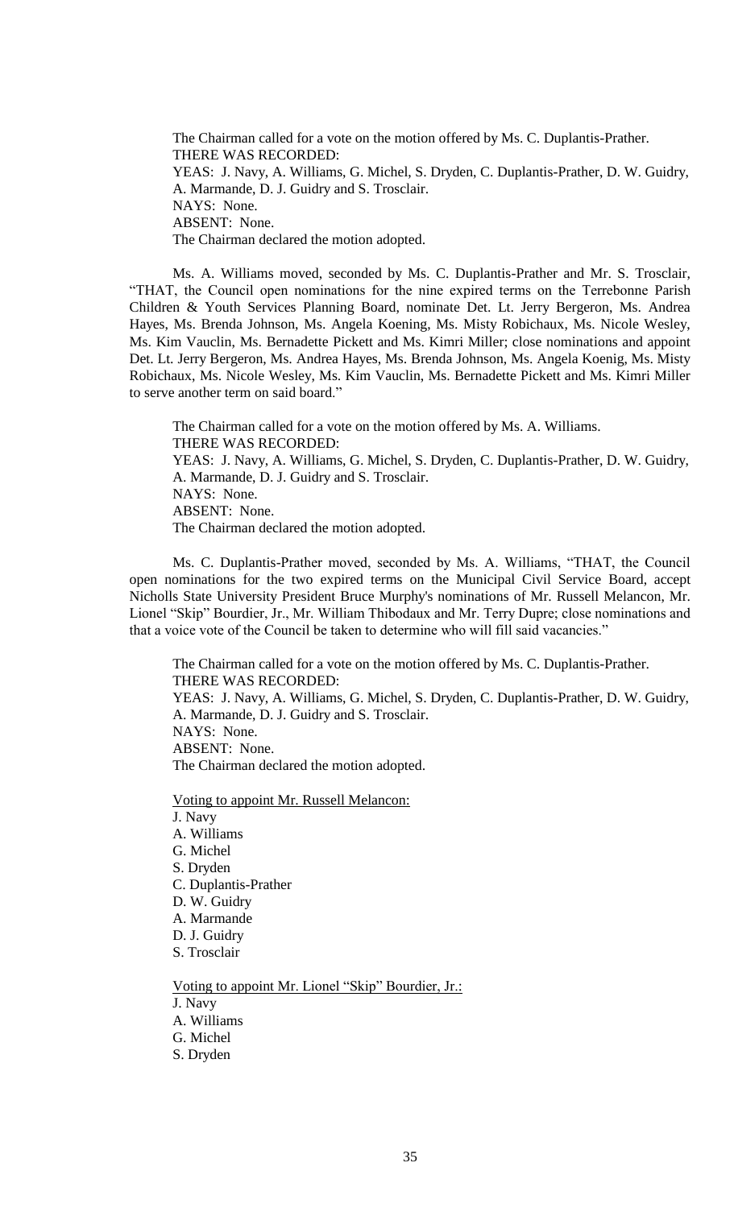The Chairman called for a vote on the motion offered by Ms. C. Duplantis-Prather.
THERE WAS RECORDED:
YEAS: J. Navy, A. Williams, G. Michel, S. Dryden, C. Duplantis-Prather, D. W. Guidry, A. Marmande, D. J. Guidry and S. Trosclair.
NAYS: None.
ABSENT: None.
The Chairman declared the motion adopted.

Ms. A. Williams moved, seconded by Ms. C. Duplantis-Prather and Mr. S. Trosclair, "THAT, the Council open nominations for the nine expired terms on the Terrebonne Parish Children & Youth Services Planning Board, nominate Det. Lt. Jerry Bergeron, Ms. Andrea Hayes, Ms. Brenda Johnson, Ms. Angela Koening, Ms. Misty Robichaux, Ms. Nicole Wesley, Ms. Kim Vauclin, Ms. Bernadette Pickett and Ms. Kimri Miller; close nominations and appoint Det. Lt. Jerry Bergeron, Ms. Andrea Hayes, Ms. Brenda Johnson, Ms. Angela Koenig, Ms. Misty Robichaux, Ms. Nicole Wesley, Ms. Kim Vauclin, Ms. Bernadette Pickett and Ms. Kimri Miller to serve another term on said board."

The Chairman called for a vote on the motion offered by Ms. A. Williams.
THERE WAS RECORDED:
YEAS: J. Navy, A. Williams, G. Michel, S. Dryden, C. Duplantis-Prather, D. W. Guidry, A. Marmande, D. J. Guidry and S. Trosclair.
NAYS: None.
ABSENT: None.
The Chairman declared the motion adopted.

Ms. C. Duplantis-Prather moved, seconded by Ms. A. Williams, "THAT, the Council open nominations for the two expired terms on the Municipal Civil Service Board, accept Nicholls State University President Bruce Murphy's nominations of Mr. Russell Melancon, Mr. Lionel "Skip" Bourdier, Jr., Mr. William Thibodaux and Mr. Terry Dupre; close nominations and that a voice vote of the Council be taken to determine who will fill said vacancies."

The Chairman called for a vote on the motion offered by Ms. C. Duplantis-Prather.
THERE WAS RECORDED:
YEAS: J. Navy, A. Williams, G. Michel, S. Dryden, C. Duplantis-Prather, D. W. Guidry, A. Marmande, D. J. Guidry and S. Trosclair.
NAYS: None.
ABSENT: None.
The Chairman declared the motion adopted.

Voting to appoint Mr. Russell Melancon:
J. Navy
A. Williams
G. Michel
S. Dryden
C. Duplantis-Prather
D. W. Guidry
A. Marmande
D. J. Guidry
S. Trosclair

Voting to appoint Mr. Lionel "Skip" Bourdier, Jr.:
J. Navy
A. Williams
G. Michel
S. Dryden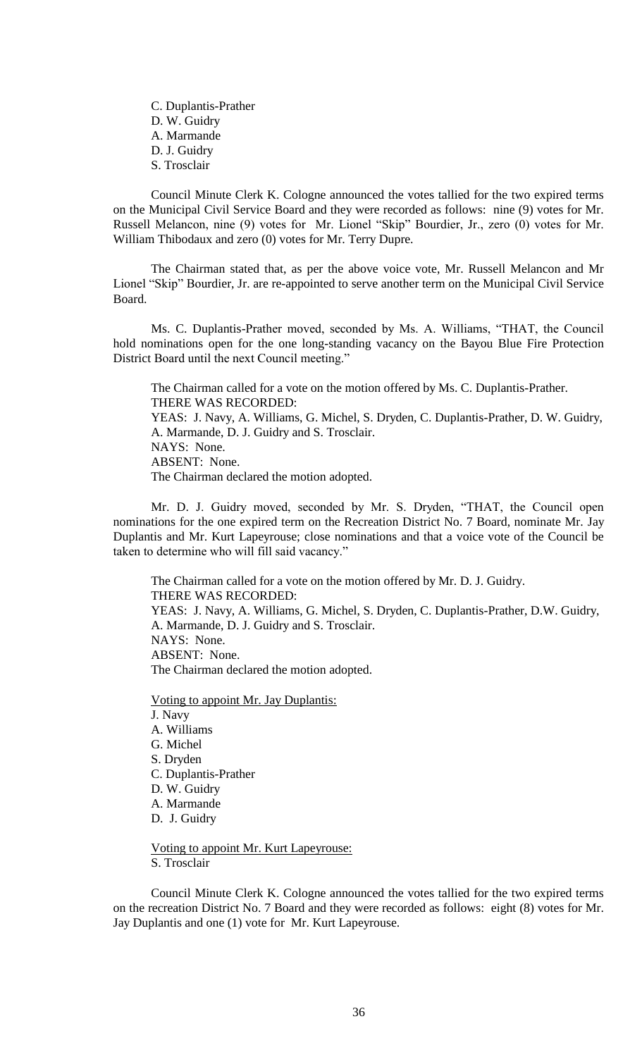C. Duplantis-Prather
D. W. Guidry
A. Marmande
D. J. Guidry
S. Trosclair

Council Minute Clerk K. Cologne announced the votes tallied for the two expired terms on the Municipal Civil Service Board and they were recorded as follows: nine (9) votes for Mr. Russell Melancon, nine (9) votes for Mr. Lionel "Skip" Bourdier, Jr., zero (0) votes for Mr. William Thibodaux and zero (0) votes for Mr. Terry Dupre.

The Chairman stated that, as per the above voice vote, Mr. Russell Melancon and Mr Lionel "Skip" Bourdier, Jr. are re-appointed to serve another term on the Municipal Civil Service Board.

Ms. C. Duplantis-Prather moved, seconded by Ms. A. Williams, "THAT, the Council hold nominations open for the one long-standing vacancy on the Bayou Blue Fire Protection District Board until the next Council meeting."

The Chairman called for a vote on the motion offered by Ms. C. Duplantis-Prather.
THERE WAS RECORDED:
YEAS: J. Navy, A. Williams, G. Michel, S. Dryden, C. Duplantis-Prather, D. W. Guidry, A. Marmande, D. J. Guidry and S. Trosclair.
NAYS: None.
ABSENT: None.
The Chairman declared the motion adopted.

Mr. D. J. Guidry moved, seconded by Mr. S. Dryden, "THAT, the Council open nominations for the one expired term on the Recreation District No. 7 Board, nominate Mr. Jay Duplantis and Mr. Kurt Lapeyrouse; close nominations and that a voice vote of the Council be taken to determine who will fill said vacancy."

The Chairman called for a vote on the motion offered by Mr. D. J. Guidry.
THERE WAS RECORDED:
YEAS: J. Navy, A. Williams, G. Michel, S. Dryden, C. Duplantis-Prather, D.W. Guidry, A. Marmande, D. J. Guidry and S. Trosclair.
NAYS: None.
ABSENT: None.
The Chairman declared the motion adopted.

Voting to appoint Mr. Jay Duplantis:
J. Navy
A. Williams
G. Michel
S. Dryden
C. Duplantis-Prather
D. W. Guidry
A. Marmande
D. J. Guidry

Voting to appoint Mr. Kurt Lapeyrouse:
S. Trosclair

Council Minute Clerk K. Cologne announced the votes tallied for the two expired terms on the recreation District No. 7 Board and they were recorded as follows: eight (8) votes for Mr. Jay Duplantis and one (1) vote for Mr. Kurt Lapeyrouse.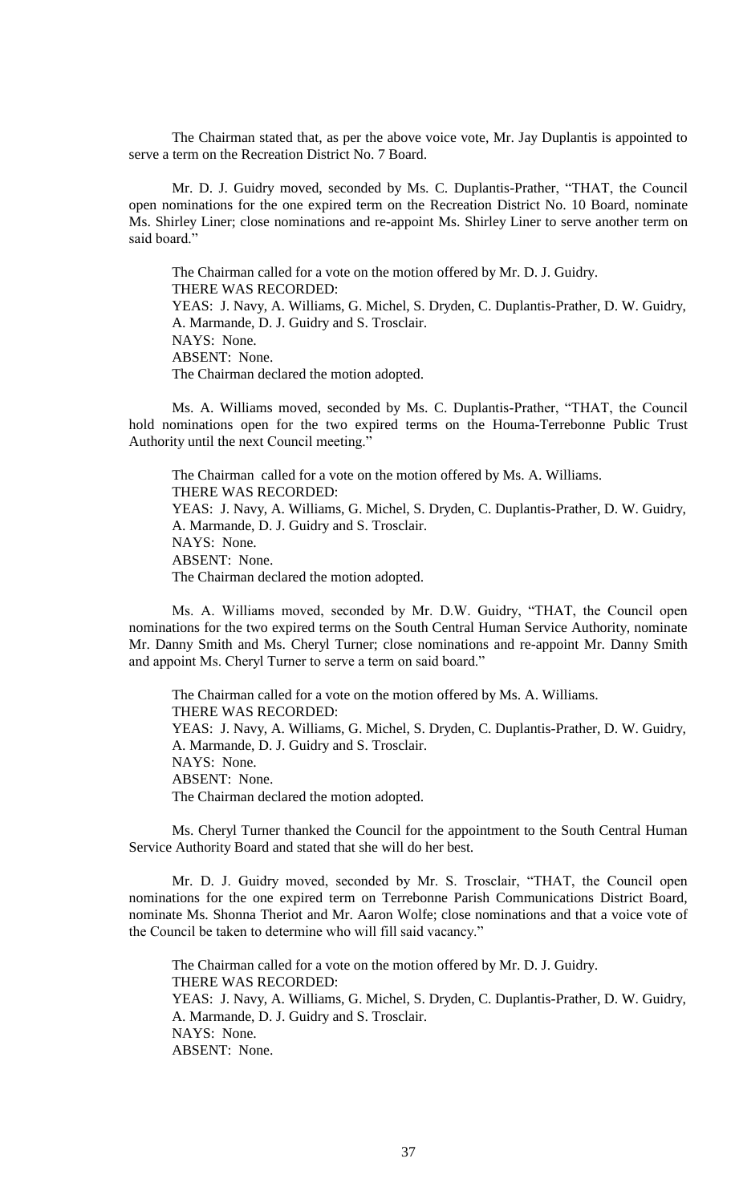The Chairman stated that, as per the above voice vote, Mr. Jay Duplantis is appointed to serve a term on the Recreation District No. 7 Board.

Mr. D. J. Guidry moved, seconded by Ms. C. Duplantis-Prather, "THAT, the Council open nominations for the one expired term on the Recreation District No. 10 Board, nominate Ms. Shirley Liner; close nominations and re-appoint Ms. Shirley Liner to serve another term on said board."

The Chairman called for a vote on the motion offered by Mr. D. J. Guidry.
THERE WAS RECORDED:
YEAS: J. Navy, A. Williams, G. Michel, S. Dryden, C. Duplantis-Prather, D. W. Guidry, A. Marmande, D. J. Guidry and S. Trosclair.
NAYS: None.
ABSENT: None.
The Chairman declared the motion adopted.

Ms. A. Williams moved, seconded by Ms. C. Duplantis-Prather, "THAT, the Council hold nominations open for the two expired terms on the Houma-Terrebonne Public Trust Authority until the next Council meeting."

The Chairman called for a vote on the motion offered by Ms. A. Williams.
THERE WAS RECORDED:
YEAS: J. Navy, A. Williams, G. Michel, S. Dryden, C. Duplantis-Prather, D. W. Guidry, A. Marmande, D. J. Guidry and S. Trosclair.
NAYS: None.
ABSENT: None.
The Chairman declared the motion adopted.

Ms. A. Williams moved, seconded by Mr. D.W. Guidry, "THAT, the Council open nominations for the two expired terms on the South Central Human Service Authority, nominate Mr. Danny Smith and Ms. Cheryl Turner; close nominations and re-appoint Mr. Danny Smith and appoint Ms. Cheryl Turner to serve a term on said board."

The Chairman called for a vote on the motion offered by Ms. A. Williams.
THERE WAS RECORDED:
YEAS: J. Navy, A. Williams, G. Michel, S. Dryden, C. Duplantis-Prather, D. W. Guidry, A. Marmande, D. J. Guidry and S. Trosclair.
NAYS: None.
ABSENT: None.
The Chairman declared the motion adopted.

Ms. Cheryl Turner thanked the Council for the appointment to the South Central Human Service Authority Board and stated that she will do her best.

Mr. D. J. Guidry moved, seconded by Mr. S. Trosclair, "THAT, the Council open nominations for the one expired term on Terrebonne Parish Communications District Board, nominate Ms. Shonna Theriot and Mr. Aaron Wolfe; close nominations and that a voice vote of the Council be taken to determine who will fill said vacancy."

The Chairman called for a vote on the motion offered by Mr. D. J. Guidry.
THERE WAS RECORDED:
YEAS: J. Navy, A. Williams, G. Michel, S. Dryden, C. Duplantis-Prather, D. W. Guidry, A. Marmande, D. J. Guidry and S. Trosclair.
NAYS: None.
ABSENT: None.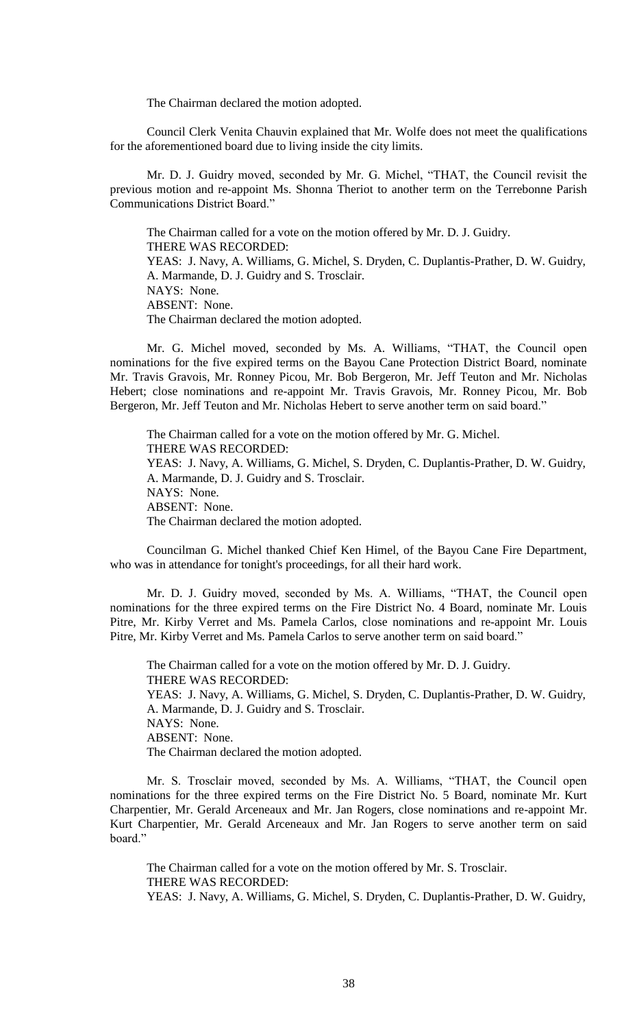The Chairman declared the motion adopted.

Council Clerk Venita Chauvin explained that Mr. Wolfe does not meet the qualifications for the aforementioned board due to living inside the city limits.

Mr. D. J. Guidry moved, seconded by Mr. G. Michel, "THAT, the Council revisit the previous motion and re-appoint Ms. Shonna Theriot to another term on the Terrebonne Parish Communications District Board."

The Chairman called for a vote on the motion offered by Mr. D. J. Guidry.
THERE WAS RECORDED:
YEAS: J. Navy, A. Williams, G. Michel, S. Dryden, C. Duplantis-Prather, D. W. Guidry, A. Marmande, D. J. Guidry and S. Trosclair.
NAYS: None.
ABSENT: None.
The Chairman declared the motion adopted.

Mr. G. Michel moved, seconded by Ms. A. Williams, "THAT, the Council open nominations for the five expired terms on the Bayou Cane Protection District Board, nominate Mr. Travis Gravois, Mr. Ronney Picou, Mr. Bob Bergeron, Mr. Jeff Teuton and Mr. Nicholas Hebert; close nominations and re-appoint Mr. Travis Gravois, Mr. Ronney Picou, Mr. Bob Bergeron, Mr. Jeff Teuton and Mr. Nicholas Hebert to serve another term on said board."

The Chairman called for a vote on the motion offered by Mr. G. Michel.
THERE WAS RECORDED:
YEAS: J. Navy, A. Williams, G. Michel, S. Dryden, C. Duplantis-Prather, D. W. Guidry, A. Marmande, D. J. Guidry and S. Trosclair.
NAYS: None.
ABSENT: None.
The Chairman declared the motion adopted.

Councilman G. Michel thanked Chief Ken Himel, of the Bayou Cane Fire Department, who was in attendance for tonight's proceedings, for all their hard work.

Mr. D. J. Guidry moved, seconded by Ms. A. Williams, "THAT, the Council open nominations for the three expired terms on the Fire District No. 4 Board, nominate Mr. Louis Pitre, Mr. Kirby Verret and Ms. Pamela Carlos, close nominations and re-appoint Mr. Louis Pitre, Mr. Kirby Verret and Ms. Pamela Carlos to serve another term on said board."

The Chairman called for a vote on the motion offered by Mr. D. J. Guidry.
THERE WAS RECORDED:
YEAS: J. Navy, A. Williams, G. Michel, S. Dryden, C. Duplantis-Prather, D. W. Guidry, A. Marmande, D. J. Guidry and S. Trosclair.
NAYS: None.
ABSENT: None.
The Chairman declared the motion adopted.

Mr. S. Trosclair moved, seconded by Ms. A. Williams, "THAT, the Council open nominations for the three expired terms on the Fire District No. 5 Board, nominate Mr. Kurt Charpentier, Mr. Gerald Arceneaux and Mr. Jan Rogers, close nominations and re-appoint Mr. Kurt Charpentier, Mr. Gerald Arceneaux and Mr. Jan Rogers to serve another term on said board."

The Chairman called for a vote on the motion offered by Mr. S. Trosclair.
THERE WAS RECORDED:
YEAS: J. Navy, A. Williams, G. Michel, S. Dryden, C. Duplantis-Prather, D. W. Guidry,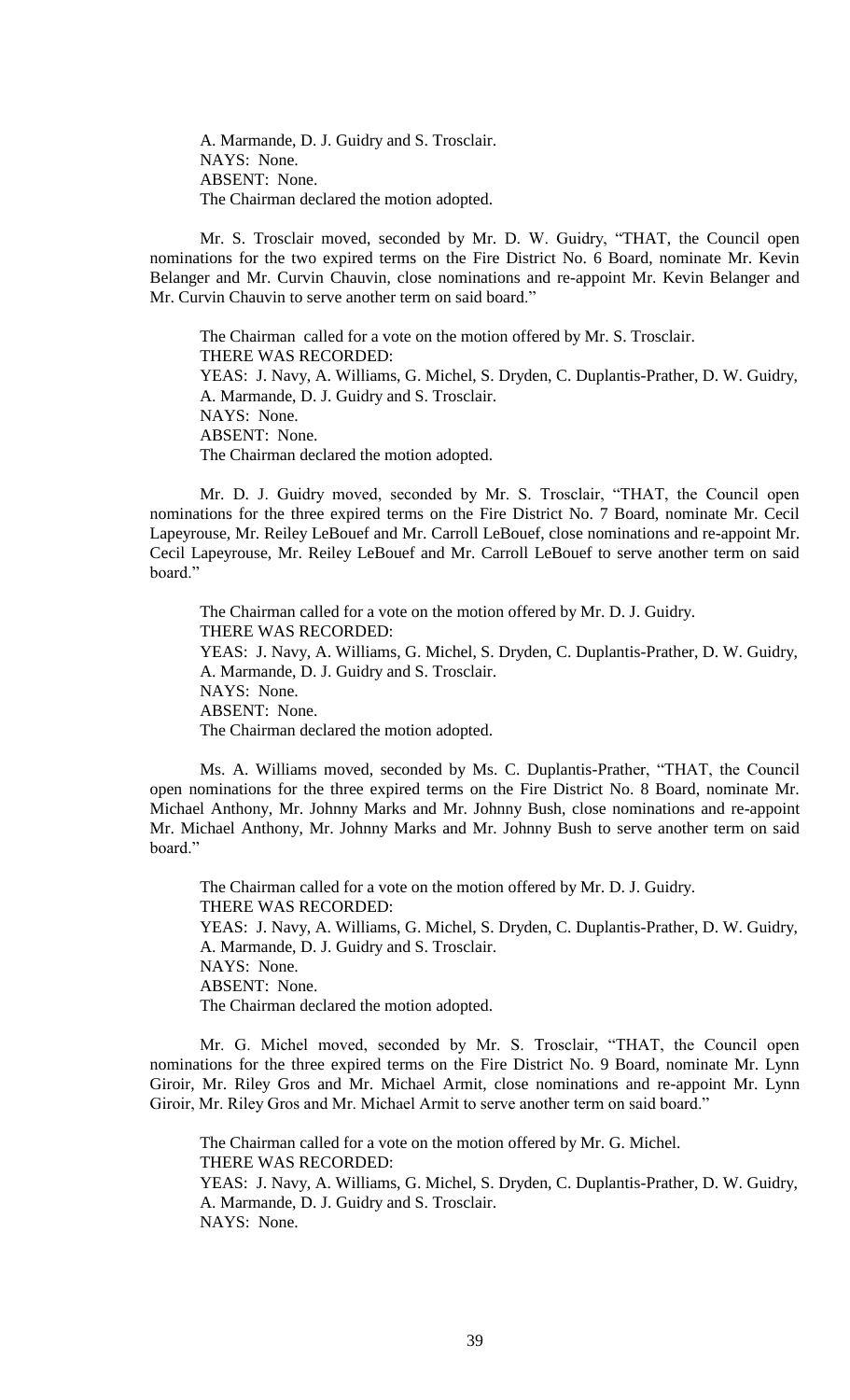A. Marmande, D. J. Guidry and S. Trosclair.
NAYS: None.
ABSENT: None.
The Chairman declared the motion adopted.

Mr. S. Trosclair moved, seconded by Mr. D. W. Guidry, "THAT, the Council open nominations for the two expired terms on the Fire District No. 6 Board, nominate Mr. Kevin Belanger and Mr. Curvin Chauvin, close nominations and re-appoint Mr. Kevin Belanger and Mr. Curvin Chauvin to serve another term on said board."

The Chairman called for a vote on the motion offered by Mr. S. Trosclair.
THERE WAS RECORDED:
YEAS: J. Navy, A. Williams, G. Michel, S. Dryden, C. Duplantis-Prather, D. W. Guidry, A. Marmande, D. J. Guidry and S. Trosclair.
NAYS: None.
ABSENT: None.
The Chairman declared the motion adopted.

Mr. D. J. Guidry moved, seconded by Mr. S. Trosclair, "THAT, the Council open nominations for the three expired terms on the Fire District No. 7 Board, nominate Mr. Cecil Lapeyrouse, Mr. Reiley LeBouef and Mr. Carroll LeBouef, close nominations and re-appoint Mr. Cecil Lapeyrouse, Mr. Reiley LeBouef and Mr. Carroll LeBouef to serve another term on said board."

The Chairman called for a vote on the motion offered by Mr. D. J. Guidry.
THERE WAS RECORDED:
YEAS: J. Navy, A. Williams, G. Michel, S. Dryden, C. Duplantis-Prather, D. W. Guidry, A. Marmande, D. J. Guidry and S. Trosclair.
NAYS: None.
ABSENT: None.
The Chairman declared the motion adopted.

Ms. A. Williams moved, seconded by Ms. C. Duplantis-Prather, "THAT, the Council open nominations for the three expired terms on the Fire District No. 8 Board, nominate Mr. Michael Anthony, Mr. Johnny Marks and Mr. Johnny Bush, close nominations and re-appoint Mr. Michael Anthony, Mr. Johnny Marks and Mr. Johnny Bush to serve another term on said board."

The Chairman called for a vote on the motion offered by Mr. D. J. Guidry.
THERE WAS RECORDED:
YEAS: J. Navy, A. Williams, G. Michel, S. Dryden, C. Duplantis-Prather, D. W. Guidry, A. Marmande, D. J. Guidry and S. Trosclair.
NAYS: None.
ABSENT: None.
The Chairman declared the motion adopted.

Mr. G. Michel moved, seconded by Mr. S. Trosclair, "THAT, the Council open nominations for the three expired terms on the Fire District No. 9 Board, nominate Mr. Lynn Giroir, Mr. Riley Gros and Mr. Michael Armit, close nominations and re-appoint Mr. Lynn Giroir, Mr. Riley Gros and Mr. Michael Armit to serve another term on said board."

The Chairman called for a vote on the motion offered by Mr. G. Michel.
THERE WAS RECORDED:
YEAS: J. Navy, A. Williams, G. Michel, S. Dryden, C. Duplantis-Prather, D. W. Guidry, A. Marmande, D. J. Guidry and S. Trosclair.
NAYS: None.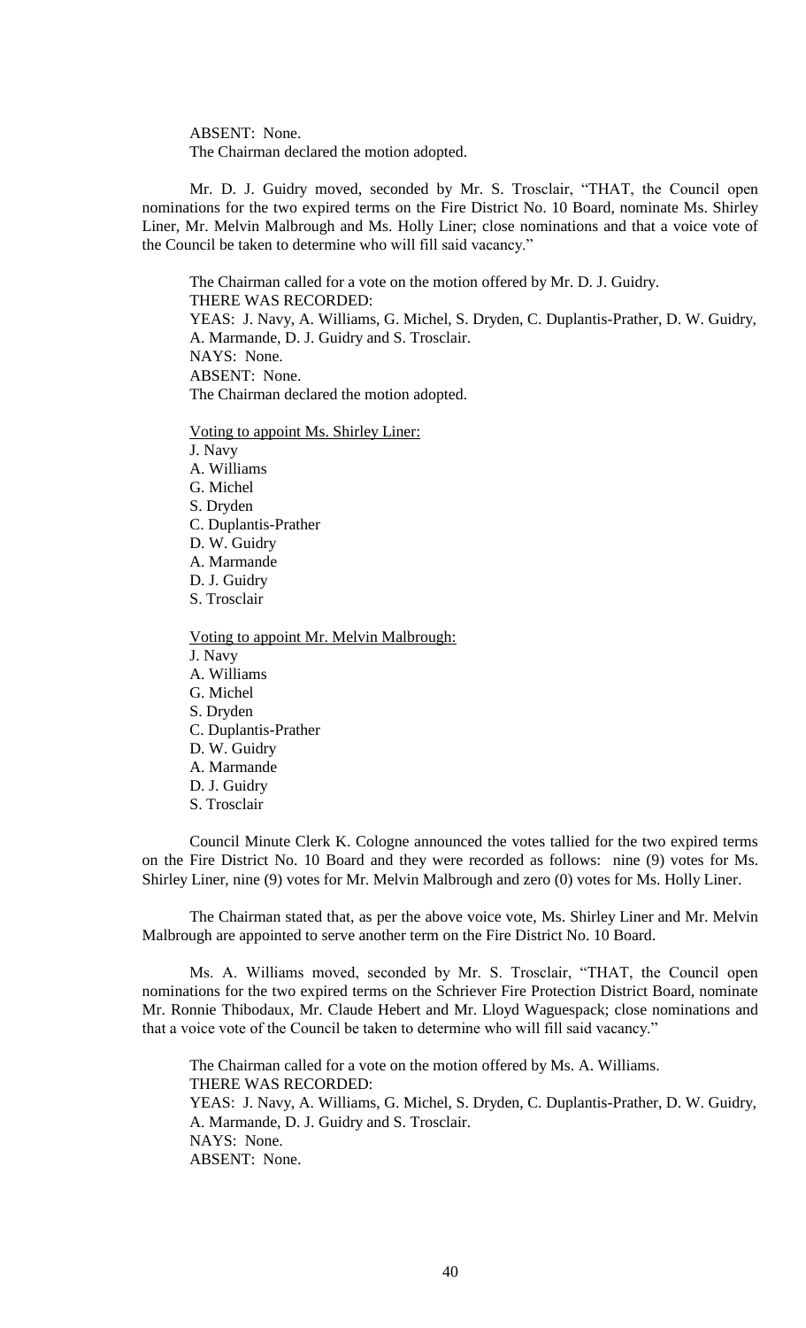ABSENT: None.
The Chairman declared the motion adopted.

Mr. D. J. Guidry moved, seconded by Mr. S. Trosclair, "THAT, the Council open nominations for the two expired terms on the Fire District No. 10 Board, nominate Ms. Shirley Liner, Mr. Melvin Malbrough and Ms. Holly Liner; close nominations and that a voice vote of the Council be taken to determine who will fill said vacancy."

The Chairman called for a vote on the motion offered by Mr. D. J. Guidry.
THERE WAS RECORDED:
YEAS: J. Navy, A. Williams, G. Michel, S. Dryden, C. Duplantis-Prather, D. W. Guidry, A. Marmande, D. J. Guidry and S. Trosclair.
NAYS: None.
ABSENT: None.
The Chairman declared the motion adopted.

<u>Voting to appoint Ms. Shirley Liner:</u>
J. Navy
A. Williams
G. Michel
S. Dryden
C. Duplantis-Prather
D. W. Guidry
A. Marmande
D. J. Guidry
S. Trosclair

<u>Voting to appoint Mr. Melvin Malbrough:</u>
J. Navy
A. Williams
G. Michel
S. Dryden
C. Duplantis-Prather
D. W. Guidry
A. Marmande
D. J. Guidry
S. Trosclair

Council Minute Clerk K. Cologne announced the votes tallied for the two expired terms on the Fire District No. 10 Board and they were recorded as follows: nine (9) votes for Ms. Shirley Liner, nine (9) votes for Mr. Melvin Malbrough and zero (0) votes for Ms. Holly Liner.

The Chairman stated that, as per the above voice vote, Ms. Shirley Liner and Mr. Melvin Malbrough are appointed to serve another term on the Fire District No. 10 Board.

Ms. A. Williams moved, seconded by Mr. S. Trosclair, "THAT, the Council open nominations for the two expired terms on the Schriever Fire Protection District Board, nominate Mr. Ronnie Thibodaux, Mr. Claude Hebert and Mr. Lloyd Waguespack; close nominations and that a voice vote of the Council be taken to determine who will fill said vacancy."

The Chairman called for a vote on the motion offered by Ms. A. Williams.
THERE WAS RECORDED:
YEAS: J. Navy, A. Williams, G. Michel, S. Dryden, C. Duplantis-Prather, D. W. Guidry, A. Marmande, D. J. Guidry and S. Trosclair.
NAYS: None.
ABSENT: None.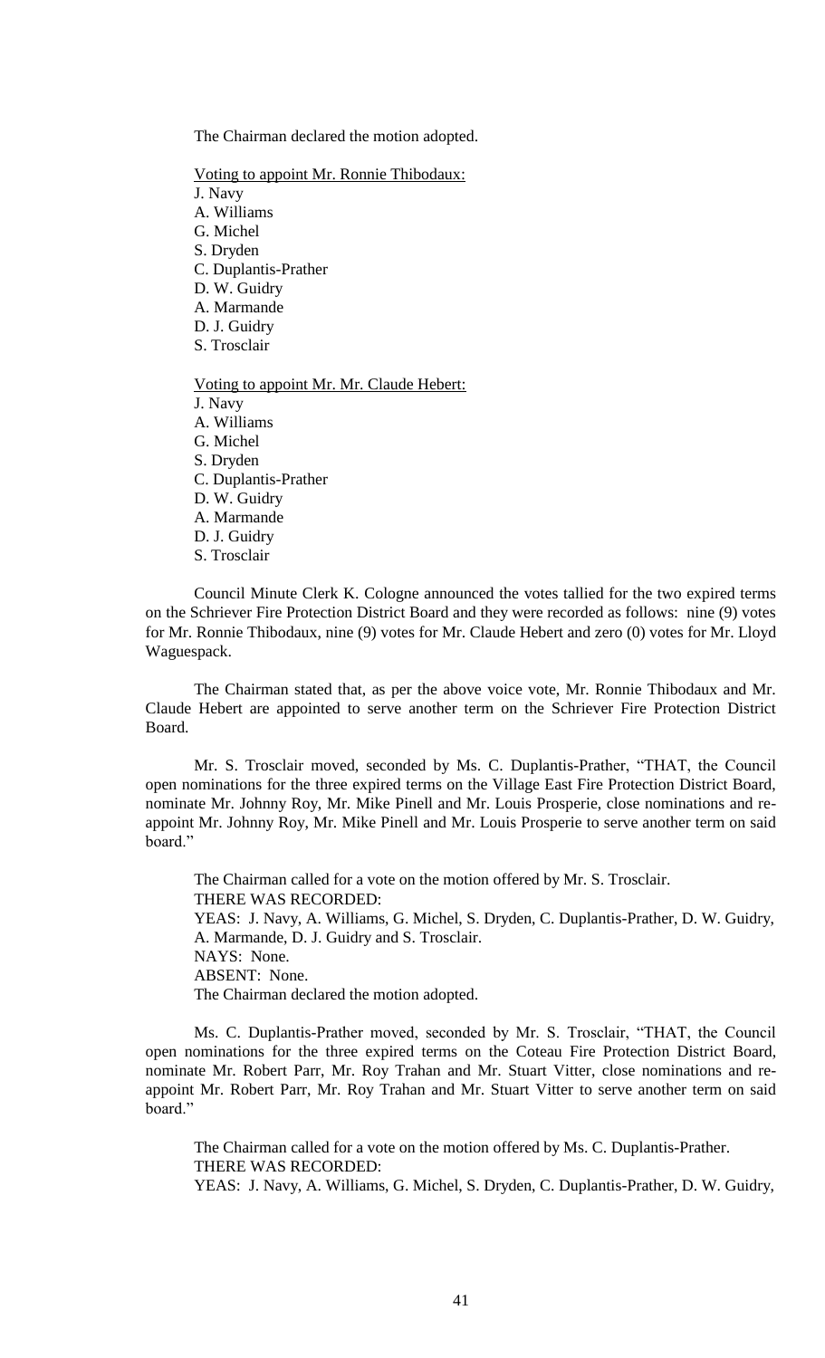The Chairman declared the motion adopted.

Voting to appoint Mr. Ronnie Thibodaux:

J. Navy
A. Williams
G. Michel
S. Dryden
C. Duplantis-Prather
D. W. Guidry
A. Marmande
D. J. Guidry
S. Trosclair

Voting to appoint Mr. Mr. Claude Hebert:

J. Navy
A. Williams
G. Michel
S. Dryden
C. Duplantis-Prather
D. W. Guidry
A. Marmande
D. J. Guidry
S. Trosclair

Council Minute Clerk K. Cologne announced the votes tallied for the two expired terms on the Schriever Fire Protection District Board and they were recorded as follows: nine (9) votes for Mr. Ronnie Thibodaux, nine (9) votes for Mr. Claude Hebert and zero (0) votes for Mr. Lloyd Waguespack.

The Chairman stated that, as per the above voice vote, Mr. Ronnie Thibodaux and Mr. Claude Hebert are appointed to serve another term on the Schriever Fire Protection District Board.

Mr. S. Trosclair moved, seconded by Ms. C. Duplantis-Prather, "THAT, the Council open nominations for the three expired terms on the Village East Fire Protection District Board, nominate Mr. Johnny Roy, Mr. Mike Pinell and Mr. Louis Prosperie, close nominations and re-appoint Mr. Johnny Roy, Mr. Mike Pinell and Mr. Louis Prosperie to serve another term on said board."

The Chairman called for a vote on the motion offered by Mr. S. Trosclair.
THERE WAS RECORDED:
YEAS: J. Navy, A. Williams, G. Michel, S. Dryden, C. Duplantis-Prather, D. W. Guidry, A. Marmande, D. J. Guidry and S. Trosclair.
NAYS: None.
ABSENT: None.
The Chairman declared the motion adopted.

Ms. C. Duplantis-Prather moved, seconded by Mr. S. Trosclair, "THAT, the Council open nominations for the three expired terms on the Coteau Fire Protection District Board, nominate Mr. Robert Parr, Mr. Roy Trahan and Mr. Stuart Vitter, close nominations and re-appoint Mr. Robert Parr, Mr. Roy Trahan and Mr. Stuart Vitter to serve another term on said board."

The Chairman called for a vote on the motion offered by Ms. C. Duplantis-Prather.
THERE WAS RECORDED:
YEAS: J. Navy, A. Williams, G. Michel, S. Dryden, C. Duplantis-Prather, D. W. Guidry,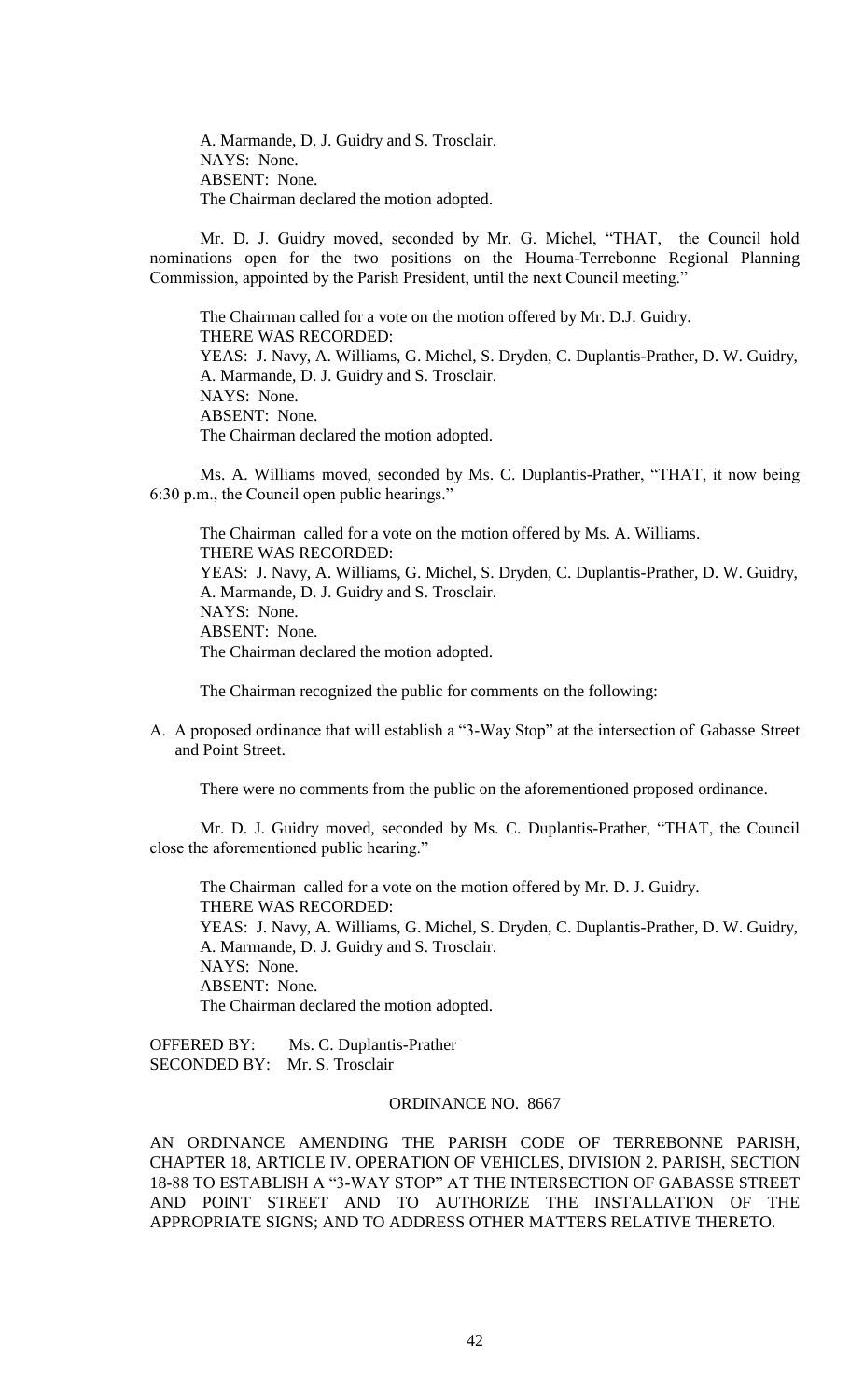A. Marmande, D. J. Guidry and S. Trosclair.
NAYS: None.
ABSENT: None.
The Chairman declared the motion adopted.

Mr. D. J. Guidry moved, seconded by Mr. G. Michel, "THAT, the Council hold nominations open for the two positions on the Houma-Terrebonne Regional Planning Commission, appointed by the Parish President, until the next Council meeting."

The Chairman called for a vote on the motion offered by Mr. D.J. Guidry.
THERE WAS RECORDED:
YEAS: J. Navy, A. Williams, G. Michel, S. Dryden, C. Duplantis-Prather, D. W. Guidry, A. Marmande, D. J. Guidry and S. Trosclair.
NAYS: None.
ABSENT: None.
The Chairman declared the motion adopted.

Ms. A. Williams moved, seconded by Ms. C. Duplantis-Prather, "THAT, it now being 6:30 p.m., the Council open public hearings."

The Chairman called for a vote on the motion offered by Ms. A. Williams.
THERE WAS RECORDED:
YEAS: J. Navy, A. Williams, G. Michel, S. Dryden, C. Duplantis-Prather, D. W. Guidry, A. Marmande, D. J. Guidry and S. Trosclair.
NAYS: None.
ABSENT: None.
The Chairman declared the motion adopted.

The Chairman recognized the public for comments on the following:

A. A proposed ordinance that will establish a "3-Way Stop" at the intersection of Gabasse Street and Point Street.

There were no comments from the public on the aforementioned proposed ordinance.

Mr. D. J. Guidry moved, seconded by Ms. C. Duplantis-Prather, "THAT, the Council close the aforementioned public hearing."

The Chairman called for a vote on the motion offered by Mr. D. J. Guidry.
THERE WAS RECORDED:
YEAS: J. Navy, A. Williams, G. Michel, S. Dryden, C. Duplantis-Prather, D. W. Guidry, A. Marmande, D. J. Guidry and S. Trosclair.
NAYS: None.
ABSENT: None.
The Chairman declared the motion adopted.

OFFERED BY: Ms. C. Duplantis-Prather
SECONDED BY: Mr. S. Trosclair

ORDINANCE NO. 8667

AN ORDINANCE AMENDING THE PARISH CODE OF TERREBONNE PARISH, CHAPTER 18, ARTICLE IV. OPERATION OF VEHICLES, DIVISION 2. PARISH, SECTION 18-88 TO ESTABLISH A "3-WAY STOP" AT THE INTERSECTION OF GABASSE STREET AND POINT STREET AND TO AUTHORIZE THE INSTALLATION OF THE APPROPRIATE SIGNS; AND TO ADDRESS OTHER MATTERS RELATIVE THERETO.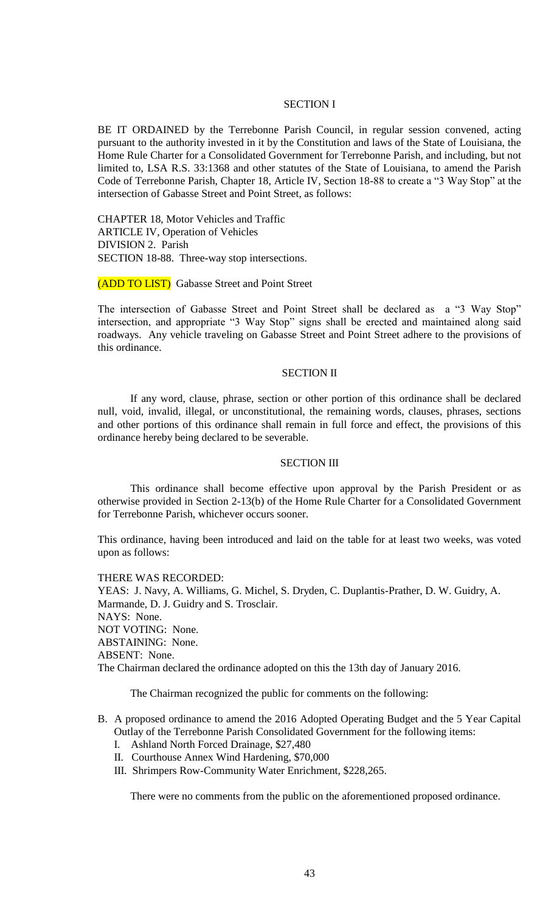SECTION I

BE IT ORDAINED by the Terrebonne Parish Council, in regular session convened, acting pursuant to the authority invested in it by the Constitution and laws of the State of Louisiana, the Home Rule Charter for a Consolidated Government for Terrebonne Parish, and including, but not limited to, LSA R.S. 33:1368 and other statutes of the State of Louisiana, to amend the Parish Code of Terrebonne Parish, Chapter 18, Article IV, Section 18-88 to create a "3 Way Stop" at the intersection of Gabasse Street and Point Street, as follows:

CHAPTER 18, Motor Vehicles and Traffic
ARTICLE IV, Operation of Vehicles
DIVISION 2. Parish
SECTION 18-88. Three-way stop intersections.

(ADD TO LIST) Gabasse Street and Point Street

The intersection of Gabasse Street and Point Street shall be declared as a "3 Way Stop" intersection, and appropriate "3 Way Stop" signs shall be erected and maintained along said roadways. Any vehicle traveling on Gabasse Street and Point Street adhere to the provisions of this ordinance.

SECTION II

If any word, clause, phrase, section or other portion of this ordinance shall be declared null, void, invalid, illegal, or unconstitutional, the remaining words, clauses, phrases, sections and other portions of this ordinance shall remain in full force and effect, the provisions of this ordinance hereby being declared to be severable.

SECTION III

This ordinance shall become effective upon approval by the Parish President or as otherwise provided in Section 2-13(b) of the Home Rule Charter for a Consolidated Government for Terrebonne Parish, whichever occurs sooner.

This ordinance, having been introduced and laid on the table for at least two weeks, was voted upon as follows:

THERE WAS RECORDED:
YEAS: J. Navy, A. Williams, G. Michel, S. Dryden, C. Duplantis-Prather, D. W. Guidry, A. Marmande, D. J. Guidry and S. Trosclair.
NAYS: None.
NOT VOTING: None.
ABSTAINING: None.
ABSENT: None.
The Chairman declared the ordinance adopted on this the 13th day of January 2016.

The Chairman recognized the public for comments on the following:

B. A proposed ordinance to amend the 2016 Adopted Operating Budget and the 5 Year Capital Outlay of the Terrebonne Parish Consolidated Government for the following items:
   I. Ashland North Forced Drainage, $27,480
   II. Courthouse Annex Wind Hardening, $70,000
   III. Shrimpers Row-Community Water Enrichment, $228,265.

There were no comments from the public on the aforementioned proposed ordinance.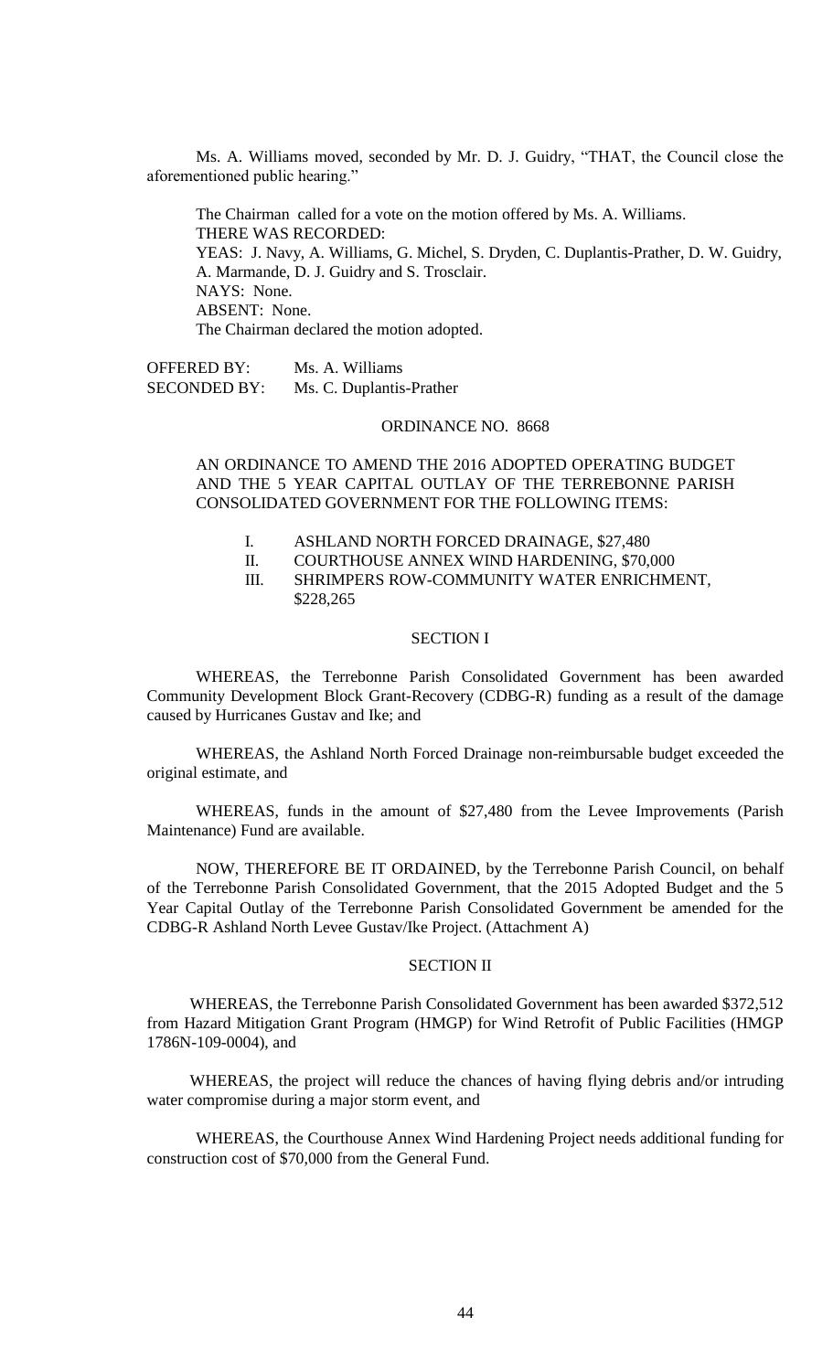Ms. A. Williams moved, seconded by Mr. D. J. Guidry, "THAT, the Council close the aforementioned public hearing."

The Chairman called for a vote on the motion offered by Ms. A. Williams.
THERE WAS RECORDED:
YEAS: J. Navy, A. Williams, G. Michel, S. Dryden, C. Duplantis-Prather, D. W. Guidry, A. Marmande, D. J. Guidry and S. Trosclair.
NAYS: None.
ABSENT: None.
The Chairman declared the motion adopted.

OFFERED BY: Ms. A. Williams
SECONDED BY: Ms. C. Duplantis-Prather

ORDINANCE NO. 8668

AN ORDINANCE TO AMEND THE 2016 ADOPTED OPERATING BUDGET AND THE 5 YEAR CAPITAL OUTLAY OF THE TERREBONNE PARISH CONSOLIDATED GOVERNMENT FOR THE FOLLOWING ITEMS:

I. ASHLAND NORTH FORCED DRAINAGE, $27,480
II. COURTHOUSE ANNEX WIND HARDENING, $70,000
III. SHRIMPERS ROW-COMMUNITY WATER ENRICHMENT, $228,265

SECTION I

WHEREAS, the Terrebonne Parish Consolidated Government has been awarded Community Development Block Grant-Recovery (CDBG-R) funding as a result of the damage caused by Hurricanes Gustav and Ike; and

WHEREAS, the Ashland North Forced Drainage non-reimbursable budget exceeded the original estimate, and

WHEREAS, funds in the amount of $27,480 from the Levee Improvements (Parish Maintenance) Fund are available.

NOW, THEREFORE BE IT ORDAINED, by the Terrebonne Parish Council, on behalf of the Terrebonne Parish Consolidated Government, that the 2015 Adopted Budget and the 5 Year Capital Outlay of the Terrebonne Parish Consolidated Government be amended for the CDBG-R Ashland North Levee Gustav/Ike Project. (Attachment A)

SECTION II

WHEREAS, the Terrebonne Parish Consolidated Government has been awarded $372,512 from Hazard Mitigation Grant Program (HMGP) for Wind Retrofit of Public Facilities (HMGP 1786N-109-0004), and

WHEREAS, the project will reduce the chances of having flying debris and/or intruding water compromise during a major storm event, and

WHEREAS, the Courthouse Annex Wind Hardening Project needs additional funding for construction cost of $70,000 from the General Fund.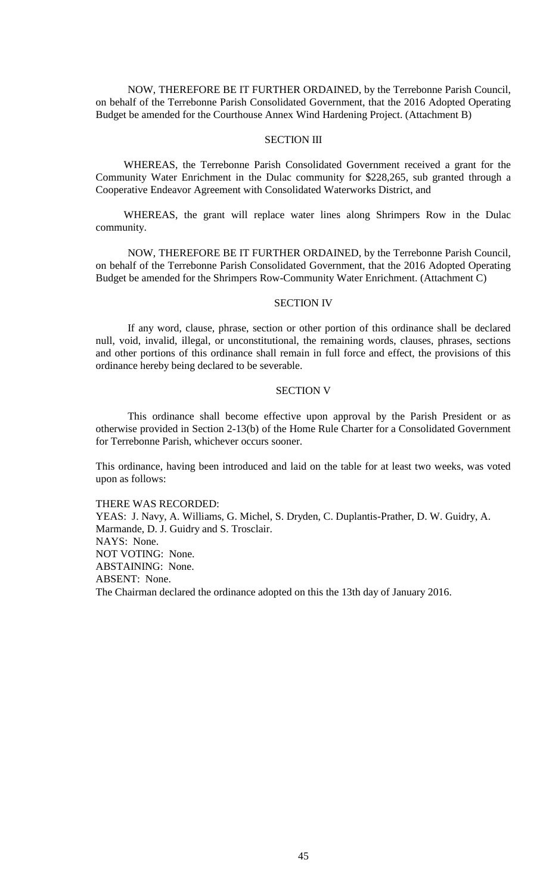NOW, THEREFORE BE IT FURTHER ORDAINED, by the Terrebonne Parish Council, on behalf of the Terrebonne Parish Consolidated Government, that the 2016 Adopted Operating Budget be amended for the Courthouse Annex Wind Hardening Project. (Attachment B)

SECTION III

WHEREAS, the Terrebonne Parish Consolidated Government received a grant for the Community Water Enrichment in the Dulac community for $228,265, sub granted through a Cooperative Endeavor Agreement with Consolidated Waterworks District, and

WHEREAS, the grant will replace water lines along Shrimpers Row in the Dulac community.

NOW, THEREFORE BE IT FURTHER ORDAINED, by the Terrebonne Parish Council, on behalf of the Terrebonne Parish Consolidated Government, that the 2016 Adopted Operating Budget be amended for the Shrimpers Row-Community Water Enrichment. (Attachment C)

SECTION IV

If any word, clause, phrase, section or other portion of this ordinance shall be declared null, void, invalid, illegal, or unconstitutional, the remaining words, clauses, phrases, sections and other portions of this ordinance shall remain in full force and effect, the provisions of this ordinance hereby being declared to be severable.

SECTION V

This ordinance shall become effective upon approval by the Parish President or as otherwise provided in Section 2-13(b) of the Home Rule Charter for a Consolidated Government for Terrebonne Parish, whichever occurs sooner.

This ordinance, having been introduced and laid on the table for at least two weeks, was voted upon as follows:

THERE WAS RECORDED:
YEAS: J. Navy, A. Williams, G. Michel, S. Dryden, C. Duplantis-Prather, D. W. Guidry, A. Marmande, D. J. Guidry and S. Trosclair.
NAYS: None.
NOT VOTING: None.
ABSTAINING: None.
ABSENT: None.
The Chairman declared the ordinance adopted on this the 13th day of January 2016.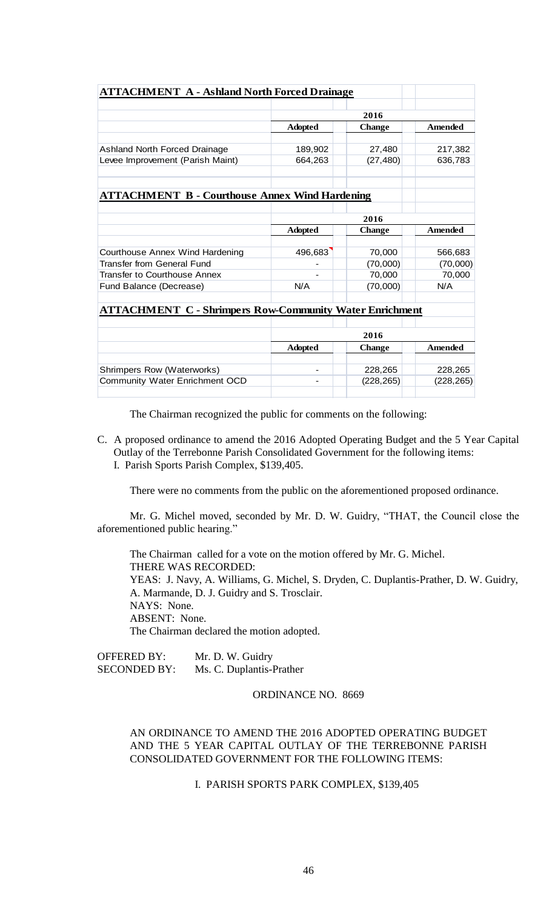**ATTACHMENT A - Ashland North Forced Drainage**

| | 2016 | | |
|---|---|---|---|
| | **Adopted** | **Change** | **Amended** |
| Ashland North Forced Drainage | 189,902 | 27,480 | 217,382 |
| Levee Improvement (Parish Maint) | 664,263 | (27,480) | 636,783 |

**ATTACHMENT B - Courthouse Annex Wind Hardening**

| | 2016 | | |
|---|---|---|---|
| | **Adopted** | **Change** | **Amended** |
| Courthouse Annex Wind Hardening | 496,683 | 70,000 | 566,683 |
| Transfer from General Fund | - | (70,000) | (70,000) |
| Transfer to Courthouse Annex | - | 70,000 | 70,000 |
| Fund Balance (Decrease) | N/A | (70,000) | N/A |

**ATTACHMENT C - Shrimpers Row-Community Water Enrichment**

| | 2016 | | |
|---|---|---|---|
| | **Adopted** | **Change** | **Amended** |
| Shrimpers Row (Waterworks) | - | 228,265 | 228,265 |
| Community Water Enrichment OCD | - | (228,265) | (228,265) |

The Chairman recognized the public for comments on the following:

C. A proposed ordinance to amend the 2016 Adopted Operating Budget and the 5 Year Capital Outlay of the Terrebonne Parish Consolidated Government for the following items:
   I. Parish Sports Parish Complex, $139,405.

There were no comments from the public on the aforementioned proposed ordinance.

Mr. G. Michel moved, seconded by Mr. D. W. Guidry, "THAT, the Council close the aforementioned public hearing."

The Chairman called for a vote on the motion offered by Mr. G. Michel.
THERE WAS RECORDED:
YEAS: J. Navy, A. Williams, G. Michel, S. Dryden, C. Duplantis-Prather, D. W. Guidry, A. Marmande, D. J. Guidry and S. Trosclair.
NAYS: None.
ABSENT: None.
The Chairman declared the motion adopted.

OFFERED BY: Mr. D. W. Guidry
SECONDED BY: Ms. C. Duplantis-Prather

ORDINANCE NO. 8669

AN ORDINANCE TO AMEND THE 2016 ADOPTED OPERATING BUDGET AND THE 5 YEAR CAPITAL OUTLAY OF THE TERREBONNE PARISH CONSOLIDATED GOVERNMENT FOR THE FOLLOWING ITEMS:

I. PARISH SPORTS PARK COMPLEX, $139,405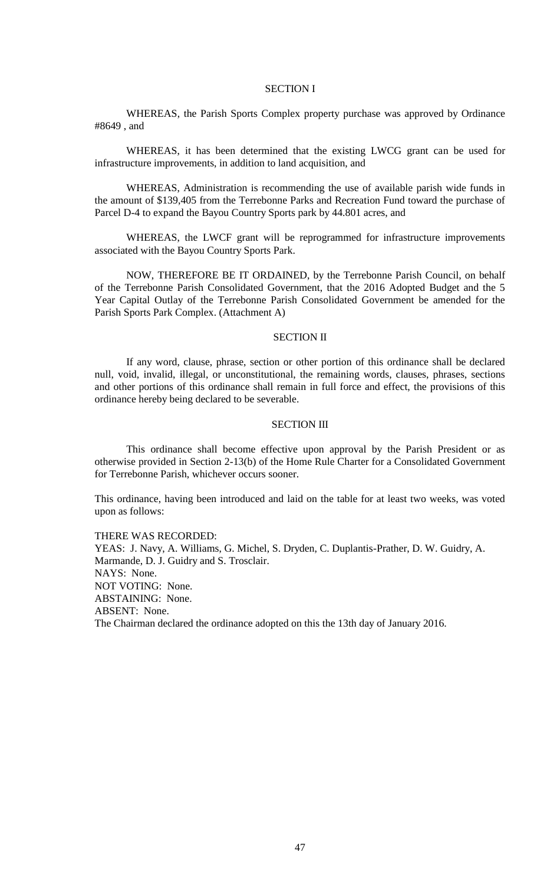### SECTION I

WHEREAS, the Parish Sports Complex property purchase was approved by Ordinance #8649 , and

WHEREAS, it has been determined that the existing LWCG grant can be used for infrastructure improvements, in addition to land acquisition, and

WHEREAS, Administration is recommending the use of available parish wide funds in the amount of $139,405 from the Terrebonne Parks and Recreation Fund toward the purchase of Parcel D-4 to expand the Bayou Country Sports park by 44.801 acres, and

WHEREAS, the LWCF grant will be reprogrammed for infrastructure improvements associated with the Bayou Country Sports Park.

NOW, THEREFORE BE IT ORDAINED, by the Terrebonne Parish Council, on behalf of the Terrebonne Parish Consolidated Government, that the 2016 Adopted Budget and the 5 Year Capital Outlay of the Terrebonne Parish Consolidated Government be amended for the Parish Sports Park Complex. (Attachment A)

### SECTION II

If any word, clause, phrase, section or other portion of this ordinance shall be declared null, void, invalid, illegal, or unconstitutional, the remaining words, clauses, phrases, sections and other portions of this ordinance shall remain in full force and effect, the provisions of this ordinance hereby being declared to be severable.

### SECTION III

This ordinance shall become effective upon approval by the Parish President or as otherwise provided in Section 2-13(b) of the Home Rule Charter for a Consolidated Government for Terrebonne Parish, whichever occurs sooner.

This ordinance, having been introduced and laid on the table for at least two weeks, was voted upon as follows:

THERE WAS RECORDED:
YEAS: J. Navy, A. Williams, G. Michel, S. Dryden, C. Duplantis-Prather, D. W. Guidry, A. Marmande, D. J. Guidry and S. Trosclair.
NAYS: None.
NOT VOTING: None.
ABSTAINING: None.
ABSENT: None.
The Chairman declared the ordinance adopted on this the 13th day of January 2016.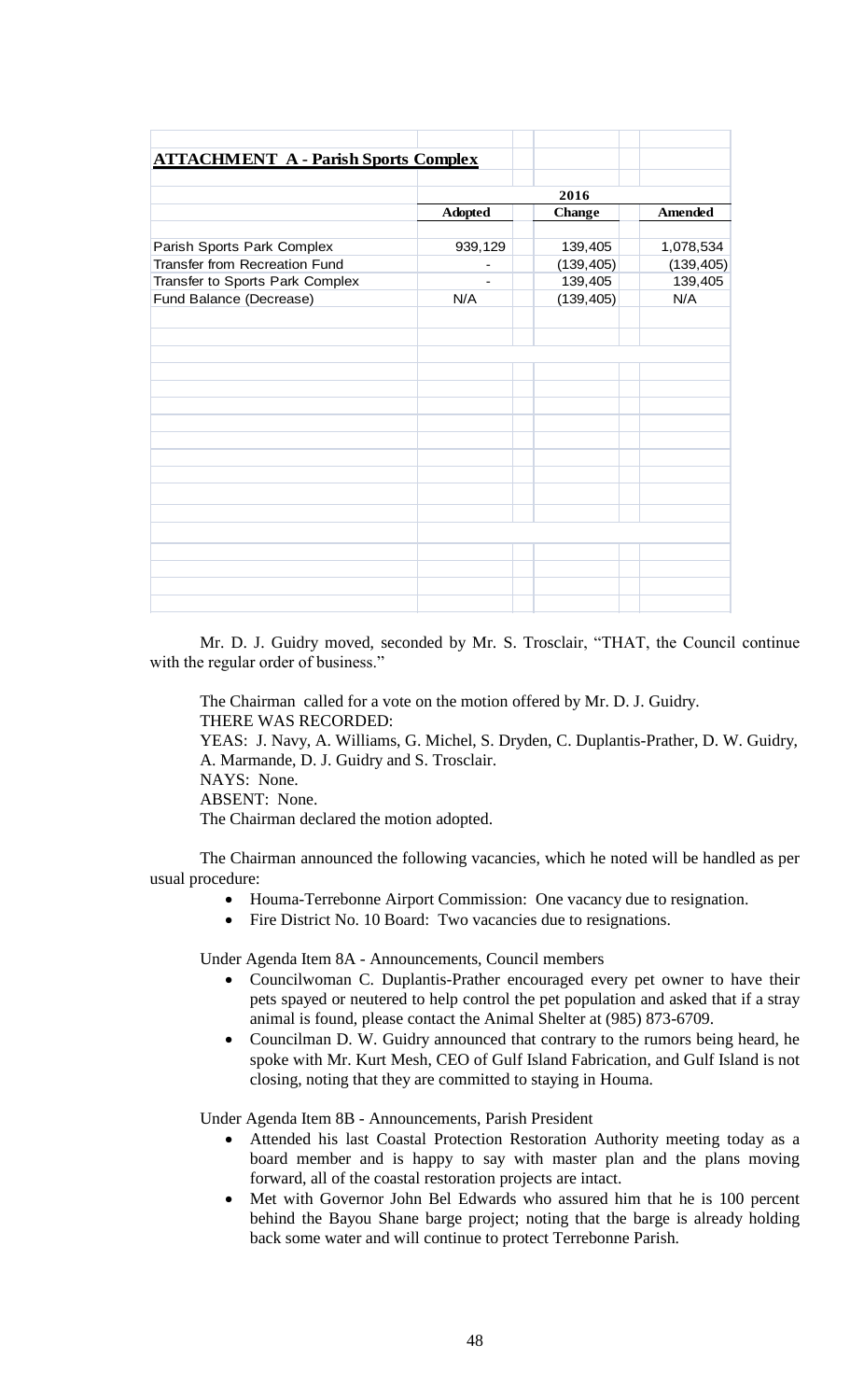**ATTACHMENT A - Parish Sports Complex**

| | 2016 | | |
|---|---|---|---|
| | **Adopted** | **Change** | **Amended** |
| Parish Sports Park Complex | 939,129 | 139,405 | 1,078,534 |
| Transfer from Recreation Fund | - | (139,405) | (139,405) |
| Transfer to Sports Park Complex | - | 139,405 | 139,405 |
| Fund Balance (Decrease) | N/A | (139,405) | N/A |

Mr. D. J. Guidry moved, seconded by Mr. S. Trosclair, "THAT, the Council continue with the regular order of business."

The Chairman called for a vote on the motion offered by Mr. D. J. Guidry.
THERE WAS RECORDED:
YEAS: J. Navy, A. Williams, G. Michel, S. Dryden, C. Duplantis-Prather, D. W. Guidry, A. Marmande, D. J. Guidry and S. Trosclair.
NAYS: None.
ABSENT: None.
The Chairman declared the motion adopted.

The Chairman announced the following vacancies, which he noted will be handled as per usual procedure:

- Houma-Terrebonne Airport Commission: One vacancy due to resignation.
- Fire District No. 10 Board: Two vacancies due to resignations.

Under Agenda Item 8A - Announcements, Council members

- Councilwoman C. Duplantis-Prather encouraged every pet owner to have their pets spayed or neutered to help control the pet population and asked that if a stray animal is found, please contact the Animal Shelter at (985) 873-6709.
- Councilman D. W. Guidry announced that contrary to the rumors being heard, he spoke with Mr. Kurt Mesh, CEO of Gulf Island Fabrication, and Gulf Island is not closing, noting that they are committed to staying in Houma.

Under Agenda Item 8B - Announcements, Parish President

- Attended his last Coastal Protection Restoration Authority meeting today as a board member and is happy to say with master plan and the plans moving forward, all of the coastal restoration projects are intact.
- Met with Governor John Bel Edwards who assured him that he is 100 percent behind the Bayou Shane barge project; noting that the barge is already holding back some water and will continue to protect Terrebonne Parish.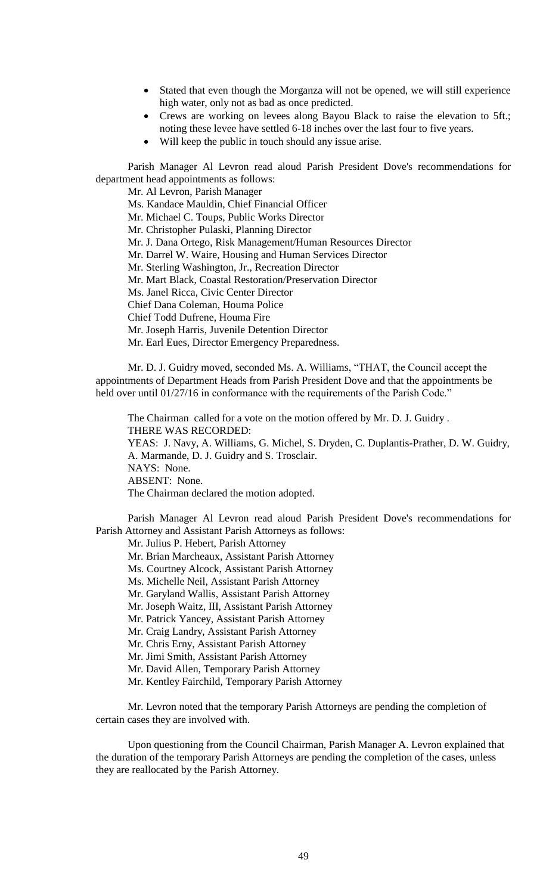- Stated that even though the Morganza will not be opened, we will still experience high water, only not as bad as once predicted.
- Crews are working on levees along Bayou Black to raise the elevation to 5ft.; noting these levee have settled 6-18 inches over the last four to five years.
- Will keep the public in touch should any issue arise.

Parish Manager Al Levron read aloud Parish President Dove's recommendations for department head appointments as follows:

Mr. Al Levron, Parish Manager
Ms. Kandace Mauldin, Chief Financial Officer
Mr. Michael C. Toups, Public Works Director
Mr. Christopher Pulaski, Planning Director
Mr. J. Dana Ortego, Risk Management/Human Resources Director
Mr. Darrel W. Waire, Housing and Human Services Director
Mr. Sterling Washington, Jr., Recreation Director
Mr. Mart Black, Coastal Restoration/Preservation Director
Ms. Janel Ricca, Civic Center Director
Chief Dana Coleman, Houma Police
Chief Todd Dufrene, Houma Fire
Mr. Joseph Harris, Juvenile Detention Director
Mr. Earl Eues, Director Emergency Preparedness.

Mr. D. J. Guidry moved, seconded Ms. A. Williams, "THAT, the Council accept the appointments of Department Heads from Parish President Dove and that the appointments be held over until 01/27/16 in conformance with the requirements of the Parish Code."

The Chairman called for a vote on the motion offered by Mr. D. J. Guidry .
THERE WAS RECORDED:
YEAS: J. Navy, A. Williams, G. Michel, S. Dryden, C. Duplantis-Prather, D. W. Guidry, A. Marmande, D. J. Guidry and S. Trosclair.
NAYS: None.
ABSENT: None.
The Chairman declared the motion adopted.

Parish Manager Al Levron read aloud Parish President Dove's recommendations for Parish Attorney and Assistant Parish Attorneys as follows:

Mr. Julius P. Hebert, Parish Attorney
Mr. Brian Marcheaux, Assistant Parish Attorney
Ms. Courtney Alcock, Assistant Parish Attorney
Ms. Michelle Neil, Assistant Parish Attorney
Mr. Garyland Wallis, Assistant Parish Attorney
Mr. Joseph Waitz, III, Assistant Parish Attorney
Mr. Patrick Yancey, Assistant Parish Attorney
Mr. Craig Landry, Assistant Parish Attorney
Mr. Chris Erny, Assistant Parish Attorney
Mr. Jimi Smith, Assistant Parish Attorney
Mr. David Allen, Temporary Parish Attorney
Mr. Kentley Fairchild, Temporary Parish Attorney

Mr. Levron noted that the temporary Parish Attorneys are pending the completion of certain cases they are involved with.

Upon questioning from the Council Chairman, Parish Manager A. Levron explained that the duration of the temporary Parish Attorneys are pending the completion of the cases, unless they are reallocated by the Parish Attorney.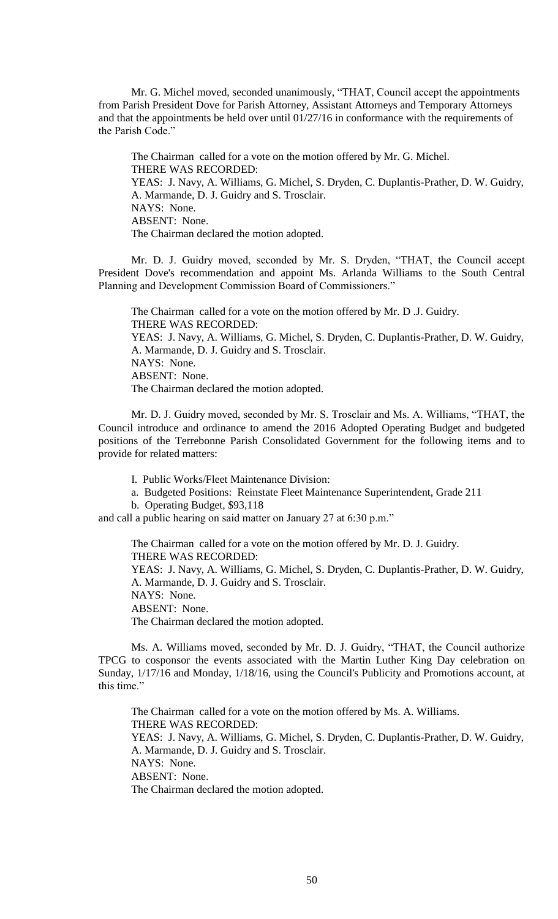Mr. G. Michel moved, seconded unanimously, "THAT, Council accept the appointments from Parish President Dove for Parish Attorney, Assistant Attorneys and Temporary Attorneys and that the appointments be held over until 01/27/16 in conformance with the requirements of the Parish Code."

The Chairman called for a vote on the motion offered by Mr. G. Michel.
THERE WAS RECORDED:
YEAS: J. Navy, A. Williams, G. Michel, S. Dryden, C. Duplantis-Prather, D. W. Guidry, A. Marmande, D. J. Guidry and S. Trosclair.
NAYS: None.
ABSENT: None.
The Chairman declared the motion adopted.

Mr. D. J. Guidry moved, seconded by Mr. S. Dryden, "THAT, the Council accept President Dove's recommendation and appoint Ms. Arlanda Williams to the South Central Planning and Development Commission Board of Commissioners."

The Chairman called for a vote on the motion offered by Mr. D .J. Guidry.
THERE WAS RECORDED:
YEAS: J. Navy, A. Williams, G. Michel, S. Dryden, C. Duplantis-Prather, D. W. Guidry, A. Marmande, D. J. Guidry and S. Trosclair.
NAYS: None.
ABSENT: None.
The Chairman declared the motion adopted.

Mr. D. J. Guidry moved, seconded by Mr. S. Trosclair and Ms. A. Williams, "THAT, the Council introduce and ordinance to amend the 2016 Adopted Operating Budget and budgeted positions of the Terrebonne Parish Consolidated Government for the following items and to provide for related matters:

I. Public Works/Fleet Maintenance Division:

a. Budgeted Positions: Reinstate Fleet Maintenance Superintendent, Grade 211

b. Operating Budget, $93,118

and call a public hearing on said matter on January 27 at 6:30 p.m."

The Chairman called for a vote on the motion offered by Mr. D. J. Guidry.
THERE WAS RECORDED:
YEAS: J. Navy, A. Williams, G. Michel, S. Dryden, C. Duplantis-Prather, D. W. Guidry, A. Marmande, D. J. Guidry and S. Trosclair.
NAYS: None.
ABSENT: None.
The Chairman declared the motion adopted.

Ms. A. Williams moved, seconded by Mr. D. J. Guidry, "THAT, the Council authorize TPCG to cosponsor the events associated with the Martin Luther King Day celebration on Sunday, 1/17/16 and Monday, 1/18/16, using the Council's Publicity and Promotions account, at this time."

The Chairman called for a vote on the motion offered by Ms. A. Williams.
THERE WAS RECORDED:
YEAS: J. Navy, A. Williams, G. Michel, S. Dryden, C. Duplantis-Prather, D. W. Guidry, A. Marmande, D. J. Guidry and S. Trosclair.
NAYS: None.
ABSENT: None.
The Chairman declared the motion adopted.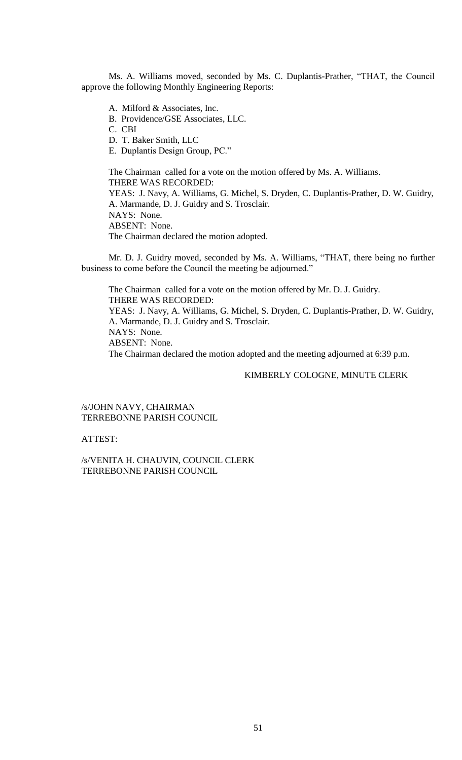Ms. A. Williams moved, seconded by Ms. C. Duplantis-Prather, "THAT, the Council approve the following Monthly Engineering Reports:

A. Milford & Associates, Inc.
B. Providence/GSE Associates, LLC.
C. CBI
D. T. Baker Smith, LLC
E. Duplantis Design Group, PC."

The Chairman called for a vote on the motion offered by Ms. A. Williams.
THERE WAS RECORDED:
YEAS: J. Navy, A. Williams, G. Michel, S. Dryden, C. Duplantis-Prather, D. W. Guidry, A. Marmande, D. J. Guidry and S. Trosclair.
NAYS: None.
ABSENT: None.
The Chairman declared the motion adopted.

Mr. D. J. Guidry moved, seconded by Ms. A. Williams, "THAT, there being no further business to come before the Council the meeting be adjourned."

The Chairman called for a vote on the motion offered by Mr. D. J. Guidry.
THERE WAS RECORDED:
YEAS: J. Navy, A. Williams, G. Michel, S. Dryden, C. Duplantis-Prather, D. W. Guidry, A. Marmande, D. J. Guidry and S. Trosclair.
NAYS: None.
ABSENT: None.
The Chairman declared the motion adopted and the meeting adjourned at 6:39 p.m.

KIMBERLY COLOGNE, MINUTE CLERK

/s/JOHN NAVY, CHAIRMAN
TERREBONNE PARISH COUNCIL

ATTEST:

/s/VENITA H. CHAUVIN, COUNCIL CLERK
TERREBONNE PARISH COUNCIL